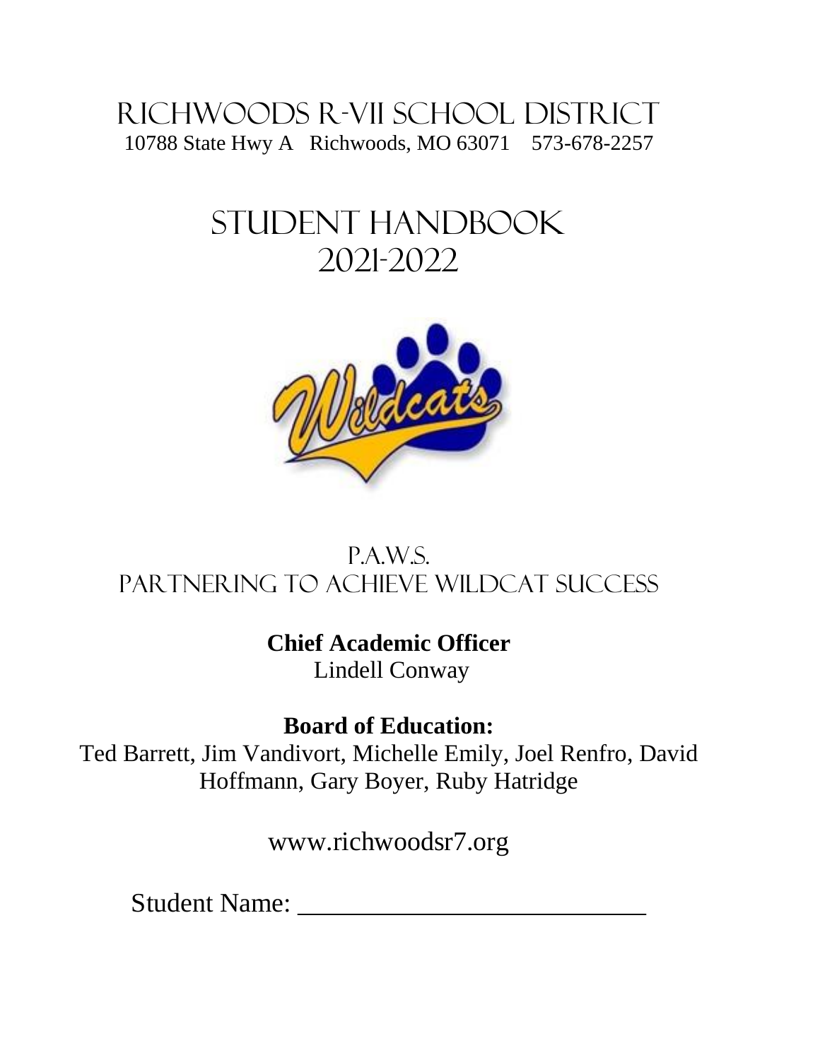# RICHWOODS R-VII SCHOOL DISTRICT

10788 State Hwy A Richwoods, MO 63071 573-678-2257

# STUDENT HANDBOOK 2021-2022

## P.A.W.S.
## PARTNERING TO ACHIEVE WILDCAT SUCCESS

**Chief Academic Officer**
Lindell Conway

**Board of Education:**
Ted Barrett, Jim Vandivort, Michelle Emily, Joel Renfro, David Hoffmann, Gary Boyer, Ruby Hatridge

www.richwoodsr7.org

Student Name: ___________________________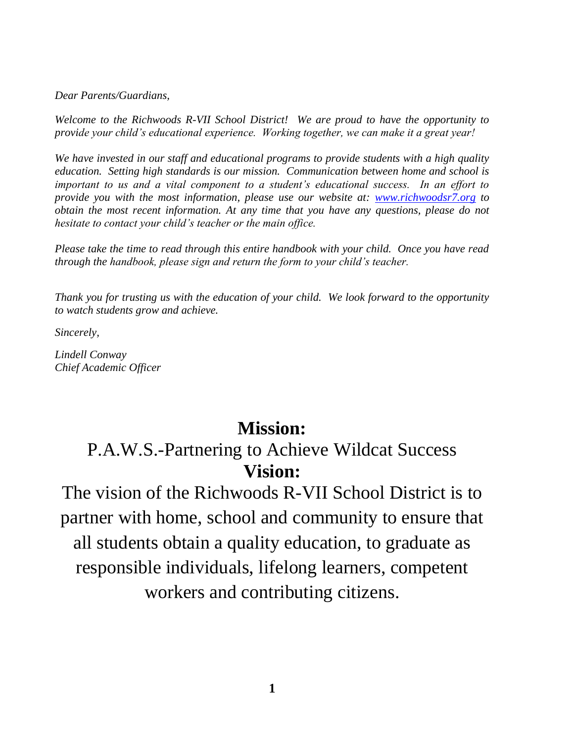*Dear Parents/Guardians,*

*Welcome to the Richwoods R-VII School District! We are proud to have the opportunity to provide your child's educational experience. Working together, we can make it a great year!*

*We have invested in our staff and educational programs to provide students with a high quality education. Setting high standards is our mission. Communication between home and school is important to us and a vital component to a student's educational success. In an effort to provide you with the most information, please use our website at: [www.richwoodsr7.org](http://www.richwoodsr7.org) to obtain the most recent information. At any time that you have any questions, please do not hesitate to contact your child's teacher or the main office.*

*Please take the time to read through this entire handbook with your child. Once you have read through the handbook, please sign and return the form to your child's teacher.*

*Thank you for trusting us with the education of your child. We look forward to the opportunity to watch students grow and achieve.*

*Sincerely,*

*Lindell Conway*
*Chief Academic Officer*

# Mission:

P.A.W.S.-Partnering to Achieve Wildcat Success

# Vision:

The vision of the Richwoods R-VII School District is to partner with home, school and community to ensure that all students obtain a quality education, to graduate as responsible individuals, lifelong learners, competent workers and contributing citizens.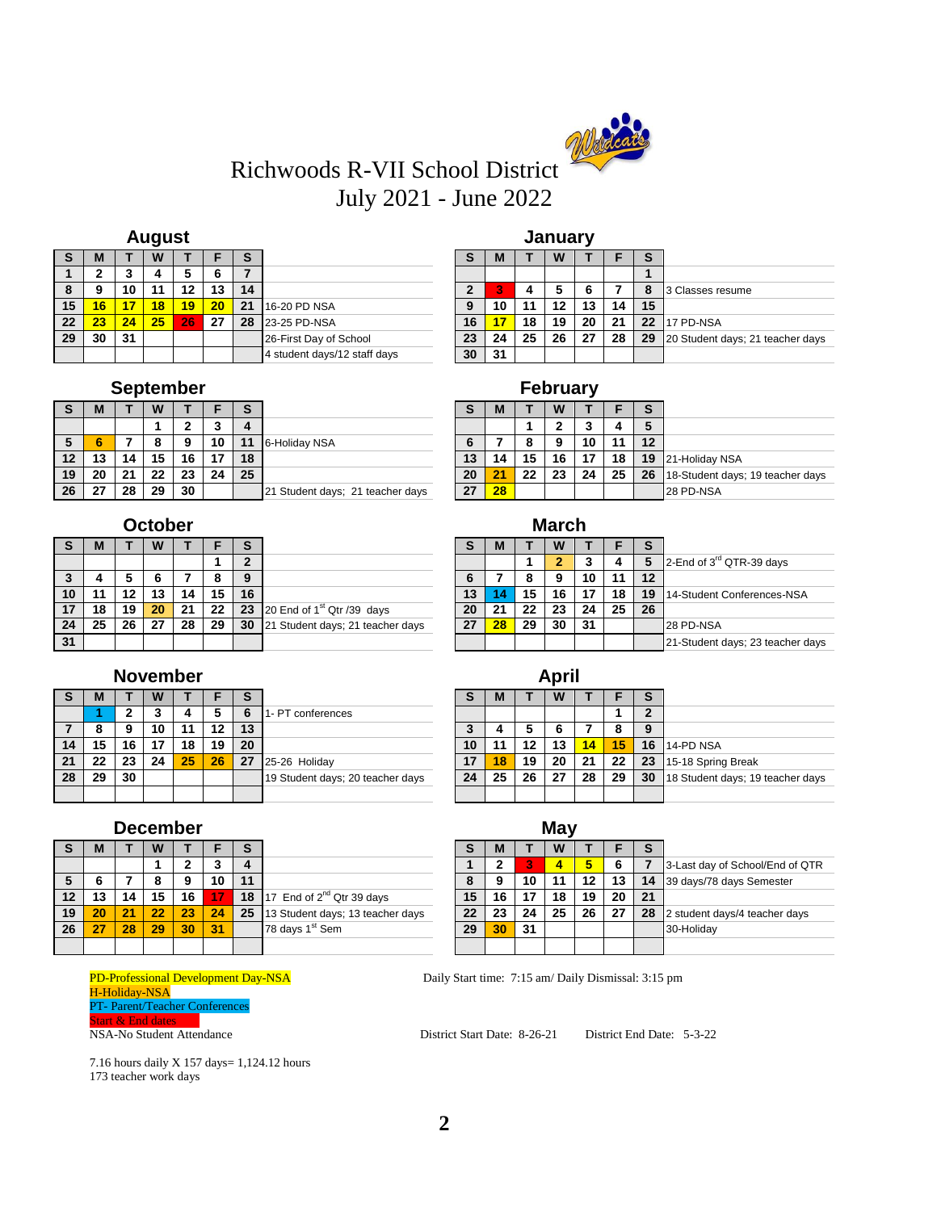# Richwoods R-VII School District
## July 2021 - June 2022

### August

| S | M | T | W | T | F | S | |
|---|---|---|---|---|---|---|---|
| 1 | 2 | 3 | 4 | 5 | 6 | 7 | |
| 8 | 9 | 10 | 11 | 12 | 13 | 14 | |
| 15 | 16 | 17 | 18 | 19 | 20 | 21 | 16-20 PD NSA |
| 22 | 23 | 24 | 25 | 26 | 27 | 28 | 23-25 PD-NSA |
| 29 | 30 | 31 | | | | | 26-First Day of School |
| | | | | | | | 4 student days/12 staff days |

### September

| S | M | T | W | T | F | S | |
|---|---|---|---|---|---|---|---|
| | | | 1 | 2 | 3 | 4 | |
| 5 | 6 | 7 | 8 | 9 | 10 | 11 | 6-Holiday NSA |
| 12 | 13 | 14 | 15 | 16 | 17 | 18 | |
| 19 | 20 | 21 | 22 | 23 | 24 | 25 | |
| 26 | 27 | 28 | 29 | 30 | | | 21 Student days; 21 teacher days |

### October

| S | M | T | W | T | F | S | |
|---|---|---|---|---|---|---|---|
| | | | | | 1 | 2 | |
| 3 | 4 | 5 | 6 | 7 | 8 | 9 | |
| 10 | 11 | 12 | 13 | 14 | 15 | 16 | |
| 17 | 18 | 19 | 20 | 21 | 22 | 23 | 20 End of 1st Qtr /39 days |
| 24 | 25 | 26 | 27 | 28 | 29 | 30 | 21 Student days; 21 teacher days |
| 31 | | | | | | | |

### November

| S | M | T | W | T | F | S | |
|---|---|---|---|---|---|---|---|
| | 1 | 2 | 3 | 4 | 5 | 6 | 1- PT conferences |
| 7 | 8 | 9 | 10 | 11 | 12 | 13 | |
| 14 | 15 | 16 | 17 | 18 | 19 | 20 | |
| 21 | 22 | 23 | 24 | 25 | 26 | 27 | 25-26 Holiday |
| 28 | 29 | 30 | | | | | 19 Student days; 20 teacher days |

### December

| S | M | T | W | T | F | S | |
|---|---|---|---|---|---|---|---|
| | | | 1 | 2 | 3 | 4 | |
| 5 | 6 | 7 | 8 | 9 | 10 | 11 | |
| 12 | 13 | 14 | 15 | 16 | 17 | 18 | 17 End of 2nd Qtr 39 days |
| 19 | 20 | 21 | 22 | 23 | 24 | 25 | 13 Student days; 13 teacher days |
| 26 | 27 | 28 | 29 | 30 | 31 | | 78 days 1st Sem |

### January

| S | M | T | W | T | F | S | |
|---|---|---|---|---|---|---|---|
| | | | | | | 1 | |
| 2 | 3 | 4 | 5 | 6 | 7 | 8 | 3 Classes resume |
| 9 | 10 | 11 | 12 | 13 | 14 | 15 | |
| 16 | 17 | 18 | 19 | 20 | 21 | 22 | 17 PD-NSA |
| 23 | 24 | 25 | 26 | 27 | 28 | 29 | 20 Student days; 21 teacher days |
| 30 | 31 | | | | | | |

### February

| S | M | T | W | T | F | S | |
|---|---|---|---|---|---|---|---|
| | | 1 | 2 | 3 | 4 | 5 | |
| 6 | 7 | 8 | 9 | 10 | 11 | 12 | |
| 13 | 14 | 15 | 16 | 17 | 18 | 19 | 21-Holiday NSA |
| 20 | 21 | 22 | 23 | 24 | 25 | 26 | 18-Student days; 19 teacher days |
| 27 | 28 | | | | | | 28 PD-NSA |

### March

| S | M | T | W | T | F | S | |
|---|---|---|---|---|---|---|---|
| | | 1 | 2 | 3 | 4 | 5 | 2-End of 3rd QTR-39 days |
| 6 | 7 | 8 | 9 | 10 | 11 | 12 | |
| 13 | 14 | 15 | 16 | 17 | 18 | 19 | 14-Student Conferences-NSA |
| 20 | 21 | 22 | 23 | 24 | 25 | 26 | |
| 27 | 28 | 29 | 30 | 31 | | | 28 PD-NSA |
| | | | | | | | 21-Student days; 23 teacher days |

### April

| S | M | T | W | T | F | S | |
|---|---|---|---|---|---|---|---|
| | | | | | 1 | 2 | |
| 3 | 4 | 5 | 6 | 7 | 8 | 9 | |
| 10 | 11 | 12 | 13 | 14 | 15 | 16 | 14-PD NSA |
| 17 | 18 | 19 | 20 | 21 | 22 | 23 | 15-18 Spring Break |
| 24 | 25 | 26 | 27 | 28 | 29 | 30 | 18 Student days; 19 teacher days |

### May

| S | M | T | W | T | F | S | |
|---|---|---|---|---|---|---|---|
| 1 | 2 | 3 | 4 | 5 | 6 | 7 | 3-Last day of School/End of QTR |
| 8 | 9 | 10 | 11 | 12 | 13 | 14 | 39 days/78 days Semester |
| 15 | 16 | 17 | 18 | 19 | 20 | 21 | |
| 22 | 23 | 24 | 25 | 26 | 27 | 28 | 2 student days/4 teacher days |
| 29 | 30 | 31 | | | | | 30-Holiday |

PD-Professional Development Day-NSA
H-Holiday-NSA
PT- Parent/Teacher Conferences
Start & End dates
NSA-No Student Attendance

Daily Start time: 7:15 am/ Daily Dismissal: 3:15 pm

District Start Date: 8-26-21 District End Date: 5-3-22

7.16 hours daily X 157 days= 1,124.12 hours
173 teacher work days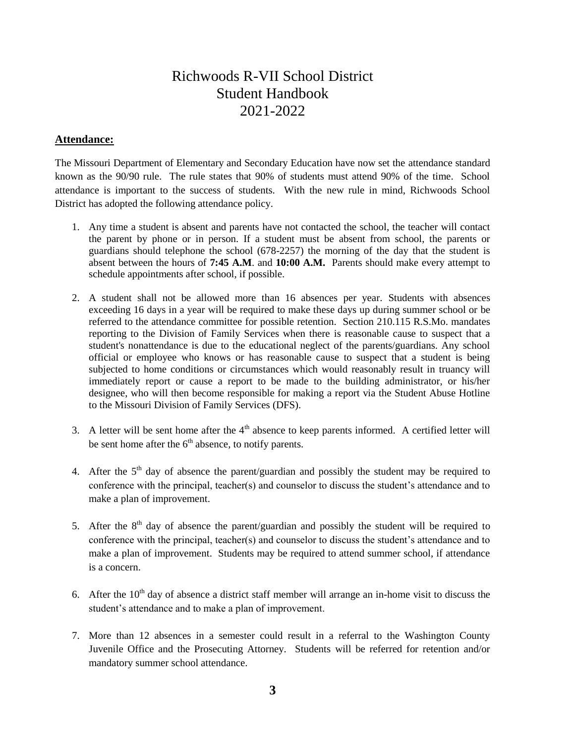# Richwoods R-VII School District
# Student Handbook
# 2021-2022

## Attendance:

The Missouri Department of Elementary and Secondary Education have now set the attendance standard known as the 90/90 rule. The rule states that 90% of students must attend 90% of the time. School attendance is important to the success of students. With the new rule in mind, Richwoods School District has adopted the following attendance policy.

1. Any time a student is absent and parents have not contacted the school, the teacher will contact the parent by phone or in person. If a student must be absent from school, the parents or guardians should telephone the school (678-2257) the morning of the day that the student is absent between the hours of **7:45 A.M**. and **10:00 A.M.** Parents should make every attempt to schedule appointments after school, if possible.

2. A student shall not be allowed more than 16 absences per year. Students with absences exceeding 16 days in a year will be required to make these days up during summer school or be referred to the attendance committee for possible retention. Section 210.115 R.S.Mo. mandates reporting to the Division of Family Services when there is reasonable cause to suspect that a student's nonattendance is due to the educational neglect of the parents/guardians. Any school official or employee who knows or has reasonable cause to suspect that a student is being subjected to home conditions or circumstances which would reasonably result in truancy will immediately report or cause a report to be made to the building administrator, or his/her designee, who will then become responsible for making a report via the Student Abuse Hotline to the Missouri Division of Family Services (DFS).

3. A letter will be sent home after the 4th absence to keep parents informed. A certified letter will be sent home after the 6th absence, to notify parents.

4. After the 5th day of absence the parent/guardian and possibly the student may be required to conference with the principal, teacher(s) and counselor to discuss the student's attendance and to make a plan of improvement.

5. After the 8th day of absence the parent/guardian and possibly the student will be required to conference with the principal, teacher(s) and counselor to discuss the student's attendance and to make a plan of improvement. Students may be required to attend summer school, if attendance is a concern.

6. After the 10th day of absence a district staff member will arrange an in-home visit to discuss the student's attendance and to make a plan of improvement.

7. More than 12 absences in a semester could result in a referral to the Washington County Juvenile Office and the Prosecuting Attorney. Students will be referred for retention and/or mandatory summer school attendance.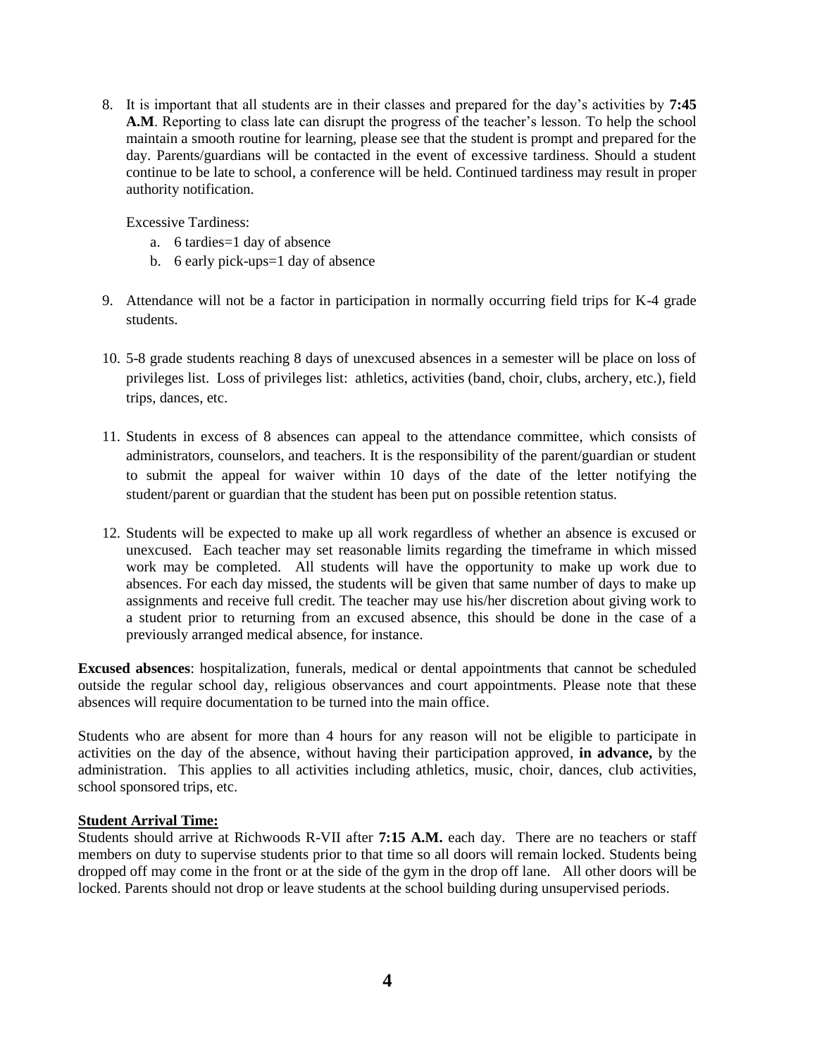8. It is important that all students are in their classes and prepared for the day's activities by **7:45 A.M**. Reporting to class late can disrupt the progress of the teacher's lesson. To help the school maintain a smooth routine for learning, please see that the student is prompt and prepared for the day. Parents/guardians will be contacted in the event of excessive tardiness. Should a student continue to be late to school, a conference will be held. Continued tardiness may result in proper authority notification.

   Excessive Tardiness:

   a. 6 tardies=1 day of absence
   b. 6 early pick-ups=1 day of absence

9. Attendance will not be a factor in participation in normally occurring field trips for K-4 grade students.

10. 5-8 grade students reaching 8 days of unexcused absences in a semester will be place on loss of privileges list. Loss of privileges list: athletics, activities (band, choir, clubs, archery, etc.), field trips, dances, etc.

11. Students in excess of 8 absences can appeal to the attendance committee, which consists of administrators, counselors, and teachers. It is the responsibility of the parent/guardian or student to submit the appeal for waiver within 10 days of the date of the letter notifying the student/parent or guardian that the student has been put on possible retention status.

12. Students will be expected to make up all work regardless of whether an absence is excused or unexcused. Each teacher may set reasonable limits regarding the timeframe in which missed work may be completed. All students will have the opportunity to make up work due to absences. For each day missed, the students will be given that same number of days to make up assignments and receive full credit. The teacher may use his/her discretion about giving work to a student prior to returning from an excused absence, this should be done in the case of a previously arranged medical absence, for instance.

**Excused absences**: hospitalization, funerals, medical or dental appointments that cannot be scheduled outside the regular school day, religious observances and court appointments. Please note that these absences will require documentation to be turned into the main office.

Students who are absent for more than 4 hours for any reason will not be eligible to participate in activities on the day of the absence, without having their participation approved, **in advance,** by the administration. This applies to all activities including athletics, music, choir, dances, club activities, school sponsored trips, etc.

**Student Arrival Time:**

Students should arrive at Richwoods R-VII after **7:15 A.M.** each day. There are no teachers or staff members on duty to supervise students prior to that time so all doors will remain locked. Students being dropped off may come in the front or at the side of the gym in the drop off lane. All other doors will be locked. Parents should not drop or leave students at the school building during unsupervised periods.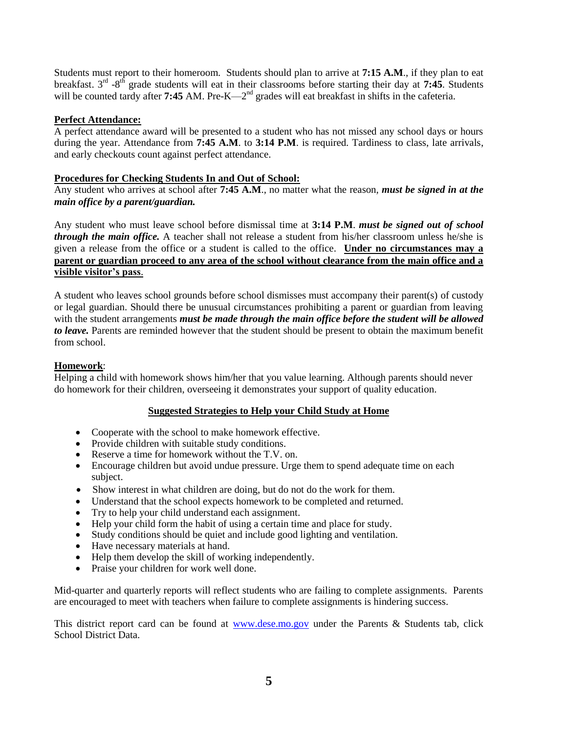Students must report to their homeroom. Students should plan to arrive at **7:15 A.M**., if they plan to eat breakfast. 3rd -8th grade students will eat in their classrooms before starting their day at **7:45**. Students will be counted tardy after **7:45** AM. Pre-K—2nd grades will eat breakfast in shifts in the cafeteria.

**<u>Perfect Attendance:</u>**

A perfect attendance award will be presented to a student who has not missed any school days or hours during the year. Attendance from **7:45 A.M**. to **3:14 P.M**. is required. Tardiness to class, late arrivals, and early checkouts count against perfect attendance.

**<u>Procedures for Checking Students In and Out of School:</u>**

Any student who arrives at school after **7:45 A.M**., no matter what the reason, ***must be signed in at the main office by a parent/guardian.***

Any student who must leave school before dismissal time at **3:14 P.M**. ***must be signed out of school through the main office.*** A teacher shall not release a student from his/her classroom unless he/she is given a release from the office or a student is called to the office. **<u>Under no circumstances may a parent or guardian proceed to any area of the school without clearance from the main office and a visible visitor's pass</u>**.

A student who leaves school grounds before school dismisses must accompany their parent(s) of custody or legal guardian. Should there be unusual circumstances prohibiting a parent or guardian from leaving with the student arrangements ***must be made through the main office before the student will be allowed to leave.*** Parents are reminded however that the student should be present to obtain the maximum benefit from school.

**<u>Homework</u>**:

Helping a child with homework shows him/her that you value learning. Although parents should never do homework for their children, overseeing it demonstrates your support of quality education.

**<u>Suggested Strategies to Help your Child Study at Home</u>**

- Cooperate with the school to make homework effective.
- Provide children with suitable study conditions.
- Reserve a time for homework without the T.V. on.
- Encourage children but avoid undue pressure. Urge them to spend adequate time on each subject.
- Show interest in what children are doing, but do not do the work for them.
- Understand that the school expects homework to be completed and returned.
- Try to help your child understand each assignment.
- Help your child form the habit of using a certain time and place for study.
- Study conditions should be quiet and include good lighting and ventilation.
- Have necessary materials at hand.
- Help them develop the skill of working independently.
- Praise your children for work well done.

Mid-quarter and quarterly reports will reflect students who are failing to complete assignments. Parents are encouraged to meet with teachers when failure to complete assignments is hindering success.

This district report card can be found at www.dese.mo.gov under the Parents & Students tab, click School District Data.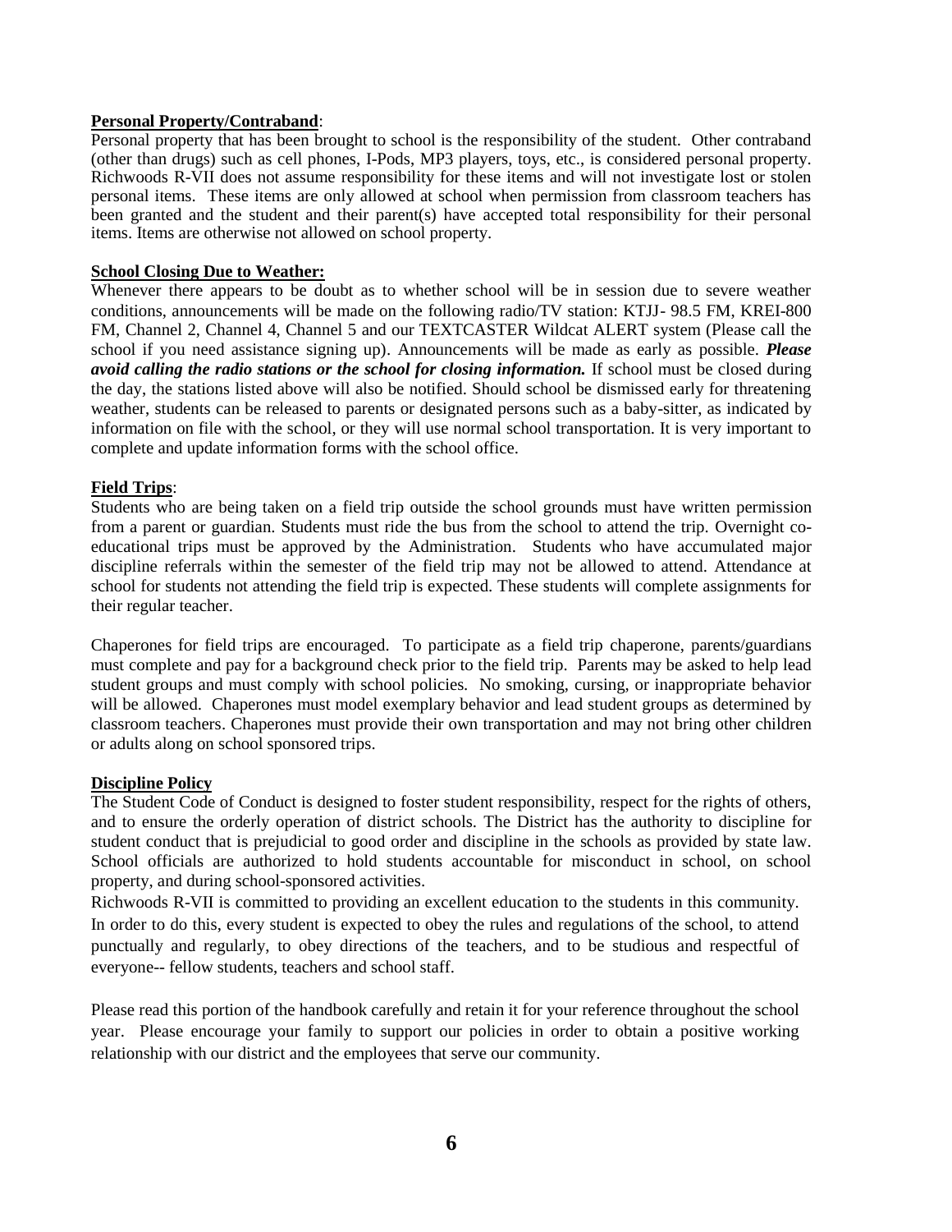**Personal Property/Contraband**:

Personal property that has been brought to school is the responsibility of the student. Other contraband (other than drugs) such as cell phones, I-Pods, MP3 players, toys, etc., is considered personal property. Richwoods R-VII does not assume responsibility for these items and will not investigate lost or stolen personal items. These items are only allowed at school when permission from classroom teachers has been granted and the student and their parent(s) have accepted total responsibility for their personal items. Items are otherwise not allowed on school property.

**School Closing Due to Weather:**

Whenever there appears to be doubt as to whether school will be in session due to severe weather conditions, announcements will be made on the following radio/TV station: KTJJ- 98.5 FM, KREI-800 FM, Channel 2, Channel 4, Channel 5 and our TEXTCASTER Wildcat ALERT system (Please call the school if you need assistance signing up). Announcements will be made as early as possible. ***Please avoid calling the radio stations or the school for closing information.*** If school must be closed during the day, the stations listed above will also be notified. Should school be dismissed early for threatening weather, students can be released to parents or designated persons such as a baby-sitter, as indicated by information on file with the school, or they will use normal school transportation. It is very important to complete and update information forms with the school office.

**Field Trips**:

Students who are being taken on a field trip outside the school grounds must have written permission from a parent or guardian. Students must ride the bus from the school to attend the trip. Overnight co-educational trips must be approved by the Administration. Students who have accumulated major discipline referrals within the semester of the field trip may not be allowed to attend. Attendance at school for students not attending the field trip is expected. These students will complete assignments for their regular teacher.

Chaperones for field trips are encouraged. To participate as a field trip chaperone, parents/guardians must complete and pay for a background check prior to the field trip. Parents may be asked to help lead student groups and must comply with school policies. No smoking, cursing, or inappropriate behavior will be allowed. Chaperones must model exemplary behavior and lead student groups as determined by classroom teachers. Chaperones must provide their own transportation and may not bring other children or adults along on school sponsored trips.

**Discipline Policy**

The Student Code of Conduct is designed to foster student responsibility, respect for the rights of others, and to ensure the orderly operation of district schools. The District has the authority to discipline for student conduct that is prejudicial to good order and discipline in the schools as provided by state law. School officials are authorized to hold students accountable for misconduct in school, on school property, and during school-sponsored activities.

Richwoods R-VII is committed to providing an excellent education to the students in this community. In order to do this, every student is expected to obey the rules and regulations of the school, to attend punctually and regularly, to obey directions of the teachers, and to be studious and respectful of everyone-- fellow students, teachers and school staff.

Please read this portion of the handbook carefully and retain it for your reference throughout the school year. Please encourage your family to support our policies in order to obtain a positive working relationship with our district and the employees that serve our community.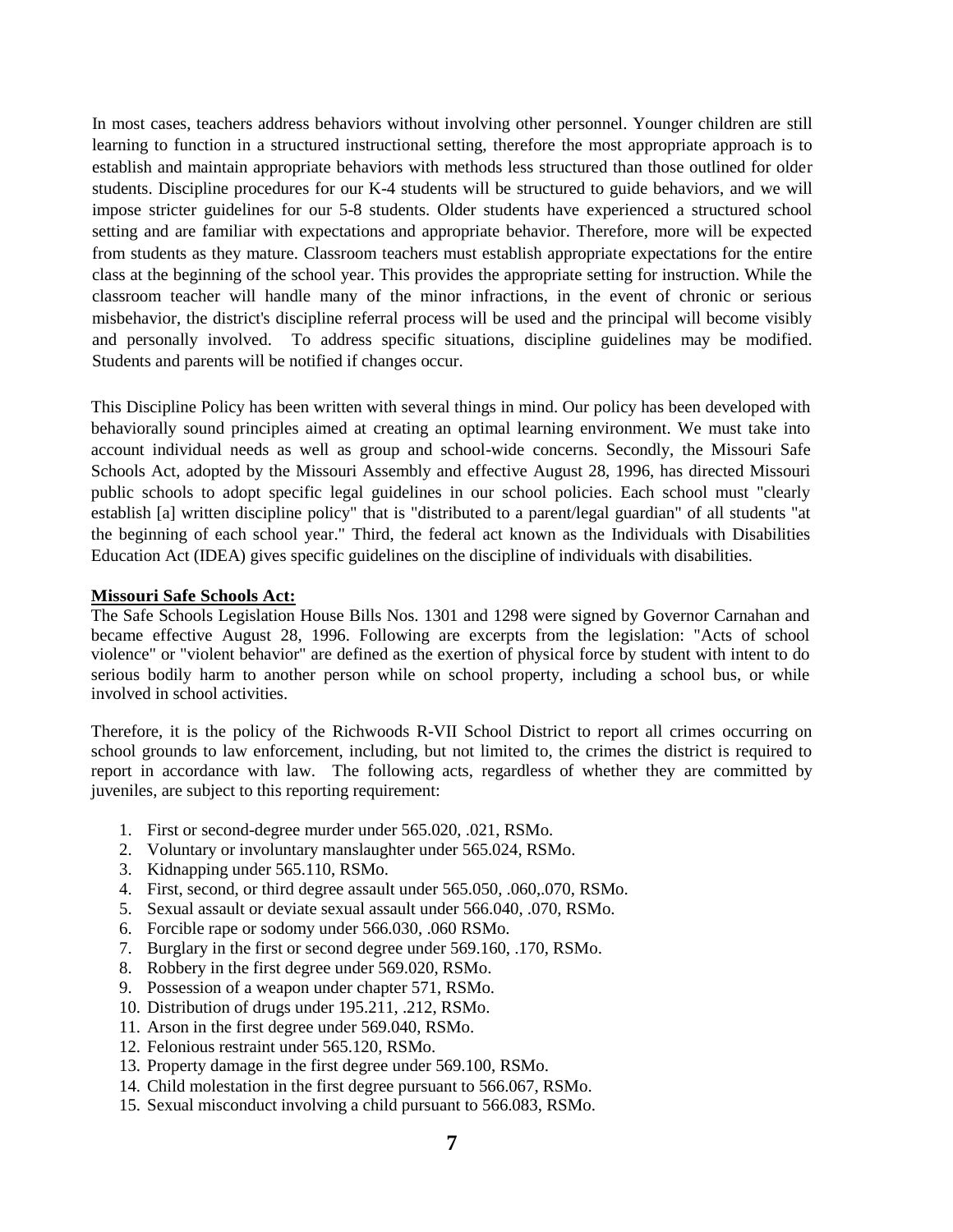In most cases, teachers address behaviors without involving other personnel. Younger children are still learning to function in a structured instructional setting, therefore the most appropriate approach is to establish and maintain appropriate behaviors with methods less structured than those outlined for older students. Discipline procedures for our K-4 students will be structured to guide behaviors, and we will impose stricter guidelines for our 5-8 students. Older students have experienced a structured school setting and are familiar with expectations and appropriate behavior. Therefore, more will be expected from students as they mature. Classroom teachers must establish appropriate expectations for the entire class at the beginning of the school year. This provides the appropriate setting for instruction. While the classroom teacher will handle many of the minor infractions, in the event of chronic or serious misbehavior, the district's discipline referral process will be used and the principal will become visibly and personally involved. To address specific situations, discipline guidelines may be modified. Students and parents will be notified if changes occur.

This Discipline Policy has been written with several things in mind. Our policy has been developed with behaviorally sound principles aimed at creating an optimal learning environment. We must take into account individual needs as well as group and school-wide concerns. Secondly, the Missouri Safe Schools Act, adopted by the Missouri Assembly and effective August 28, 1996, has directed Missouri public schools to adopt specific legal guidelines in our school policies. Each school must "clearly establish [a] written discipline policy" that is "distributed to a parent/legal guardian" of all students "at the beginning of each school year." Third, the federal act known as the Individuals with Disabilities Education Act (IDEA) gives specific guidelines on the discipline of individuals with disabilities.

**Missouri Safe Schools Act:**

The Safe Schools Legislation House Bills Nos. 1301 and 1298 were signed by Governor Carnahan and became effective August 28, 1996. Following are excerpts from the legislation: "Acts of school violence" or "violent behavior" are defined as the exertion of physical force by student with intent to do serious bodily harm to another person while on school property, including a school bus, or while involved in school activities.

Therefore, it is the policy of the Richwoods R-VII School District to report all crimes occurring on school grounds to law enforcement, including, but not limited to, the crimes the district is required to report in accordance with law. The following acts, regardless of whether they are committed by juveniles, are subject to this reporting requirement:

1. First or second-degree murder under 565.020, .021, RSMo.
2. Voluntary or involuntary manslaughter under 565.024, RSMo.
3. Kidnapping under 565.110, RSMo.
4. First, second, or third degree assault under 565.050, .060,.070, RSMo.
5. Sexual assault or deviate sexual assault under 566.040, .070, RSMo.
6. Forcible rape or sodomy under 566.030, .060 RSMo.
7. Burglary in the first or second degree under 569.160, .170, RSMo.
8. Robbery in the first degree under 569.020, RSMo.
9. Possession of a weapon under chapter 571, RSMo.
10. Distribution of drugs under 195.211, .212, RSMo.
11. Arson in the first degree under 569.040, RSMo.
12. Felonious restraint under 565.120, RSMo.
13. Property damage in the first degree under 569.100, RSMo.
14. Child molestation in the first degree pursuant to 566.067, RSMo.
15. Sexual misconduct involving a child pursuant to 566.083, RSMo.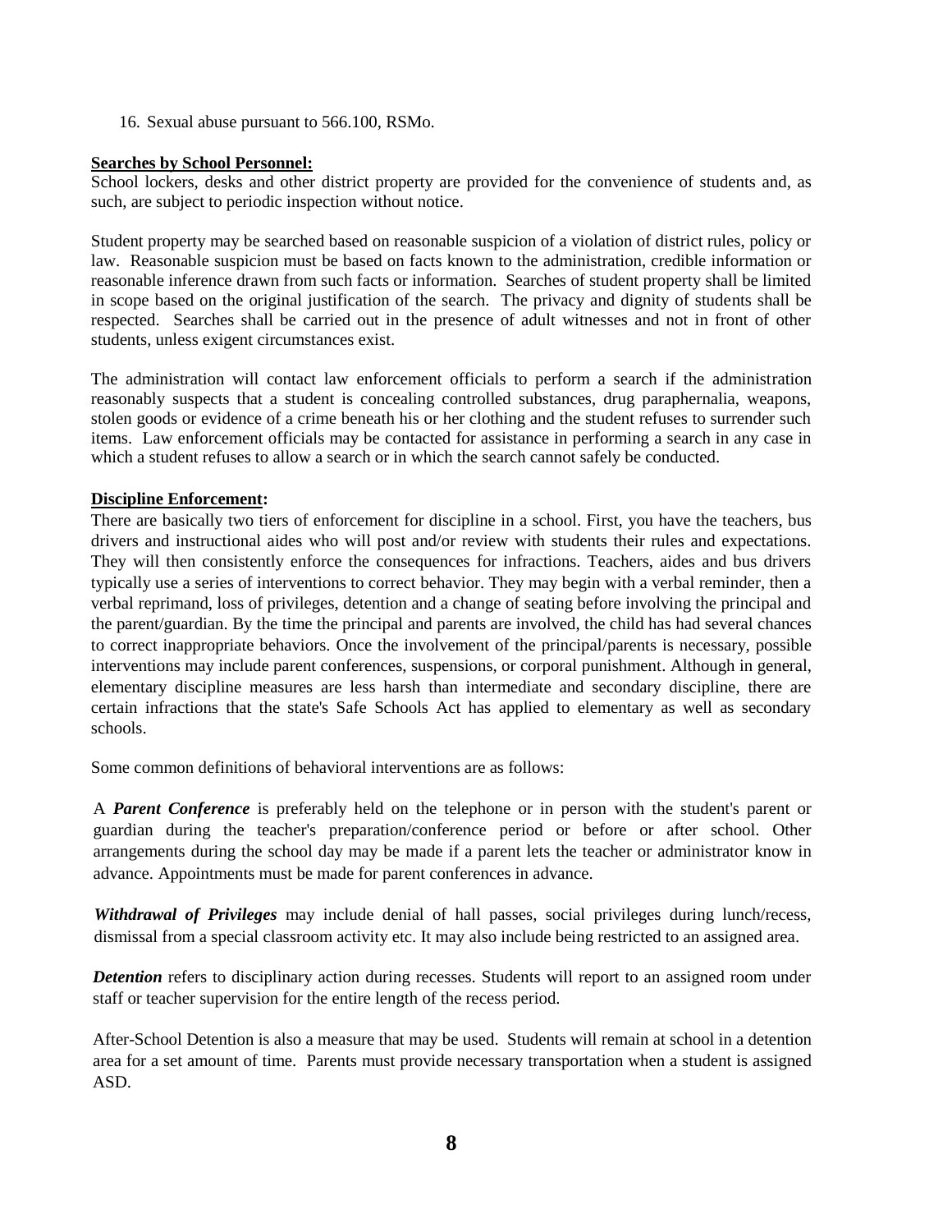16. Sexual abuse pursuant to 566.100, RSMo.

**Searches by School Personnel:**

School lockers, desks and other district property are provided for the convenience of students and, as such, are subject to periodic inspection without notice.

Student property may be searched based on reasonable suspicion of a violation of district rules, policy or law. Reasonable suspicion must be based on facts known to the administration, credible information or reasonable inference drawn from such facts or information. Searches of student property shall be limited in scope based on the original justification of the search. The privacy and dignity of students shall be respected. Searches shall be carried out in the presence of adult witnesses and not in front of other students, unless exigent circumstances exist.

The administration will contact law enforcement officials to perform a search if the administration reasonably suspects that a student is concealing controlled substances, drug paraphernalia, weapons, stolen goods or evidence of a crime beneath his or her clothing and the student refuses to surrender such items. Law enforcement officials may be contacted for assistance in performing a search in any case in which a student refuses to allow a search or in which the search cannot safely be conducted.

**Discipline Enforcement:**

There are basically two tiers of enforcement for discipline in a school. First, you have the teachers, bus drivers and instructional aides who will post and/or review with students their rules and expectations. They will then consistently enforce the consequences for infractions. Teachers, aides and bus drivers typically use a series of interventions to correct behavior. They may begin with a verbal reminder, then a verbal reprimand, loss of privileges, detention and a change of seating before involving the principal and the parent/guardian. By the time the principal and parents are involved, the child has had several chances to correct inappropriate behaviors. Once the involvement of the principal/parents is necessary, possible interventions may include parent conferences, suspensions, or corporal punishment. Although in general, elementary discipline measures are less harsh than intermediate and secondary discipline, there are certain infractions that the state's Safe Schools Act has applied to elementary as well as secondary schools.

Some common definitions of behavioral interventions are as follows:

A ***Parent Conference*** is preferably held on the telephone or in person with the student's parent or guardian during the teacher's preparation/conference period or before or after school. Other arrangements during the school day may be made if a parent lets the teacher or administrator know in advance. Appointments must be made for parent conferences in advance.

***Withdrawal of Privileges*** may include denial of hall passes, social privileges during lunch/recess, dismissal from a special classroom activity etc. It may also include being restricted to an assigned area.

***Detention*** refers to disciplinary action during recesses. Students will report to an assigned room under staff or teacher supervision for the entire length of the recess period.

After-School Detention is also a measure that may be used. Students will remain at school in a detention area for a set amount of time. Parents must provide necessary transportation when a student is assigned ASD.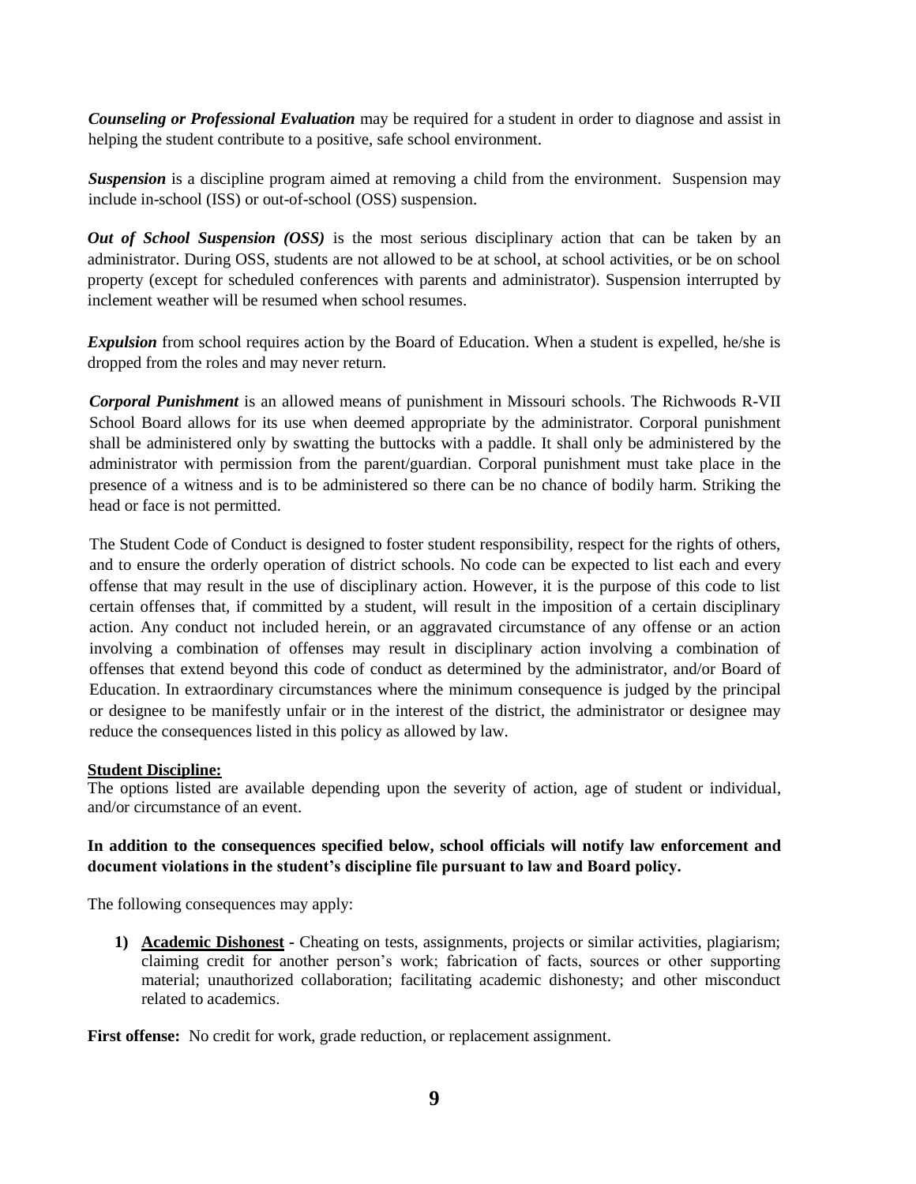***Counseling or Professional Evaluation*** may be required for a student in order to diagnose and assist in helping the student contribute to a positive, safe school environment.

***Suspension*** is a discipline program aimed at removing a child from the environment. Suspension may include in-school (ISS) or out-of-school (OSS) suspension.

***Out of School Suspension (OSS)*** is the most serious disciplinary action that can be taken by an administrator. During OSS, students are not allowed to be at school, at school activities, or be on school property (except for scheduled conferences with parents and administrator). Suspension interrupted by inclement weather will be resumed when school resumes.

***Expulsion*** from school requires action by the Board of Education. When a student is expelled, he/she is dropped from the roles and may never return.

***Corporal Punishment*** is an allowed means of punishment in Missouri schools. The Richwoods R-VII School Board allows for its use when deemed appropriate by the administrator. Corporal punishment shall be administered only by swatting the buttocks with a paddle. It shall only be administered by the administrator with permission from the parent/guardian. Corporal punishment must take place in the presence of a witness and is to be administered so there can be no chance of bodily harm. Striking the head or face is not permitted.

The Student Code of Conduct is designed to foster student responsibility, respect for the rights of others, and to ensure the orderly operation of district schools. No code can be expected to list each and every offense that may result in the use of disciplinary action. However, it is the purpose of this code to list certain offenses that, if committed by a student, will result in the imposition of a certain disciplinary action. Any conduct not included herein, or an aggravated circumstance of any offense or an action involving a combination of offenses may result in disciplinary action involving a combination of offenses that extend beyond this code of conduct as determined by the administrator, and/or Board of Education. In extraordinary circumstances where the minimum consequence is judged by the principal or designee to be manifestly unfair or in the interest of the district, the administrator or designee may reduce the consequences listed in this policy as allowed by law.

**Student Discipline:**

The options listed are available depending upon the severity of action, age of student or individual, and/or circumstance of an event.

**In addition to the consequences specified below, school officials will notify law enforcement and document violations in the student's discipline file pursuant to law and Board policy.**

The following consequences may apply:

1) **Academic Dishonest** - Cheating on tests, assignments, projects or similar activities, plagiarism; claiming credit for another person's work; fabrication of facts, sources or other supporting material; unauthorized collaboration; facilitating academic dishonesty; and other misconduct related to academics.

**First offense:** No credit for work, grade reduction, or replacement assignment.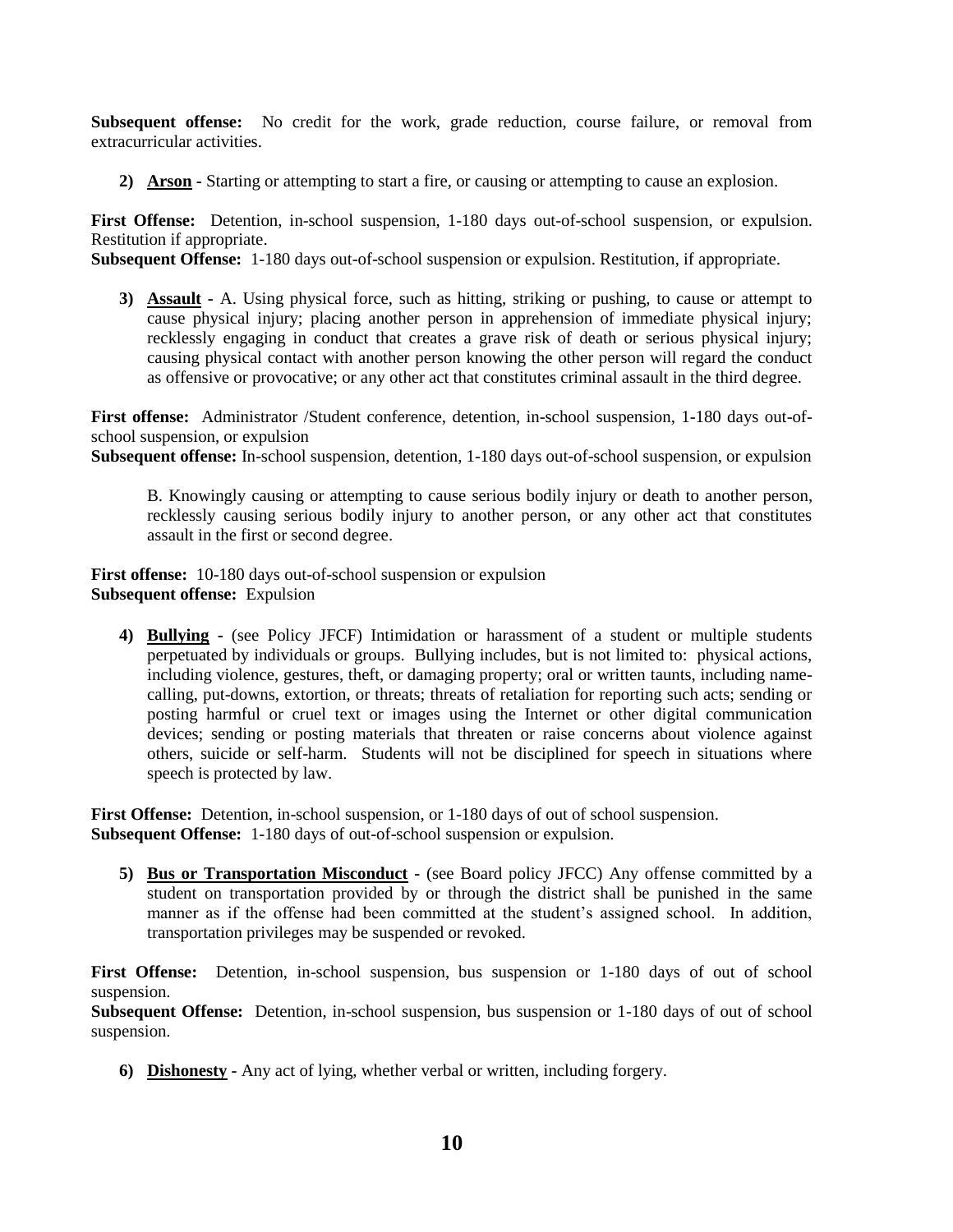**Subsequent offense:** No credit for the work, grade reduction, course failure, or removal from extracurricular activities.

2) **Arson** - Starting or attempting to start a fire, or causing or attempting to cause an explosion.

**First Offense:** Detention, in-school suspension, 1-180 days out-of-school suspension, or expulsion. Restitution if appropriate.
**Subsequent Offense:** 1-180 days out-of-school suspension or expulsion. Restitution, if appropriate.

3) **Assault** - A. Using physical force, such as hitting, striking or pushing, to cause or attempt to cause physical injury; placing another person in apprehension of immediate physical injury; recklessly engaging in conduct that creates a grave risk of death or serious physical injury; causing physical contact with another person knowing the other person will regard the conduct as offensive or provocative; or any other act that constitutes criminal assault in the third degree.

**First offense:** Administrator /Student conference, detention, in-school suspension, 1-180 days out-of-school suspension, or expulsion
**Subsequent offense:** In-school suspension, detention, 1-180 days out-of-school suspension, or expulsion

B. Knowingly causing or attempting to cause serious bodily injury or death to another person, recklessly causing serious bodily injury to another person, or any other act that constitutes assault in the first or second degree.

**First offense:** 10-180 days out-of-school suspension or expulsion
**Subsequent offense:** Expulsion

4) **Bullying** - (see Policy JFCF) Intimidation or harassment of a student or multiple students perpetuated by individuals or groups. Bullying includes, but is not limited to: physical actions, including violence, gestures, theft, or damaging property; oral or written taunts, including name-calling, put-downs, extortion, or threats; threats of retaliation for reporting such acts; sending or posting harmful or cruel text or images using the Internet or other digital communication devices; sending or posting materials that threaten or raise concerns about violence against others, suicide or self-harm. Students will not be disciplined for speech in situations where speech is protected by law.

**First Offense:** Detention, in-school suspension, or 1-180 days of out of school suspension.
**Subsequent Offense:** 1-180 days of out-of-school suspension or expulsion.

5) **Bus or Transportation Misconduct** - (see Board policy JFCC) Any offense committed by a student on transportation provided by or through the district shall be punished in the same manner as if the offense had been committed at the student's assigned school. In addition, transportation privileges may be suspended or revoked.

**First Offense:** Detention, in-school suspension, bus suspension or 1-180 days of out of school suspension.
**Subsequent Offense:** Detention, in-school suspension, bus suspension or 1-180 days of out of school suspension.

6) **Dishonesty** - Any act of lying, whether verbal or written, including forgery.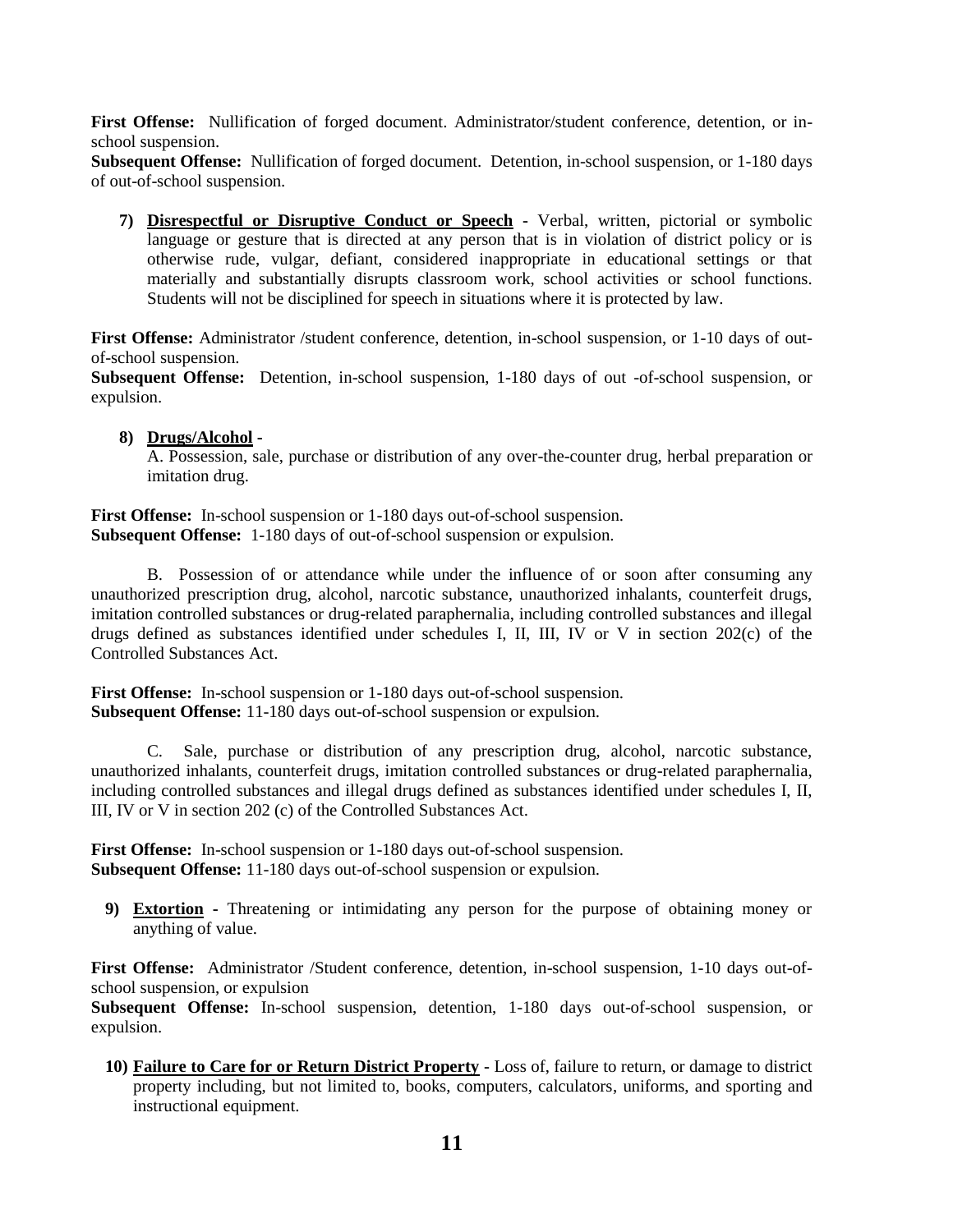**First Offense:** Nullification of forged document. Administrator/student conference, detention, or in-school suspension.
**Subsequent Offense:** Nullification of forged document. Detention, in-school suspension, or 1-180 days of out-of-school suspension.

7) **Disrespectful or Disruptive Conduct or Speech** - Verbal, written, pictorial or symbolic language or gesture that is directed at any person that is in violation of district policy or is otherwise rude, vulgar, defiant, considered inappropriate in educational settings or that materially and substantially disrupts classroom work, school activities or school functions. Students will not be disciplined for speech in situations where it is protected by law.

**First Offense:** Administrator /student conference, detention, in-school suspension, or 1-10 days of out-of-school suspension.
**Subsequent Offense:** Detention, in-school suspension, 1-180 days of out -of-school suspension, or expulsion.

8) **Drugs/Alcohol** -
A. Possession, sale, purchase or distribution of any over-the-counter drug, herbal preparation or imitation drug.

**First Offense:** In-school suspension or 1-180 days out-of-school suspension.
**Subsequent Offense:** 1-180 days of out-of-school suspension or expulsion.

B. Possession of or attendance while under the influence of or soon after consuming any unauthorized prescription drug, alcohol, narcotic substance, unauthorized inhalants, counterfeit drugs, imitation controlled substances or drug-related paraphernalia, including controlled substances and illegal drugs defined as substances identified under schedules I, II, III, IV or V in section 202(c) of the Controlled Substances Act.

**First Offense:** In-school suspension or 1-180 days out-of-school suspension.
**Subsequent Offense:** 11-180 days out-of-school suspension or expulsion.

C. Sale, purchase or distribution of any prescription drug, alcohol, narcotic substance, unauthorized inhalants, counterfeit drugs, imitation controlled substances or drug-related paraphernalia, including controlled substances and illegal drugs defined as substances identified under schedules I, II, III, IV or V in section 202 (c) of the Controlled Substances Act.

**First Offense:** In-school suspension or 1-180 days out-of-school suspension.
**Subsequent Offense:** 11-180 days out-of-school suspension or expulsion.

9) **Extortion** - Threatening or intimidating any person for the purpose of obtaining money or anything of value.

**First Offense:** Administrator /Student conference, detention, in-school suspension, 1-10 days out-of-school suspension, or expulsion
**Subsequent Offense:** In-school suspension, detention, 1-180 days out-of-school suspension, or expulsion.

10) **Failure to Care for or Return District Property** - Loss of, failure to return, or damage to district property including, but not limited to, books, computers, calculators, uniforms, and sporting and instructional equipment.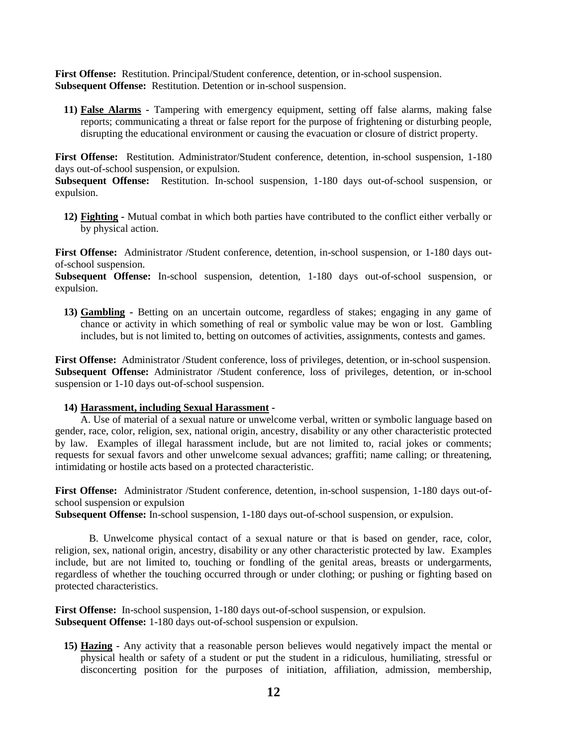**First Offense:** Restitution. Principal/Student conference, detention, or in-school suspension.
**Subsequent Offense:** Restitution. Detention or in-school suspension.

11) **False Alarms** - Tampering with emergency equipment, setting off false alarms, making false reports; communicating a threat or false report for the purpose of frightening or disturbing people, disrupting the educational environment or causing the evacuation or closure of district property.

**First Offense:** Restitution. Administrator/Student conference, detention, in-school suspension, 1-180 days out-of-school suspension, or expulsion.
**Subsequent Offense:** Restitution. In-school suspension, 1-180 days out-of-school suspension, or expulsion.

12) **Fighting** - Mutual combat in which both parties have contributed to the conflict either verbally or by physical action.

**First Offense:** Administrator /Student conference, detention, in-school suspension, or 1-180 days out-of-school suspension.
**Subsequent Offense:** In-school suspension, detention, 1-180 days out-of-school suspension, or expulsion.

13) **Gambling** - Betting on an uncertain outcome, regardless of stakes; engaging in any game of chance or activity in which something of real or symbolic value may be won or lost. Gambling includes, but is not limited to, betting on outcomes of activities, assignments, contests and games.

**First Offense:** Administrator /Student conference, loss of privileges, detention, or in-school suspension.
**Subsequent Offense:** Administrator /Student conference, loss of privileges, detention, or in-school suspension or 1-10 days out-of-school suspension.

14) **Harassment, including Sexual Harassment** -

A. Use of material of a sexual nature or unwelcome verbal, written or symbolic language based on gender, race, color, religion, sex, national origin, ancestry, disability or any other characteristic protected by law. Examples of illegal harassment include, but are not limited to, racial jokes or comments; requests for sexual favors and other unwelcome sexual advances; graffiti; name calling; or threatening, intimidating or hostile acts based on a protected characteristic.

**First Offense:** Administrator /Student conference, detention, in-school suspension, 1-180 days out-of-school suspension or expulsion
**Subsequent Offense:** In-school suspension, 1-180 days out-of-school suspension, or expulsion.

B. Unwelcome physical contact of a sexual nature or that is based on gender, race, color, religion, sex, national origin, ancestry, disability or any other characteristic protected by law. Examples include, but are not limited to, touching or fondling of the genital areas, breasts or undergarments, regardless of whether the touching occurred through or under clothing; or pushing or fighting based on protected characteristics.

**First Offense:** In-school suspension, 1-180 days out-of-school suspension, or expulsion.
**Subsequent Offense:** 1-180 days out-of-school suspension or expulsion.

15) **Hazing** - Any activity that a reasonable person believes would negatively impact the mental or physical health or safety of a student or put the student in a ridiculous, humiliating, stressful or disconcerting position for the purposes of initiation, affiliation, admission, membership,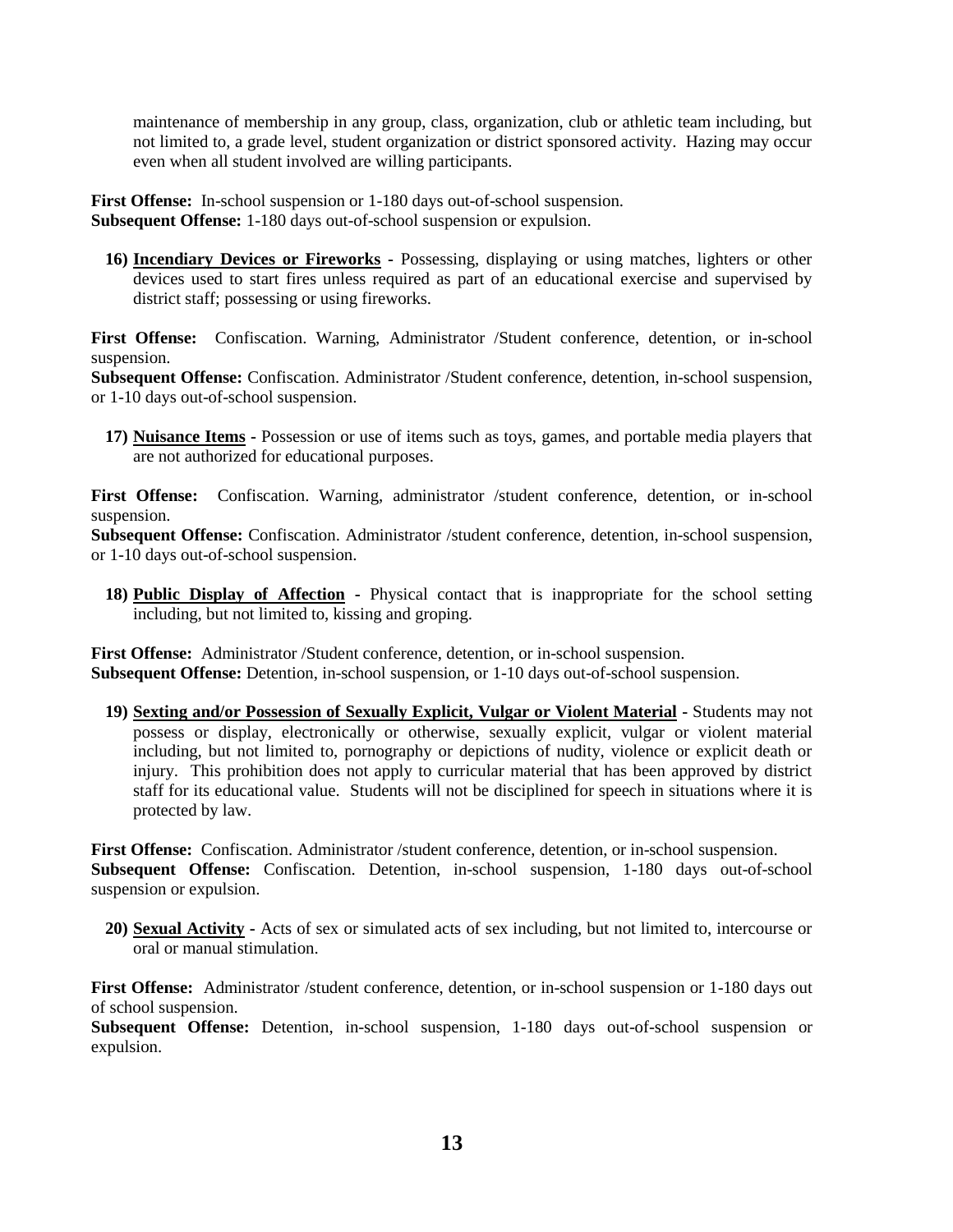maintenance of membership in any group, class, organization, club or athletic team including, but not limited to, a grade level, student organization or district sponsored activity. Hazing may occur even when all student involved are willing participants.

**First Offense:** In-school suspension or 1-180 days out-of-school suspension.
**Subsequent Offense:** 1-180 days out-of-school suspension or expulsion.

**16) <u>Incendiary Devices or Fireworks</u>** - Possessing, displaying or using matches, lighters or other devices used to start fires unless required as part of an educational exercise and supervised by district staff; possessing or using fireworks.

**First Offense:** Confiscation. Warning, Administrator /Student conference, detention, or in-school suspension.
**Subsequent Offense:** Confiscation. Administrator /Student conference, detention, in-school suspension, or 1-10 days out-of-school suspension.

**17) <u>Nuisance Items</u>** - Possession or use of items such as toys, games, and portable media players that are not authorized for educational purposes.

**First Offense:** Confiscation. Warning, administrator /student conference, detention, or in-school suspension.
**Subsequent Offense:** Confiscation. Administrator /student conference, detention, in-school suspension, or 1-10 days out-of-school suspension.

**18) <u>Public Display of Affection</u>** - Physical contact that is inappropriate for the school setting including, but not limited to, kissing and groping.

**First Offense:** Administrator /Student conference, detention, or in-school suspension.
**Subsequent Offense:** Detention, in-school suspension, or 1-10 days out-of-school suspension.

**19) <u>Sexting and/or Possession of Sexually Explicit, Vulgar or Violent Material</u>** - Students may not possess or display, electronically or otherwise, sexually explicit, vulgar or violent material including, but not limited to, pornography or depictions of nudity, violence or explicit death or injury. This prohibition does not apply to curricular material that has been approved by district staff for its educational value. Students will not be disciplined for speech in situations where it is protected by law.

**First Offense:** Confiscation. Administrator /student conference, detention, or in-school suspension.
**Subsequent Offense:** Confiscation. Detention, in-school suspension, 1-180 days out-of-school suspension or expulsion.

**20) <u>Sexual Activity</u>** - Acts of sex or simulated acts of sex including, but not limited to, intercourse or oral or manual stimulation.

**First Offense:** Administrator /student conference, detention, or in-school suspension or 1-180 days out of school suspension.
**Subsequent Offense:** Detention, in-school suspension, 1-180 days out-of-school suspension or expulsion.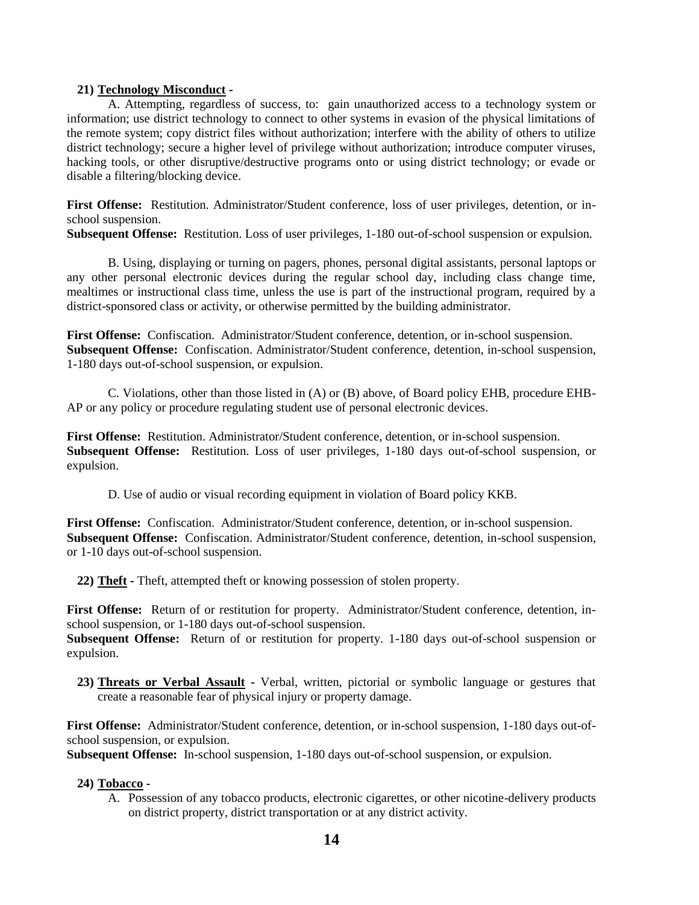**21) Technology Misconduct -**

A. Attempting, regardless of success, to: gain unauthorized access to a technology system or information; use district technology to connect to other systems in evasion of the physical limitations of the remote system; copy district files without authorization; interfere with the ability of others to utilize district technology; secure a higher level of privilege without authorization; introduce computer viruses, hacking tools, or other disruptive/destructive programs onto or using district technology; or evade or disable a filtering/blocking device.

**First Offense:** Restitution. Administrator/Student conference, loss of user privileges, detention, or in-school suspension.
**Subsequent Offense:** Restitution. Loss of user privileges, 1-180 out-of-school suspension or expulsion.

B. Using, displaying or turning on pagers, phones, personal digital assistants, personal laptops or any other personal electronic devices during the regular school day, including class change time, mealtimes or instructional class time, unless the use is part of the instructional program, required by a district-sponsored class or activity, or otherwise permitted by the building administrator.

**First Offense:** Confiscation. Administrator/Student conference, detention, or in-school suspension.
**Subsequent Offense:** Confiscation. Administrator/Student conference, detention, in-school suspension, 1-180 days out-of-school suspension, or expulsion.

C. Violations, other than those listed in (A) or (B) above, of Board policy EHB, procedure EHB-AP or any policy or procedure regulating student use of personal electronic devices.

**First Offense:** Restitution. Administrator/Student conference, detention, or in-school suspension.
**Subsequent Offense:** Restitution. Loss of user privileges, 1-180 days out-of-school suspension, or expulsion.

D. Use of audio or visual recording equipment in violation of Board policy KKB.

**First Offense:** Confiscation. Administrator/Student conference, detention, or in-school suspension.
**Subsequent Offense:** Confiscation. Administrator/Student conference, detention, in-school suspension, or 1-10 days out-of-school suspension.

**22) Theft -** Theft, attempted theft or knowing possession of stolen property.

**First Offense:** Return of or restitution for property. Administrator/Student conference, detention, in-school suspension, or 1-180 days out-of-school suspension.
**Subsequent Offense:** Return of or restitution for property. 1-180 days out-of-school suspension or expulsion.

**23) Threats or Verbal Assault -** Verbal, written, pictorial or symbolic language or gestures that create a reasonable fear of physical injury or property damage.

**First Offense:** Administrator/Student conference, detention, or in-school suspension, 1-180 days out-of-school suspension, or expulsion.
**Subsequent Offense:** In-school suspension, 1-180 days out-of-school suspension, or expulsion.

**24) Tobacco -**

A. Possession of any tobacco products, electronic cigarettes, or other nicotine-delivery products on district property, district transportation or at any district activity.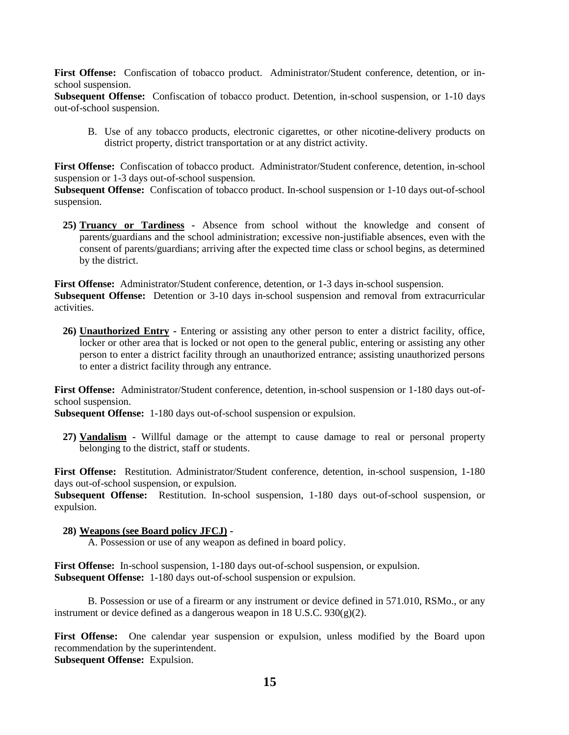**First Offense:** Confiscation of tobacco product. Administrator/Student conference, detention, or in-school suspension.
**Subsequent Offense:** Confiscation of tobacco product. Detention, in-school suspension, or 1-10 days out-of-school suspension.

B. Use of any tobacco products, electronic cigarettes, or other nicotine-delivery products on district property, district transportation or at any district activity.

**First Offense:** Confiscation of tobacco product. Administrator/Student conference, detention, in-school suspension or 1-3 days out-of-school suspension.
**Subsequent Offense:** Confiscation of tobacco product. In-school suspension or 1-10 days out-of-school suspension.

25) **Truancy or Tardiness** - Absence from school without the knowledge and consent of parents/guardians and the school administration; excessive non-justifiable absences, even with the consent of parents/guardians; arriving after the expected time class or school begins, as determined by the district.

**First Offense:** Administrator/Student conference, detention, or 1-3 days in-school suspension.
**Subsequent Offense:** Detention or 3-10 days in-school suspension and removal from extracurricular activities.

26) **Unauthorized Entry** - Entering or assisting any other person to enter a district facility, office, locker or other area that is locked or not open to the general public, entering or assisting any other person to enter a district facility through an unauthorized entrance; assisting unauthorized persons to enter a district facility through any entrance.

**First Offense:** Administrator/Student conference, detention, in-school suspension or 1-180 days out-of-school suspension.
**Subsequent Offense:** 1-180 days out-of-school suspension or expulsion.

27) **Vandalism** - Willful damage or the attempt to cause damage to real or personal property belonging to the district, staff or students.

**First Offense:** Restitution. Administrator/Student conference, detention, in-school suspension, 1-180 days out-of-school suspension, or expulsion.
**Subsequent Offense:** Restitution. In-school suspension, 1-180 days out-of-school suspension, or expulsion.

28) **Weapons (see Board policy JFCJ)** -
A. Possession or use of any weapon as defined in board policy.

**First Offense:** In-school suspension, 1-180 days out-of-school suspension, or expulsion.
**Subsequent Offense:** 1-180 days out-of-school suspension or expulsion.

B. Possession or use of a firearm or any instrument or device defined in 571.010, RSMo., or any instrument or device defined as a dangerous weapon in 18 U.S.C. 930(g)(2).

**First Offense:** One calendar year suspension or expulsion, unless modified by the Board upon recommendation by the superintendent.
**Subsequent Offense:** Expulsion.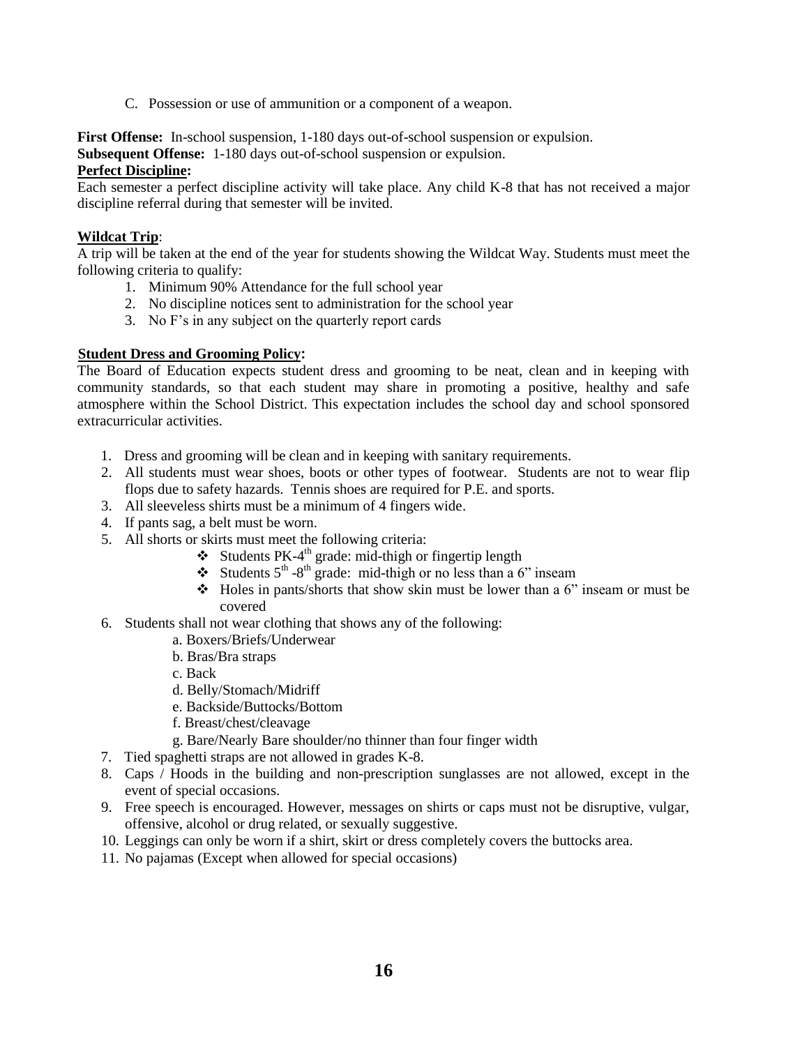C. Possession or use of ammunition or a component of a weapon.

**First Offense:** In-school suspension, 1-180 days out-of-school suspension or expulsion.

**Subsequent Offense:** 1-180 days out-of-school suspension or expulsion.

**Perfect Discipline:**

Each semester a perfect discipline activity will take place. Any child K-8 that has not received a major discipline referral during that semester will be invited.

**Wildcat Trip**:

A trip will be taken at the end of the year for students showing the Wildcat Way. Students must meet the following criteria to qualify:

1. Minimum 90% Attendance for the full school year
2. No discipline notices sent to administration for the school year
3. No F's in any subject on the quarterly report cards

**Student Dress and Grooming Policy:**

The Board of Education expects student dress and grooming to be neat, clean and in keeping with community standards, so that each student may share in promoting a positive, healthy and safe atmosphere within the School District. This expectation includes the school day and school sponsored extracurricular activities.

1. Dress and grooming will be clean and in keeping with sanitary requirements.
2. All students must wear shoes, boots or other types of footwear. Students are not to wear flip flops due to safety hazards. Tennis shoes are required for P.E. and sports.
3. All sleeveless shirts must be a minimum of 4 fingers wide.
4. If pants sag, a belt must be worn.
5. All shorts or skirts must meet the following criteria:
   - Students PK-4th grade: mid-thigh or fingertip length
   - Students 5th -8th grade: mid-thigh or no less than a 6" inseam
   - Holes in pants/shorts that show skin must be lower than a 6" inseam or must be covered
6. Students shall not wear clothing that shows any of the following:
   a. Boxers/Briefs/Underwear
   b. Bras/Bra straps
   c. Back
   d. Belly/Stomach/Midriff
   e. Backside/Buttocks/Bottom
   f. Breast/chest/cleavage
   g. Bare/Nearly Bare shoulder/no thinner than four finger width
7. Tied spaghetti straps are not allowed in grades K-8.
8. Caps / Hoods in the building and non-prescription sunglasses are not allowed, except in the event of special occasions.
9. Free speech is encouraged. However, messages on shirts or caps must not be disruptive, vulgar, offensive, alcohol or drug related, or sexually suggestive.
10. Leggings can only be worn if a shirt, skirt or dress completely covers the buttocks area.
11. No pajamas (Except when allowed for special occasions)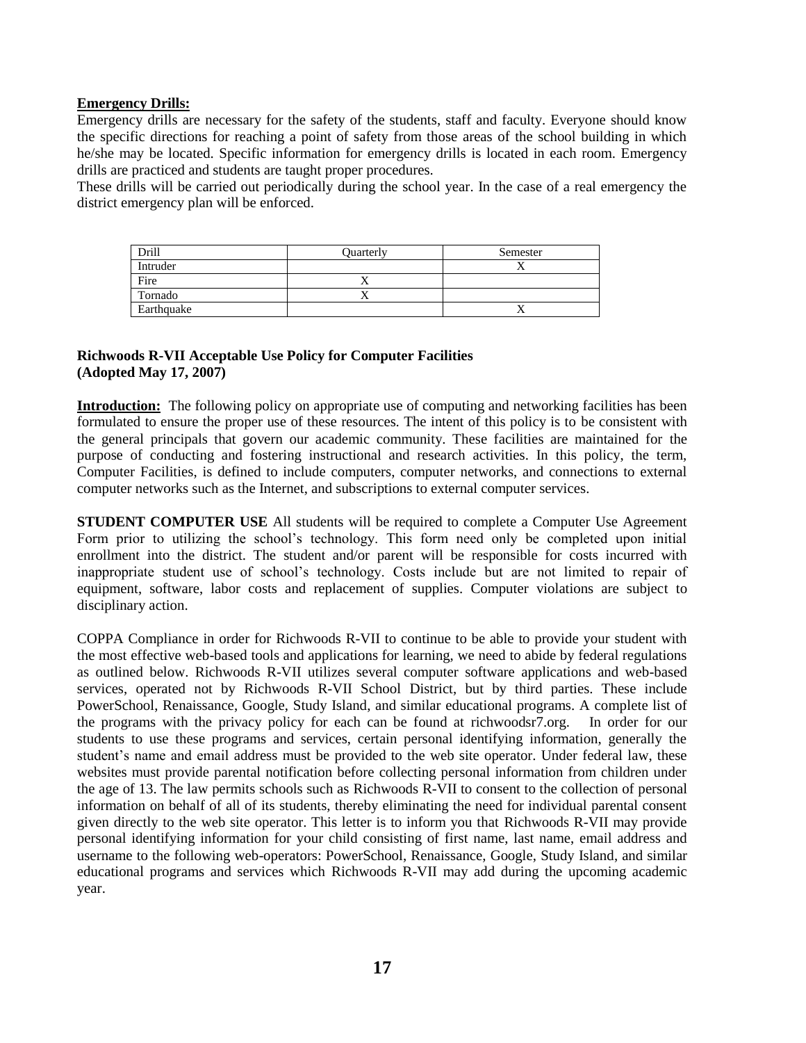**Emergency Drills:**

Emergency drills are necessary for the safety of the students, staff and faculty. Everyone should know the specific directions for reaching a point of safety from those areas of the school building in which he/she may be located. Specific information for emergency drills is located in each room. Emergency drills are practiced and students are taught proper procedures.

These drills will be carried out periodically during the school year. In the case of a real emergency the district emergency plan will be enforced.

| Drill | Quarterly | Semester |
|---|---|---|
| Intruder | | X |
| Fire | X | |
| Tornado | X | |
| Earthquake | | X |

**Richwoods R-VII Acceptable Use Policy for Computer Facilities**
**(Adopted May 17, 2007)**

**Introduction:** The following policy on appropriate use of computing and networking facilities has been formulated to ensure the proper use of these resources. The intent of this policy is to be consistent with the general principals that govern our academic community. These facilities are maintained for the purpose of conducting and fostering instructional and research activities. In this policy, the term, Computer Facilities, is defined to include computers, computer networks, and connections to external computer networks such as the Internet, and subscriptions to external computer services.

**STUDENT COMPUTER USE** All students will be required to complete a Computer Use Agreement Form prior to utilizing the school's technology. This form need only be completed upon initial enrollment into the district. The student and/or parent will be responsible for costs incurred with inappropriate student use of school's technology. Costs include but are not limited to repair of equipment, software, labor costs and replacement of supplies. Computer violations are subject to disciplinary action.

COPPA Compliance in order for Richwoods R-VII to continue to be able to provide your student with the most effective web-based tools and applications for learning, we need to abide by federal regulations as outlined below. Richwoods R-VII utilizes several computer software applications and web-based services, operated not by Richwoods R-VII School District, but by third parties. These include PowerSchool, Renaissance, Google, Study Island, and similar educational programs. A complete list of the programs with the privacy policy for each can be found at richwoodsr7.org. In order for our students to use these programs and services, certain personal identifying information, generally the student's name and email address must be provided to the web site operator. Under federal law, these websites must provide parental notification before collecting personal information from children under the age of 13. The law permits schools such as Richwoods R-VII to consent to the collection of personal information on behalf of all of its students, thereby eliminating the need for individual parental consent given directly to the web site operator. This letter is to inform you that Richwoods R-VII may provide personal identifying information for your child consisting of first name, last name, email address and username to the following web-operators: PowerSchool, Renaissance, Google, Study Island, and similar educational programs and services which Richwoods R-VII may add during the upcoming academic year.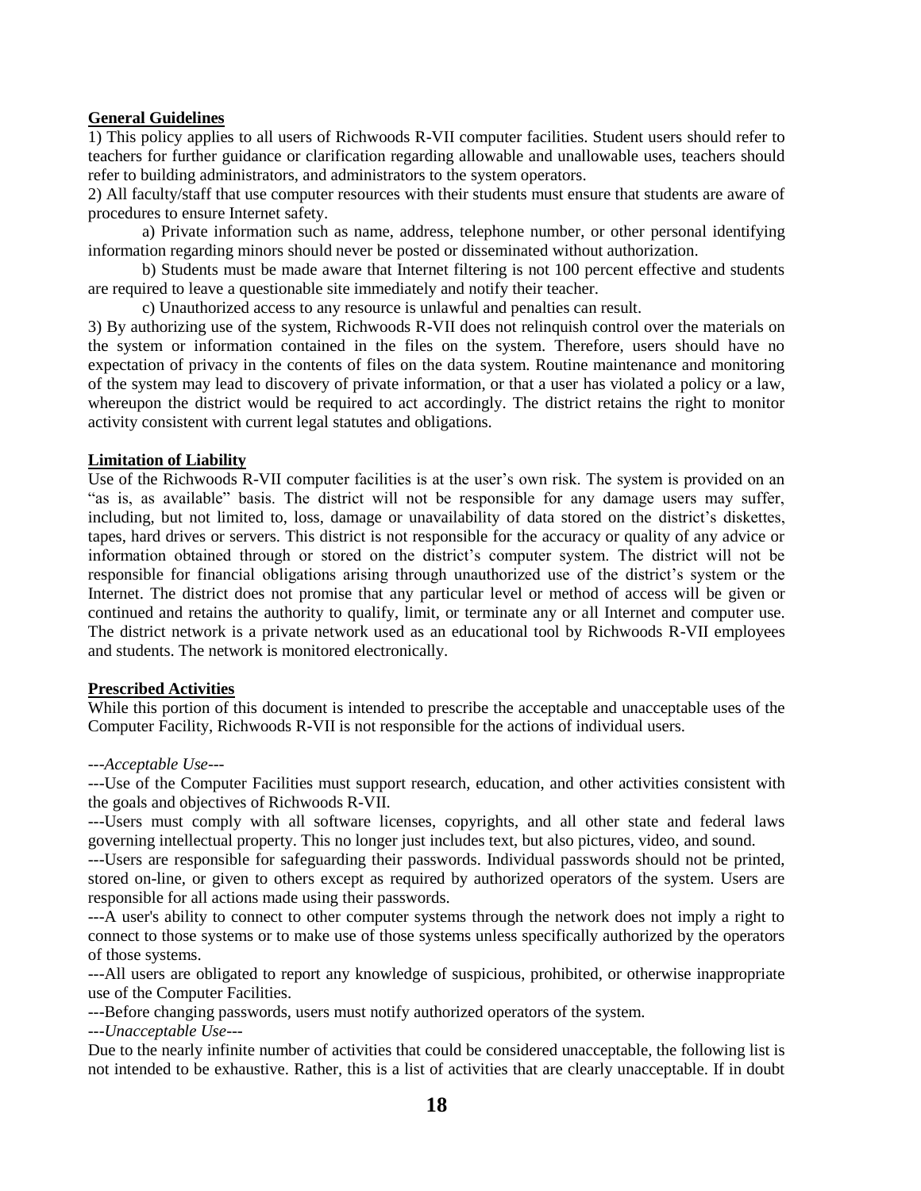**General Guidelines**

1) This policy applies to all users of Richwoods R-VII computer facilities. Student users should refer to teachers for further guidance or clarification regarding allowable and unallowable uses, teachers should refer to building administrators, and administrators to the system operators.

2) All faculty/staff that use computer resources with their students must ensure that students are aware of procedures to ensure Internet safety.

a) Private information such as name, address, telephone number, or other personal identifying information regarding minors should never be posted or disseminated without authorization.

b) Students must be made aware that Internet filtering is not 100 percent effective and students are required to leave a questionable site immediately and notify their teacher.

c) Unauthorized access to any resource is unlawful and penalties can result.

3) By authorizing use of the system, Richwoods R-VII does not relinquish control over the materials on the system or information contained in the files on the system. Therefore, users should have no expectation of privacy in the contents of files on the data system. Routine maintenance and monitoring of the system may lead to discovery of private information, or that a user has violated a policy or a law, whereupon the district would be required to act accordingly. The district retains the right to monitor activity consistent with current legal statutes and obligations.

**Limitation of Liability**

Use of the Richwoods R-VII computer facilities is at the user's own risk. The system is provided on an "as is, as available" basis. The district will not be responsible for any damage users may suffer, including, but not limited to, loss, damage or unavailability of data stored on the district's diskettes, tapes, hard drives or servers. This district is not responsible for the accuracy or quality of any advice or information obtained through or stored on the district's computer system. The district will not be responsible for financial obligations arising through unauthorized use of the district's system or the Internet. The district does not promise that any particular level or method of access will be given or continued and retains the authority to qualify, limit, or terminate any or all Internet and computer use. The district network is a private network used as an educational tool by Richwoods R-VII employees and students. The network is monitored electronically.

**Prescribed Activities**

While this portion of this document is intended to prescribe the acceptable and unacceptable uses of the Computer Facility, Richwoods R-VII is not responsible for the actions of individual users.

---*Acceptable Use*---

---Use of the Computer Facilities must support research, education, and other activities consistent with the goals and objectives of Richwoods R-VII.

---Users must comply with all software licenses, copyrights, and all other state and federal laws governing intellectual property. This no longer just includes text, but also pictures, video, and sound.

---Users are responsible for safeguarding their passwords. Individual passwords should not be printed, stored on-line, or given to others except as required by authorized operators of the system. Users are responsible for all actions made using their passwords.

---A user's ability to connect to other computer systems through the network does not imply a right to connect to those systems or to make use of those systems unless specifically authorized by the operators of those systems.

---All users are obligated to report any knowledge of suspicious, prohibited, or otherwise inappropriate use of the Computer Facilities.

---Before changing passwords, users must notify authorized operators of the system.

---*Unacceptable Use*---

Due to the nearly infinite number of activities that could be considered unacceptable, the following list is not intended to be exhaustive. Rather, this is a list of activities that are clearly unacceptable. If in doubt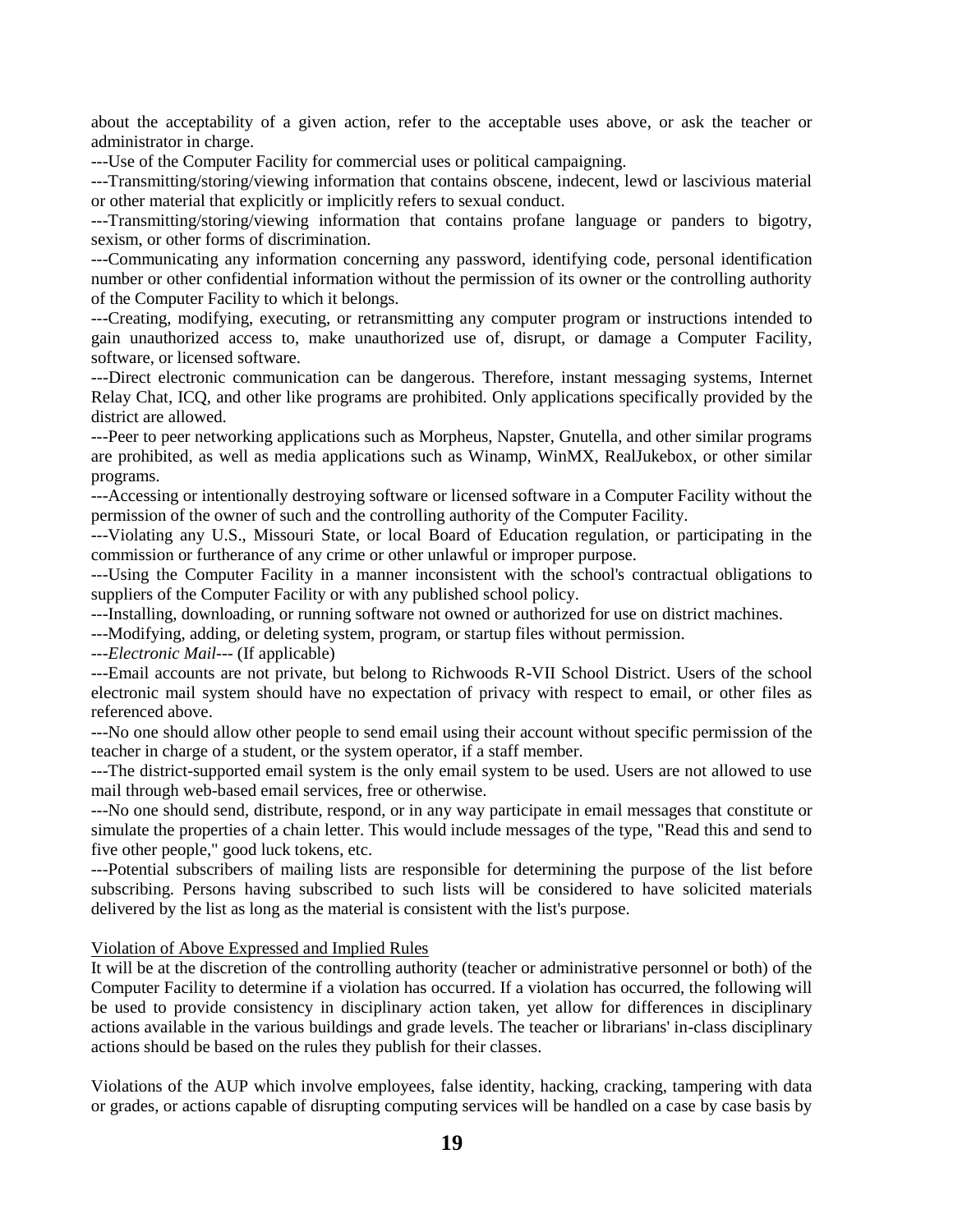about the acceptability of a given action, refer to the acceptable uses above, or ask the teacher or administrator in charge.

---Use of the Computer Facility for commercial uses or political campaigning.

---Transmitting/storing/viewing information that contains obscene, indecent, lewd or lascivious material or other material that explicitly or implicitly refers to sexual conduct.

---Transmitting/storing/viewing information that contains profane language or panders to bigotry, sexism, or other forms of discrimination.

---Communicating any information concerning any password, identifying code, personal identification number or other confidential information without the permission of its owner or the controlling authority of the Computer Facility to which it belongs.

---Creating, modifying, executing, or retransmitting any computer program or instructions intended to gain unauthorized access to, make unauthorized use of, disrupt, or damage a Computer Facility, software, or licensed software.

---Direct electronic communication can be dangerous. Therefore, instant messaging systems, Internet Relay Chat, ICQ, and other like programs are prohibited. Only applications specifically provided by the district are allowed.

---Peer to peer networking applications such as Morpheus, Napster, Gnutella, and other similar programs are prohibited, as well as media applications such as Winamp, WinMX, RealJukebox, or other similar programs.

---Accessing or intentionally destroying software or licensed software in a Computer Facility without the permission of the owner of such and the controlling authority of the Computer Facility.

---Violating any U.S., Missouri State, or local Board of Education regulation, or participating in the commission or furtherance of any crime or other unlawful or improper purpose.

---Using the Computer Facility in a manner inconsistent with the school's contractual obligations to suppliers of the Computer Facility or with any published school policy.

---Installing, downloading, or running software not owned or authorized for use on district machines.

---Modifying, adding, or deleting system, program, or startup files without permission.

---*Electronic Mail*--- (If applicable)

---Email accounts are not private, but belong to Richwoods R-VII School District. Users of the school electronic mail system should have no expectation of privacy with respect to email, or other files as referenced above.

---No one should allow other people to send email using their account without specific permission of the teacher in charge of a student, or the system operator, if a staff member.

---The district-supported email system is the only email system to be used. Users are not allowed to use mail through web-based email services, free or otherwise.

---No one should send, distribute, respond, or in any way participate in email messages that constitute or simulate the properties of a chain letter. This would include messages of the type, "Read this and send to five other people," good luck tokens, etc.

---Potential subscribers of mailing lists are responsible for determining the purpose of the list before subscribing. Persons having subscribed to such lists will be considered to have solicited materials delivered by the list as long as the material is consistent with the list's purpose.

Violation of Above Expressed and Implied Rules

It will be at the discretion of the controlling authority (teacher or administrative personnel or both) of the Computer Facility to determine if a violation has occurred. If a violation has occurred, the following will be used to provide consistency in disciplinary action taken, yet allow for differences in disciplinary actions available in the various buildings and grade levels. The teacher or librarians' in-class disciplinary actions should be based on the rules they publish for their classes.

Violations of the AUP which involve employees, false identity, hacking, cracking, tampering with data or grades, or actions capable of disrupting computing services will be handled on a case by case basis by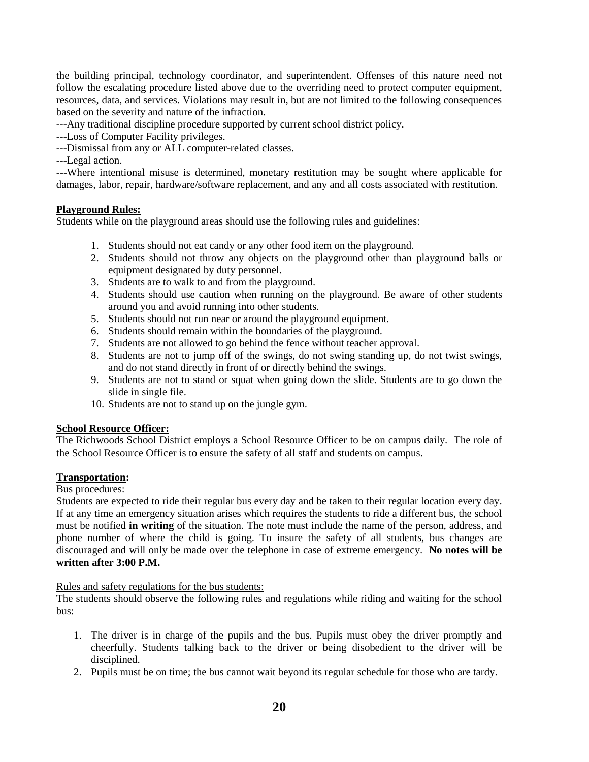the building principal, technology coordinator, and superintendent. Offenses of this nature need not follow the escalating procedure listed above due to the overriding need to protect computer equipment, resources, data, and services. Violations may result in, but are not limited to the following consequences based on the severity and nature of the infraction.

---Any traditional discipline procedure supported by current school district policy.

---Loss of Computer Facility privileges.

---Dismissal from any or ALL computer-related classes.

---Legal action.

---Where intentional misuse is determined, monetary restitution may be sought where applicable for damages, labor, repair, hardware/software replacement, and any and all costs associated with restitution.

**Playground Rules:**

Students while on the playground areas should use the following rules and guidelines:

1. Students should not eat candy or any other food item on the playground.
2. Students should not throw any objects on the playground other than playground balls or equipment designated by duty personnel.
3. Students are to walk to and from the playground.
4. Students should use caution when running on the playground. Be aware of other students around you and avoid running into other students.
5. Students should not run near or around the playground equipment.
6. Students should remain within the boundaries of the playground.
7. Students are not allowed to go behind the fence without teacher approval.
8. Students are not to jump off of the swings, do not swing standing up, do not twist swings, and do not stand directly in front of or directly behind the swings.
9. Students are not to stand or squat when going down the slide. Students are to go down the slide in single file.
10. Students are not to stand up on the jungle gym.

**School Resource Officer:**

The Richwoods School District employs a School Resource Officer to be on campus daily. The role of the School Resource Officer is to ensure the safety of all staff and students on campus.

**Transportation:**

Bus procedures:

Students are expected to ride their regular bus every day and be taken to their regular location every day. If at any time an emergency situation arises which requires the students to ride a different bus, the school must be notified **in writing** of the situation. The note must include the name of the person, address, and phone number of where the child is going. To insure the safety of all students, bus changes are discouraged and will only be made over the telephone in case of extreme emergency. **No notes will be written after 3:00 P.M.**

Rules and safety regulations for the bus students:

The students should observe the following rules and regulations while riding and waiting for the school bus:

1. The driver is in charge of the pupils and the bus. Pupils must obey the driver promptly and cheerfully. Students talking back to the driver or being disobedient to the driver will be disciplined.
2. Pupils must be on time; the bus cannot wait beyond its regular schedule for those who are tardy.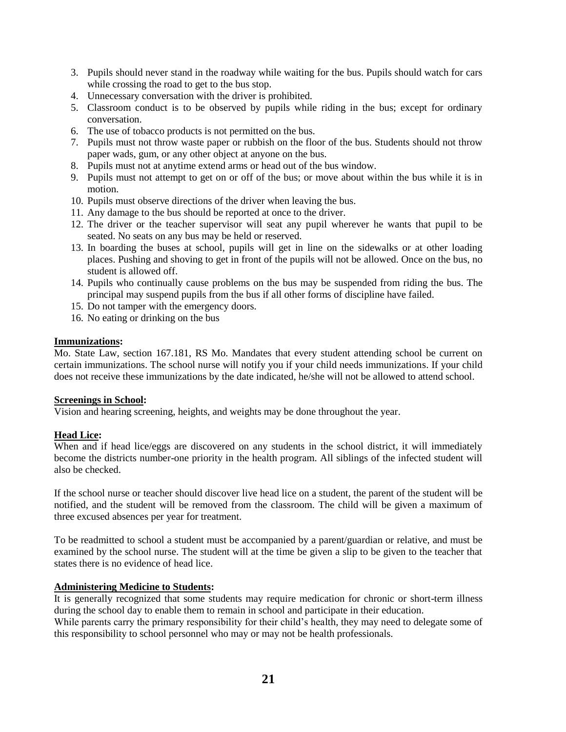3. Pupils should never stand in the roadway while waiting for the bus. Pupils should watch for cars while crossing the road to get to the bus stop.
4. Unnecessary conversation with the driver is prohibited.
5. Classroom conduct is to be observed by pupils while riding in the bus; except for ordinary conversation.
6. The use of tobacco products is not permitted on the bus.
7. Pupils must not throw waste paper or rubbish on the floor of the bus. Students should not throw paper wads, gum, or any other object at anyone on the bus.
8. Pupils must not at anytime extend arms or head out of the bus window.
9. Pupils must not attempt to get on or off of the bus; or move about within the bus while it is in motion.
10. Pupils must observe directions of the driver when leaving the bus.
11. Any damage to the bus should be reported at once to the driver.
12. The driver or the teacher supervisor will seat any pupil wherever he wants that pupil to be seated. No seats on any bus may be held or reserved.
13. In boarding the buses at school, pupils will get in line on the sidewalks or at other loading places. Pushing and shoving to get in front of the pupils will not be allowed. Once on the bus, no student is allowed off.
14. Pupils who continually cause problems on the bus may be suspended from riding the bus. The principal may suspend pupils from the bus if all other forms of discipline have failed.
15. Do not tamper with the emergency doors.
16. No eating or drinking on the bus

**Immunizations:**

Mo. State Law, section 167.181, RS Mo. Mandates that every student attending school be current on certain immunizations. The school nurse will notify you if your child needs immunizations. If your child does not receive these immunizations by the date indicated, he/she will not be allowed to attend school.

**Screenings in School:**

Vision and hearing screening, heights, and weights may be done throughout the year.

**Head Lice:**

When and if head lice/eggs are discovered on any students in the school district, it will immediately become the districts number-one priority in the health program. All siblings of the infected student will also be checked.

If the school nurse or teacher should discover live head lice on a student, the parent of the student will be notified, and the student will be removed from the classroom. The child will be given a maximum of three excused absences per year for treatment.

To be readmitted to school a student must be accompanied by a parent/guardian or relative, and must be examined by the school nurse. The student will at the time be given a slip to be given to the teacher that states there is no evidence of head lice.

**Administering Medicine to Students:**

It is generally recognized that some students may require medication for chronic or short-term illness during the school day to enable them to remain in school and participate in their education.

While parents carry the primary responsibility for their child's health, they may need to delegate some of this responsibility to school personnel who may or may not be health professionals.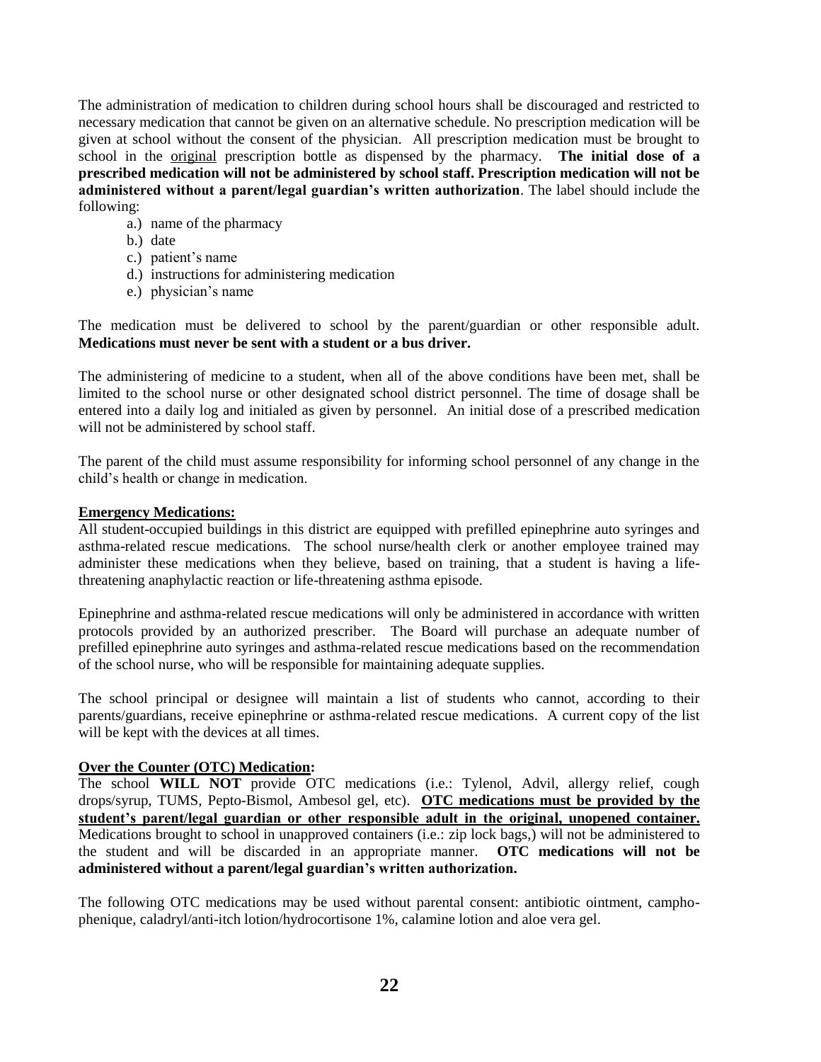The administration of medication to children during school hours shall be discouraged and restricted to necessary medication that cannot be given on an alternative schedule. No prescription medication will be given at school without the consent of the physician. All prescription medication must be brought to school in the original prescription bottle as dispensed by the pharmacy. **The initial dose of a prescribed medication will not be administered by school staff. Prescription medication will not be administered without a parent/legal guardian's written authorization**. The label should include the following:

a.) name of the pharmacy
b.) date
c.) patient's name
d.) instructions for administering medication
e.) physician's name

The medication must be delivered to school by the parent/guardian or other responsible adult. **Medications must never be sent with a student or a bus driver.**

The administering of medicine to a student, when all of the above conditions have been met, shall be limited to the school nurse or other designated school district personnel. The time of dosage shall be entered into a daily log and initialed as given by personnel. An initial dose of a prescribed medication will not be administered by school staff.

The parent of the child must assume responsibility for informing school personnel of any change in the child's health or change in medication.

**Emergency Medications:**

All student-occupied buildings in this district are equipped with prefilled epinephrine auto syringes and asthma-related rescue medications. The school nurse/health clerk or another employee trained may administer these medications when they believe, based on training, that a student is having a life-threatening anaphylactic reaction or life-threatening asthma episode.

Epinephrine and asthma-related rescue medications will only be administered in accordance with written protocols provided by an authorized prescriber. The Board will purchase an adequate number of prefilled epinephrine auto syringes and asthma-related rescue medications based on the recommendation of the school nurse, who will be responsible for maintaining adequate supplies.

The school principal or designee will maintain a list of students who cannot, according to their parents/guardians, receive epinephrine or asthma-related rescue medications. A current copy of the list will be kept with the devices at all times.

**Over the Counter (OTC) Medication:**

The school **WILL NOT** provide OTC medications (i.e.: Tylenol, Advil, allergy relief, cough drops/syrup, TUMS, Pepto-Bismol, Ambesol gel, etc). **OTC medications must be provided by the student's parent/legal guardian or other responsible adult in the original, unopened container.** Medications brought to school in unapproved containers (i.e.: zip lock bags,) will not be administered to the student and will be discarded in an appropriate manner. **OTC medications will not be administered without a parent/legal guardian's written authorization.**

The following OTC medications may be used without parental consent: antibiotic ointment, campho-phenique, caladryl/anti-itch lotion/hydrocortisone 1%, calamine lotion and aloe vera gel.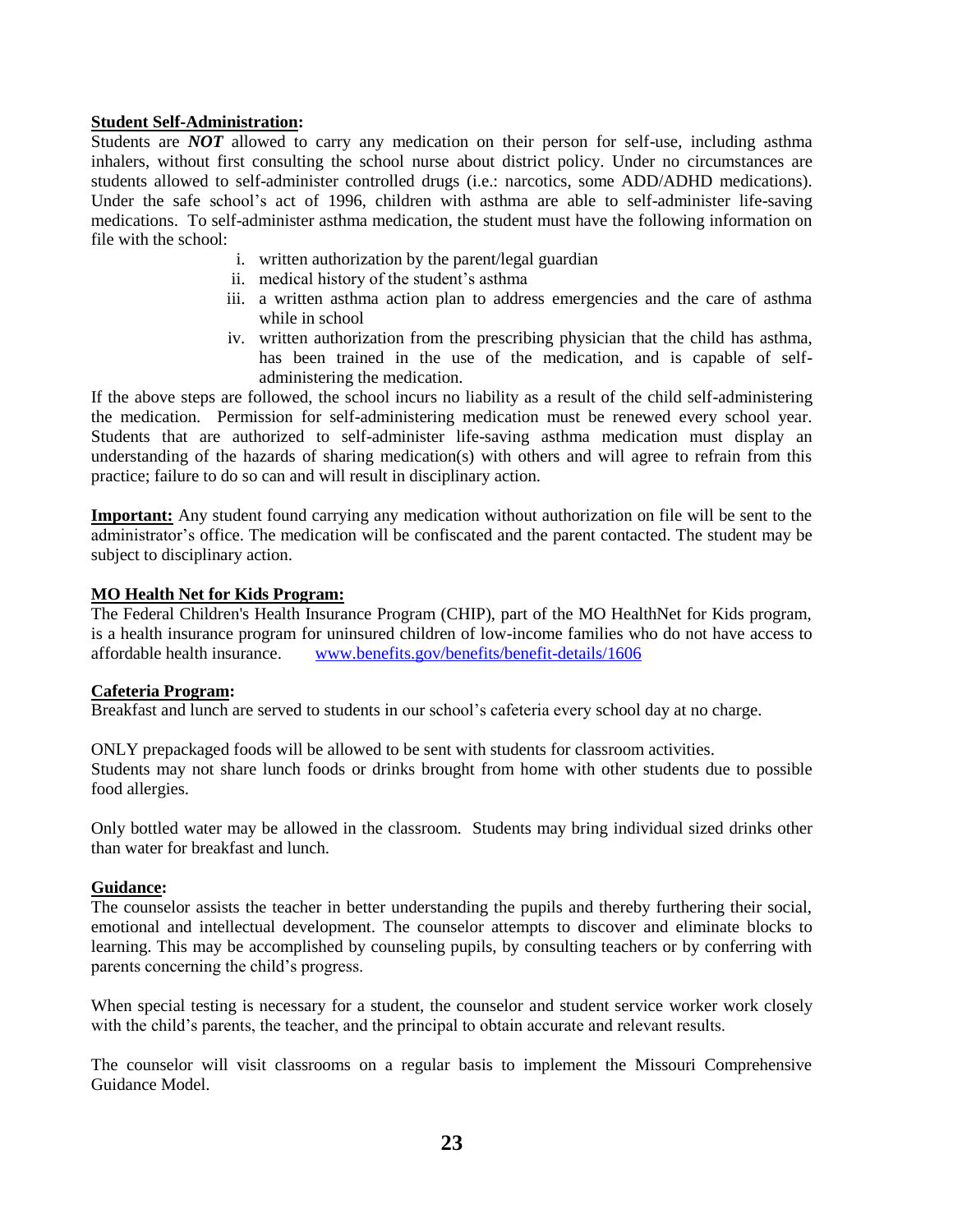**<u>Student Self-Administration</u>:**

Students are ***NOT*** allowed to carry any medication on their person for self-use, including asthma inhalers, without first consulting the school nurse about district policy. Under no circumstances are students allowed to self-administer controlled drugs (i.e.: narcotics, some ADD/ADHD medications). Under the safe school's act of 1996, children with asthma are able to self-administer life-saving medications. To self-administer asthma medication, the student must have the following information on file with the school:

i. written authorization by the parent/legal guardian
ii. medical history of the student's asthma
iii. a written asthma action plan to address emergencies and the care of asthma while in school
iv. written authorization from the prescribing physician that the child has asthma, has been trained in the use of the medication, and is capable of self-administering the medication.

If the above steps are followed, the school incurs no liability as a result of the child self-administering the medication. Permission for self-administering medication must be renewed every school year. Students that are authorized to self-administer life-saving asthma medication must display an understanding of the hazards of sharing medication(s) with others and will agree to refrain from this practice; failure to do so can and will result in disciplinary action.

**<u>Important:</u>** Any student found carrying any medication without authorization on file will be sent to the administrator's office. The medication will be confiscated and the parent contacted. The student may be subject to disciplinary action.

**<u>MO Health Net for Kids Program:</u>**

The Federal Children's Health Insurance Program (CHIP), part of the MO HealthNet for Kids program, is a health insurance program for uninsured children of low-income families who do not have access to affordable health insurance. www.benefits.gov/benefits/benefit-details/1606

**<u>Cafeteria Program</u>:**

Breakfast and lunch are served to students in our school's cafeteria every school day at no charge.

ONLY prepackaged foods will be allowed to be sent with students for classroom activities.
Students may not share lunch foods or drinks brought from home with other students due to possible food allergies.

Only bottled water may be allowed in the classroom. Students may bring individual sized drinks other than water for breakfast and lunch.

**<u>Guidance</u>:**

The counselor assists the teacher in better understanding the pupils and thereby furthering their social, emotional and intellectual development. The counselor attempts to discover and eliminate blocks to learning. This may be accomplished by counseling pupils, by consulting teachers or by conferring with parents concerning the child's progress.

When special testing is necessary for a student, the counselor and student service worker work closely with the child's parents, the teacher, and the principal to obtain accurate and relevant results.

The counselor will visit classrooms on a regular basis to implement the Missouri Comprehensive Guidance Model.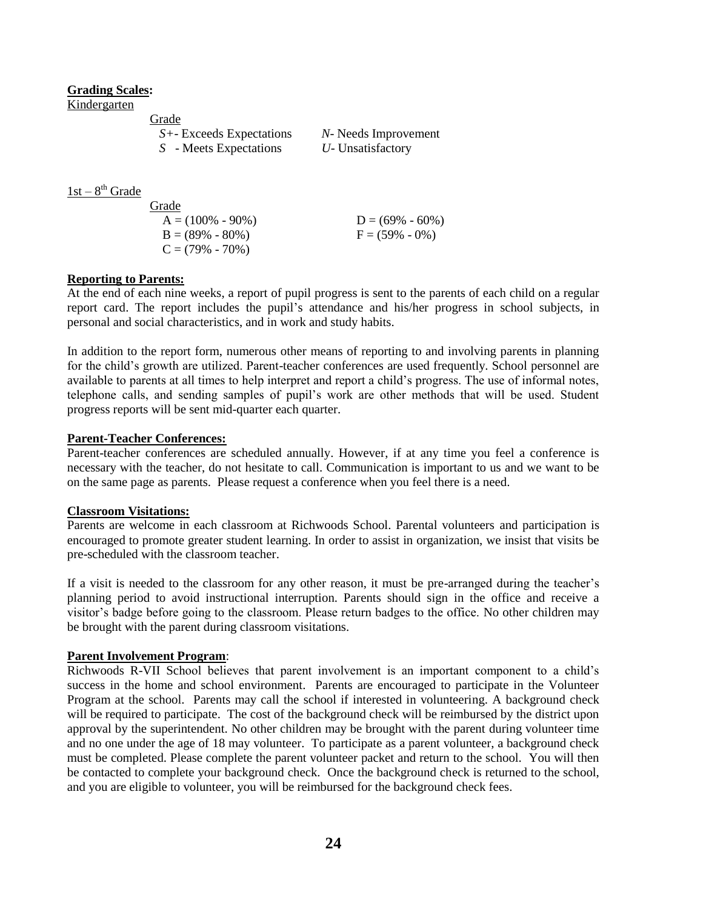**Grading Scales:**

Kindergarten

Grade

| | |
|---|---|
| *S+*- Exceeds Expectations | *N*- Needs Improvement |
| *S* - Meets Expectations | *U*- Unsatisfactory |

1st – 8th Grade

Grade

| | |
|---|---|
| A = (100% - 90%) | D = (69% - 60%) |
| B = (89% - 80%) | F = (59% - 0%) |
| C = (79% - 70%) | |

**Reporting to Parents:**

At the end of each nine weeks, a report of pupil progress is sent to the parents of each child on a regular report card. The report includes the pupil's attendance and his/her progress in school subjects, in personal and social characteristics, and in work and study habits.

In addition to the report form, numerous other means of reporting to and involving parents in planning for the child's growth are utilized. Parent-teacher conferences are used frequently. School personnel are available to parents at all times to help interpret and report a child's progress. The use of informal notes, telephone calls, and sending samples of pupil's work are other methods that will be used. Student progress reports will be sent mid-quarter each quarter.

**Parent-Teacher Conferences:**

Parent-teacher conferences are scheduled annually. However, if at any time you feel a conference is necessary with the teacher, do not hesitate to call. Communication is important to us and we want to be on the same page as parents. Please request a conference when you feel there is a need.

**Classroom Visitations:**

Parents are welcome in each classroom at Richwoods School. Parental volunteers and participation is encouraged to promote greater student learning. In order to assist in organization, we insist that visits be pre-scheduled with the classroom teacher.

If a visit is needed to the classroom for any other reason, it must be pre-arranged during the teacher's planning period to avoid instructional interruption. Parents should sign in the office and receive a visitor's badge before going to the classroom. Please return badges to the office. No other children may be brought with the parent during classroom visitations.

**Parent Involvement Program**:

Richwoods R-VII School believes that parent involvement is an important component to a child's success in the home and school environment. Parents are encouraged to participate in the Volunteer Program at the school. Parents may call the school if interested in volunteering. A background check will be required to participate. The cost of the background check will be reimbursed by the district upon approval by the superintendent. No other children may be brought with the parent during volunteer time and no one under the age of 18 may volunteer. To participate as a parent volunteer, a background check must be completed. Please complete the parent volunteer packet and return to the school. You will then be contacted to complete your background check. Once the background check is returned to the school, and you are eligible to volunteer, you will be reimbursed for the background check fees.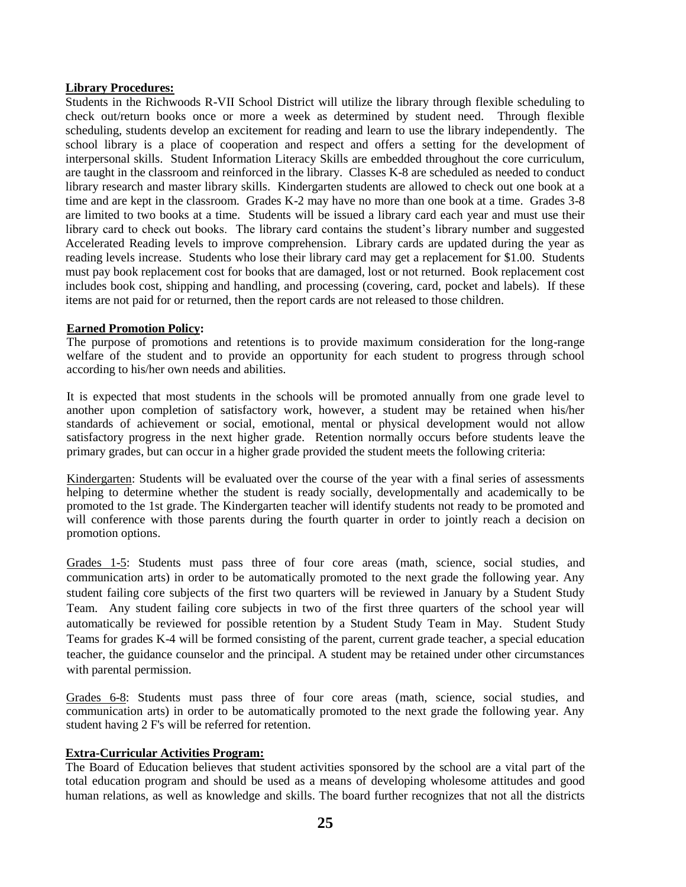**Library Procedures:**

Students in the Richwoods R-VII School District will utilize the library through flexible scheduling to check out/return books once or more a week as determined by student need. Through flexible scheduling, students develop an excitement for reading and learn to use the library independently. The school library is a place of cooperation and respect and offers a setting for the development of interpersonal skills. Student Information Literacy Skills are embedded throughout the core curriculum, are taught in the classroom and reinforced in the library. Classes K-8 are scheduled as needed to conduct library research and master library skills. Kindergarten students are allowed to check out one book at a time and are kept in the classroom. Grades K-2 may have no more than one book at a time. Grades 3-8 are limited to two books at a time. Students will be issued a library card each year and must use their library card to check out books. The library card contains the student's library number and suggested Accelerated Reading levels to improve comprehension. Library cards are updated during the year as reading levels increase. Students who lose their library card may get a replacement for $1.00. Students must pay book replacement cost for books that are damaged, lost or not returned. Book replacement cost includes book cost, shipping and handling, and processing (covering, card, pocket and labels). If these items are not paid for or returned, then the report cards are not released to those children.

**Earned Promotion Policy:**

The purpose of promotions and retentions is to provide maximum consideration for the long-range welfare of the student and to provide an opportunity for each student to progress through school according to his/her own needs and abilities.

It is expected that most students in the schools will be promoted annually from one grade level to another upon completion of satisfactory work, however, a student may be retained when his/her standards of achievement or social, emotional, mental or physical development would not allow satisfactory progress in the next higher grade. Retention normally occurs before students leave the primary grades, but can occur in a higher grade provided the student meets the following criteria:

Kindergarten: Students will be evaluated over the course of the year with a final series of assessments helping to determine whether the student is ready socially, developmentally and academically to be promoted to the 1st grade. The Kindergarten teacher will identify students not ready to be promoted and will conference with those parents during the fourth quarter in order to jointly reach a decision on promotion options.

Grades 1-5: Students must pass three of four core areas (math, science, social studies, and communication arts) in order to be automatically promoted to the next grade the following year. Any student failing core subjects of the first two quarters will be reviewed in January by a Student Study Team. Any student failing core subjects in two of the first three quarters of the school year will automatically be reviewed for possible retention by a Student Study Team in May. Student Study Teams for grades K-4 will be formed consisting of the parent, current grade teacher, a special education teacher, the guidance counselor and the principal. A student may be retained under other circumstances with parental permission.

Grades 6-8: Students must pass three of four core areas (math, science, social studies, and communication arts) in order to be automatically promoted to the next grade the following year. Any student having 2 F's will be referred for retention.

**Extra-Curricular Activities Program:**

The Board of Education believes that student activities sponsored by the school are a vital part of the total education program and should be used as a means of developing wholesome attitudes and good human relations, as well as knowledge and skills. The board further recognizes that not all the districts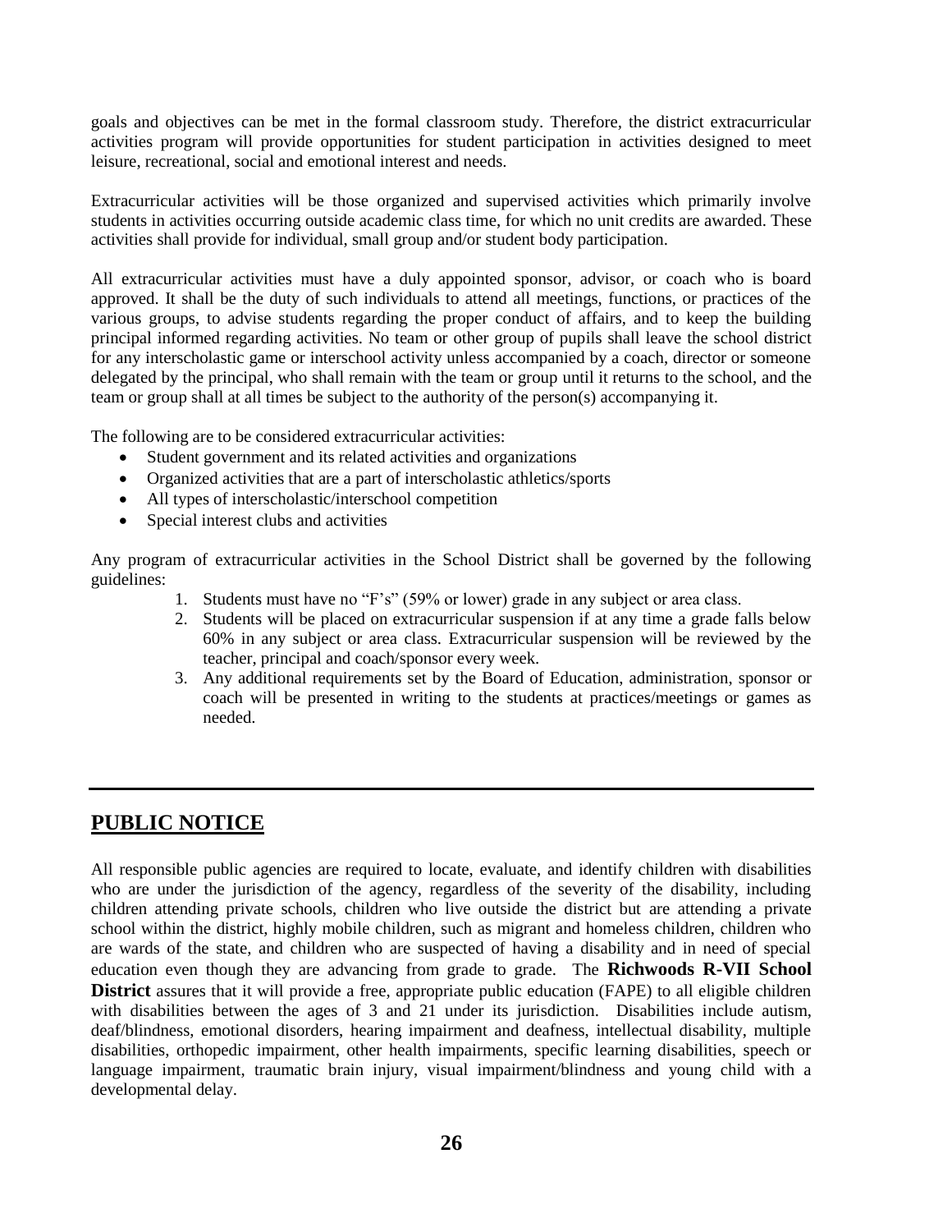goals and objectives can be met in the formal classroom study. Therefore, the district extracurricular activities program will provide opportunities for student participation in activities designed to meet leisure, recreational, social and emotional interest and needs.

Extracurricular activities will be those organized and supervised activities which primarily involve students in activities occurring outside academic class time, for which no unit credits are awarded. These activities shall provide for individual, small group and/or student body participation.

All extracurricular activities must have a duly appointed sponsor, advisor, or coach who is board approved. It shall be the duty of such individuals to attend all meetings, functions, or practices of the various groups, to advise students regarding the proper conduct of affairs, and to keep the building principal informed regarding activities. No team or other group of pupils shall leave the school district for any interscholastic game or interschool activity unless accompanied by a coach, director or someone delegated by the principal, who shall remain with the team or group until it returns to the school, and the team or group shall at all times be subject to the authority of the person(s) accompanying it.

The following are to be considered extracurricular activities:

- Student government and its related activities and organizations
- Organized activities that are a part of interscholastic athletics/sports
- All types of interscholastic/interschool competition
- Special interest clubs and activities

Any program of extracurricular activities in the School District shall be governed by the following guidelines:

1. Students must have no "F's" (59% or lower) grade in any subject or area class.
2. Students will be placed on extracurricular suspension if at any time a grade falls below 60% in any subject or area class. Extracurricular suspension will be reviewed by the teacher, principal and coach/sponsor every week.
3. Any additional requirements set by the Board of Education, administration, sponsor or coach will be presented in writing to the students at practices/meetings or games as needed.

## PUBLIC NOTICE

All responsible public agencies are required to locate, evaluate, and identify children with disabilities who are under the jurisdiction of the agency, regardless of the severity of the disability, including children attending private schools, children who live outside the district but are attending a private school within the district, highly mobile children, such as migrant and homeless children, children who are wards of the state, and children who are suspected of having a disability and in need of special education even though they are advancing from grade to grade. The **Richwoods R-VII School District** assures that it will provide a free, appropriate public education (FAPE) to all eligible children with disabilities between the ages of 3 and 21 under its jurisdiction. Disabilities include autism, deaf/blindness, emotional disorders, hearing impairment and deafness, intellectual disability, multiple disabilities, orthopedic impairment, other health impairments, specific learning disabilities, speech or language impairment, traumatic brain injury, visual impairment/blindness and young child with a developmental delay.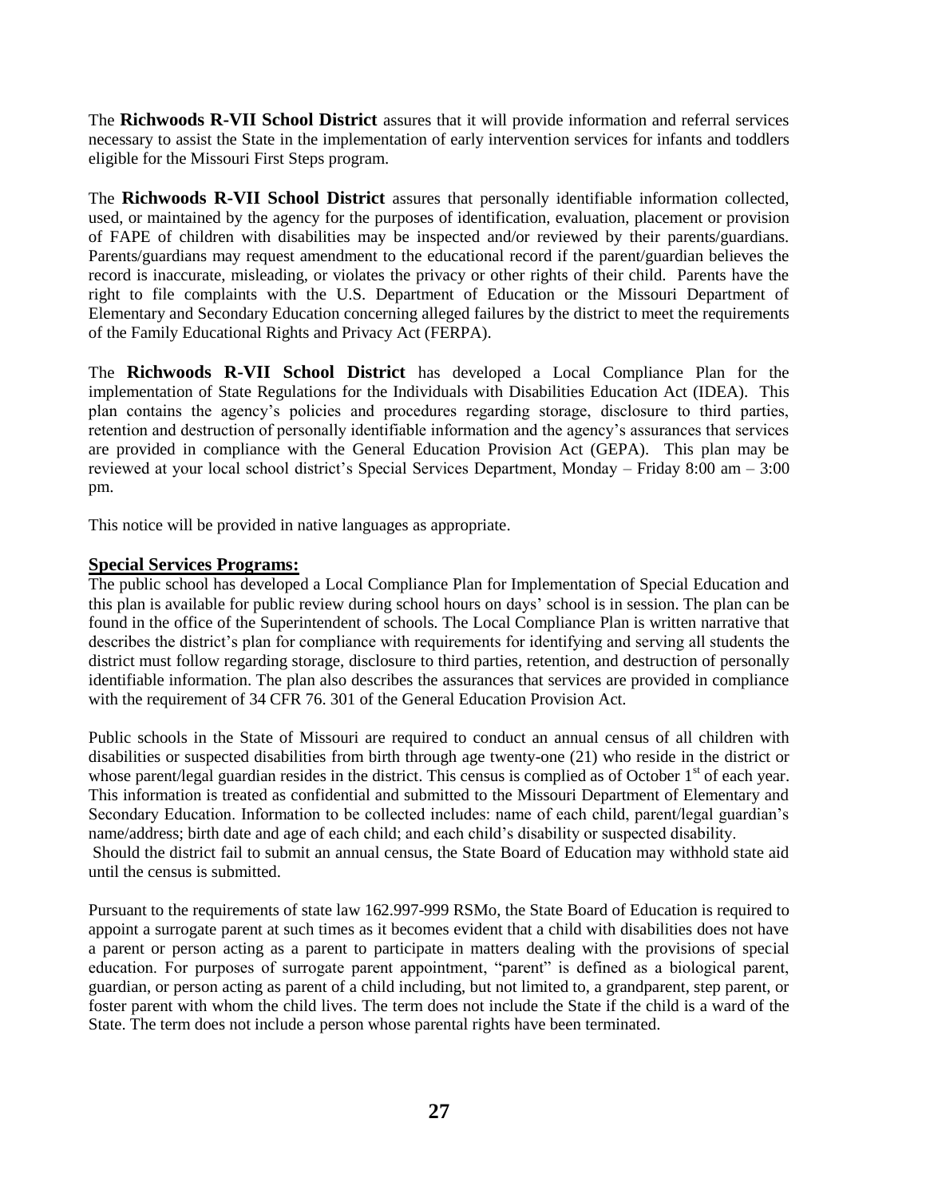The **Richwoods R-VII School District** assures that it will provide information and referral services necessary to assist the State in the implementation of early intervention services for infants and toddlers eligible for the Missouri First Steps program.

The **Richwoods R-VII School District** assures that personally identifiable information collected, used, or maintained by the agency for the purposes of identification, evaluation, placement or provision of FAPE of children with disabilities may be inspected and/or reviewed by their parents/guardians. Parents/guardians may request amendment to the educational record if the parent/guardian believes the record is inaccurate, misleading, or violates the privacy or other rights of their child. Parents have the right to file complaints with the U.S. Department of Education or the Missouri Department of Elementary and Secondary Education concerning alleged failures by the district to meet the requirements of the Family Educational Rights and Privacy Act (FERPA).

The **Richwoods R-VII School District** has developed a Local Compliance Plan for the implementation of State Regulations for the Individuals with Disabilities Education Act (IDEA). This plan contains the agency's policies and procedures regarding storage, disclosure to third parties, retention and destruction of personally identifiable information and the agency's assurances that services are provided in compliance with the General Education Provision Act (GEPA). This plan may be reviewed at your local school district's Special Services Department, Monday – Friday 8:00 am – 3:00 pm.

This notice will be provided in native languages as appropriate.

**Special Services Programs:**

The public school has developed a Local Compliance Plan for Implementation of Special Education and this plan is available for public review during school hours on days' school is in session. The plan can be found in the office of the Superintendent of schools. The Local Compliance Plan is written narrative that describes the district's plan for compliance with requirements for identifying and serving all students the district must follow regarding storage, disclosure to third parties, retention, and destruction of personally identifiable information. The plan also describes the assurances that services are provided in compliance with the requirement of 34 CFR 76. 301 of the General Education Provision Act.

Public schools in the State of Missouri are required to conduct an annual census of all children with disabilities or suspected disabilities from birth through age twenty-one (21) who reside in the district or whose parent/legal guardian resides in the district. This census is complied as of October 1st of each year. This information is treated as confidential and submitted to the Missouri Department of Elementary and Secondary Education. Information to be collected includes: name of each child, parent/legal guardian's name/address; birth date and age of each child; and each child's disability or suspected disability.
Should the district fail to submit an annual census, the State Board of Education may withhold state aid until the census is submitted.

Pursuant to the requirements of state law 162.997-999 RSMo, the State Board of Education is required to appoint a surrogate parent at such times as it becomes evident that a child with disabilities does not have a parent or person acting as a parent to participate in matters dealing with the provisions of special education. For purposes of surrogate parent appointment, "parent" is defined as a biological parent, guardian, or person acting as parent of a child including, but not limited to, a grandparent, step parent, or foster parent with whom the child lives. The term does not include the State if the child is a ward of the State. The term does not include a person whose parental rights have been terminated.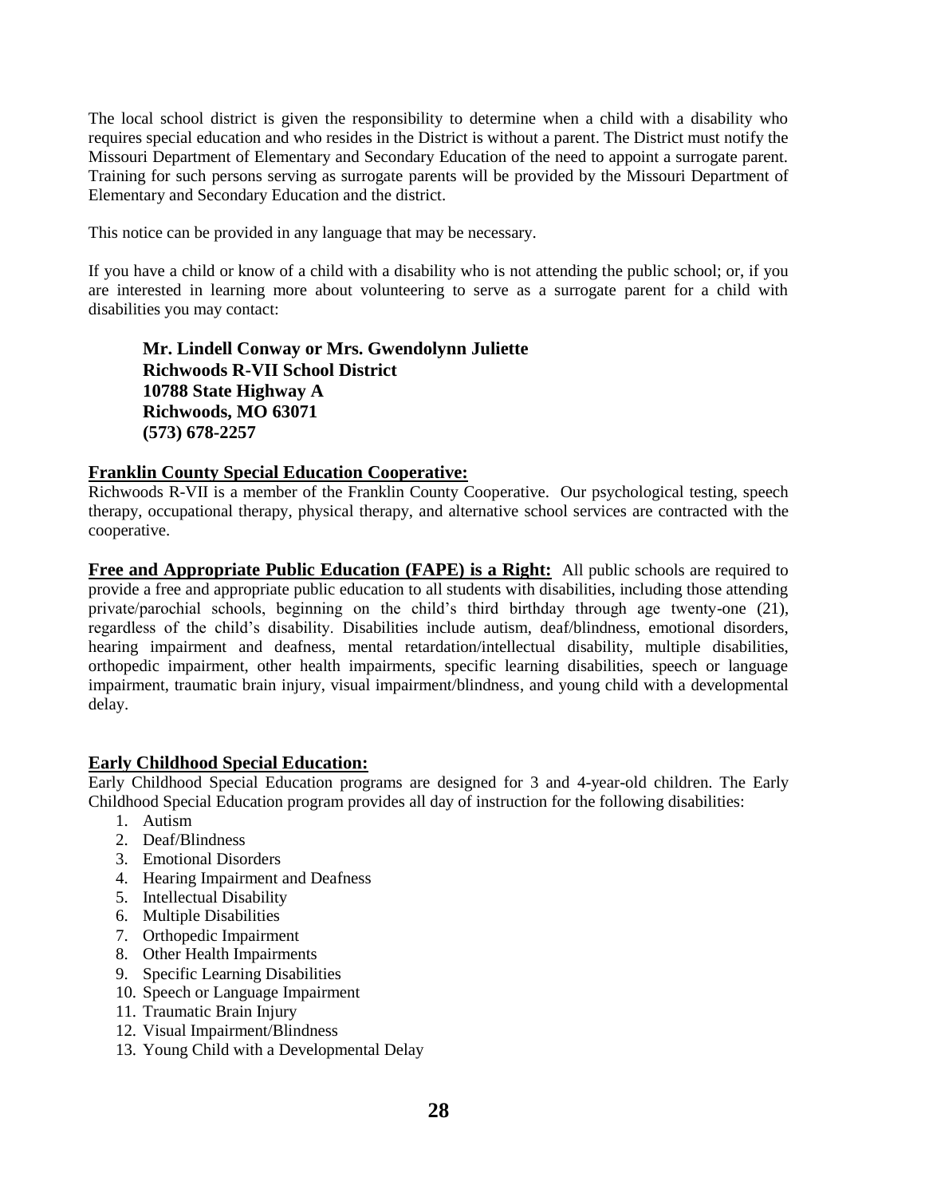The local school district is given the responsibility to determine when a child with a disability who requires special education and who resides in the District is without a parent. The District must notify the Missouri Department of Elementary and Secondary Education of the need to appoint a surrogate parent. Training for such persons serving as surrogate parents will be provided by the Missouri Department of Elementary and Secondary Education and the district.

This notice can be provided in any language that may be necessary.

If you have a child or know of a child with a disability who is not attending the public school; or, if you are interested in learning more about volunteering to serve as a surrogate parent for a child with disabilities you may contact:

> **Mr. Lindell Conway or Mrs. Gwendolynn Juliette**
> **Richwoods R-VII School District**
> **10788 State Highway A**
> **Richwoods, MO 63071**
> **(573) 678-2257**

**Franklin County Special Education Cooperative:**

Richwoods R-VII is a member of the Franklin County Cooperative. Our psychological testing, speech therapy, occupational therapy, physical therapy, and alternative school services are contracted with the cooperative.

**Free and Appropriate Public Education (FAPE) is a Right:** All public schools are required to provide a free and appropriate public education to all students with disabilities, including those attending private/parochial schools, beginning on the child's third birthday through age twenty-one (21), regardless of the child's disability. Disabilities include autism, deaf/blindness, emotional disorders, hearing impairment and deafness, mental retardation/intellectual disability, multiple disabilities, orthopedic impairment, other health impairments, specific learning disabilities, speech or language impairment, traumatic brain injury, visual impairment/blindness, and young child with a developmental delay.

**Early Childhood Special Education:**

Early Childhood Special Education programs are designed for 3 and 4-year-old children. The Early Childhood Special Education program provides all day of instruction for the following disabilities:

1. Autism
2. Deaf/Blindness
3. Emotional Disorders
4. Hearing Impairment and Deafness
5. Intellectual Disability
6. Multiple Disabilities
7. Orthopedic Impairment
8. Other Health Impairments
9. Specific Learning Disabilities
10. Speech or Language Impairment
11. Traumatic Brain Injury
12. Visual Impairment/Blindness
13. Young Child with a Developmental Delay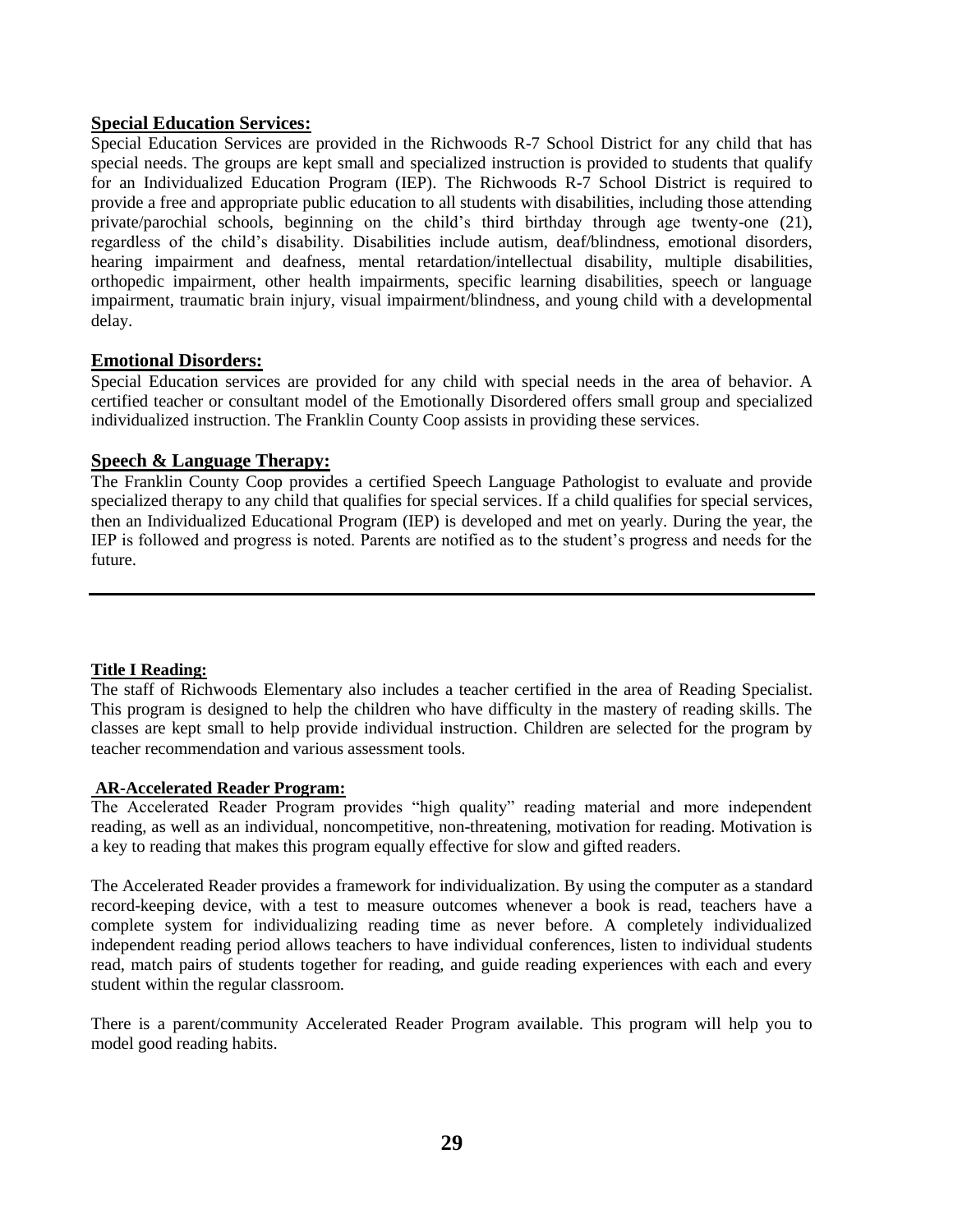**Special Education Services:**

Special Education Services are provided in the Richwoods R-7 School District for any child that has special needs. The groups are kept small and specialized instruction is provided to students that qualify for an Individualized Education Program (IEP). The Richwoods R-7 School District is required to provide a free and appropriate public education to all students with disabilities, including those attending private/parochial schools, beginning on the child's third birthday through age twenty-one (21), regardless of the child's disability. Disabilities include autism, deaf/blindness, emotional disorders, hearing impairment and deafness, mental retardation/intellectual disability, multiple disabilities, orthopedic impairment, other health impairments, specific learning disabilities, speech or language impairment, traumatic brain injury, visual impairment/blindness, and young child with a developmental delay.

**Emotional Disorders:**

Special Education services are provided for any child with special needs in the area of behavior. A certified teacher or consultant model of the Emotionally Disordered offers small group and specialized individualized instruction. The Franklin County Coop assists in providing these services.

**Speech & Language Therapy:**

The Franklin County Coop provides a certified Speech Language Pathologist to evaluate and provide specialized therapy to any child that qualifies for special services. If a child qualifies for special services, then an Individualized Educational Program (IEP) is developed and met on yearly. During the year, the IEP is followed and progress is noted. Parents are notified as to the student's progress and needs for the future.

---

**Title I Reading:**

The staff of Richwoods Elementary also includes a teacher certified in the area of Reading Specialist. This program is designed to help the children who have difficulty in the mastery of reading skills. The classes are kept small to help provide individual instruction. Children are selected for the program by teacher recommendation and various assessment tools.

**AR-Accelerated Reader Program:**

The Accelerated Reader Program provides "high quality" reading material and more independent reading, as well as an individual, noncompetitive, non-threatening, motivation for reading. Motivation is a key to reading that makes this program equally effective for slow and gifted readers.

The Accelerated Reader provides a framework for individualization. By using the computer as a standard record-keeping device, with a test to measure outcomes whenever a book is read, teachers have a complete system for individualizing reading time as never before. A completely individualized independent reading period allows teachers to have individual conferences, listen to individual students read, match pairs of students together for reading, and guide reading experiences with each and every student within the regular classroom.

There is a parent/community Accelerated Reader Program available. This program will help you to model good reading habits.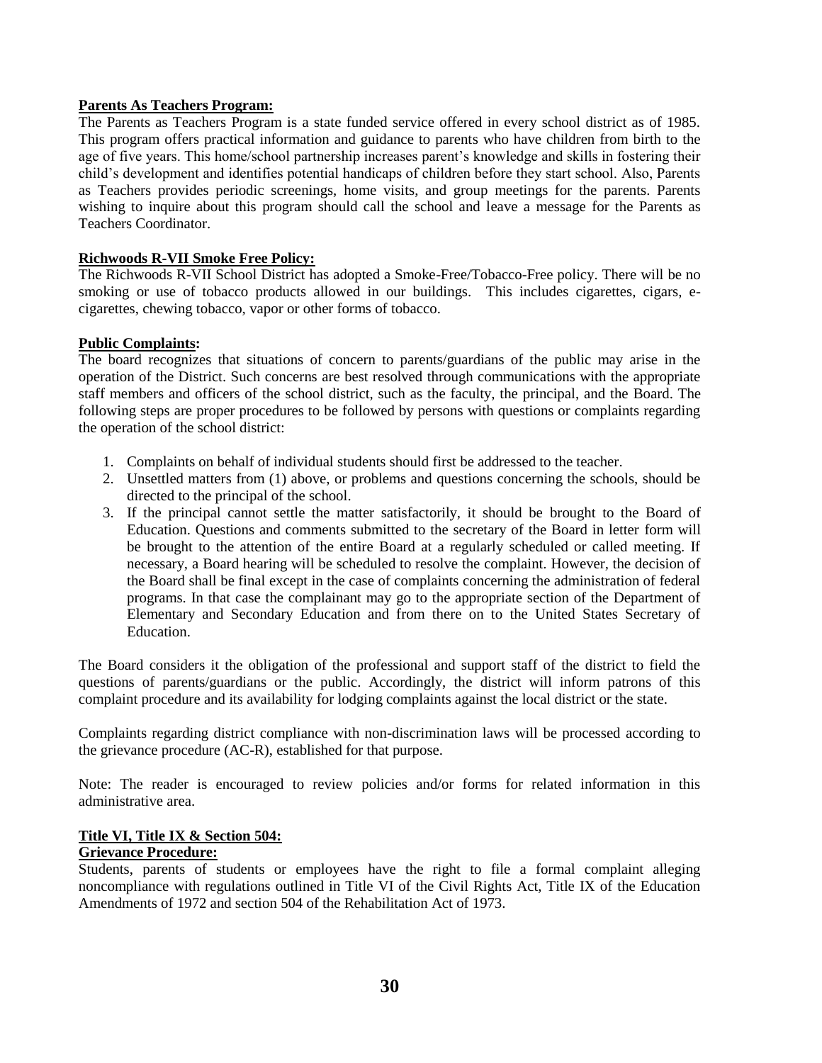**Parents As Teachers Program:**

The Parents as Teachers Program is a state funded service offered in every school district as of 1985. This program offers practical information and guidance to parents who have children from birth to the age of five years. This home/school partnership increases parent's knowledge and skills in fostering their child's development and identifies potential handicaps of children before they start school. Also, Parents as Teachers provides periodic screenings, home visits, and group meetings for the parents. Parents wishing to inquire about this program should call the school and leave a message for the Parents as Teachers Coordinator.

**Richwoods R-VII Smoke Free Policy:**

The Richwoods R-VII School District has adopted a Smoke-Free/Tobacco-Free policy. There will be no smoking or use of tobacco products allowed in our buildings. This includes cigarettes, cigars, e-cigarettes, chewing tobacco, vapor or other forms of tobacco.

**Public Complaints:**

The board recognizes that situations of concern to parents/guardians of the public may arise in the operation of the District. Such concerns are best resolved through communications with the appropriate staff members and officers of the school district, such as the faculty, the principal, and the Board. The following steps are proper procedures to be followed by persons with questions or complaints regarding the operation of the school district:

1. Complaints on behalf of individual students should first be addressed to the teacher.
2. Unsettled matters from (1) above, or problems and questions concerning the schools, should be directed to the principal of the school.
3. If the principal cannot settle the matter satisfactorily, it should be brought to the Board of Education. Questions and comments submitted to the secretary of the Board in letter form will be brought to the attention of the entire Board at a regularly scheduled or called meeting. If necessary, a Board hearing will be scheduled to resolve the complaint. However, the decision of the Board shall be final except in the case of complaints concerning the administration of federal programs. In that case the complainant may go to the appropriate section of the Department of Elementary and Secondary Education and from there on to the United States Secretary of Education.

The Board considers it the obligation of the professional and support staff of the district to field the questions of parents/guardians or the public. Accordingly, the district will inform patrons of this complaint procedure and its availability for lodging complaints against the local district or the state.

Complaints regarding district compliance with non-discrimination laws will be processed according to the grievance procedure (AC-R), established for that purpose.

Note: The reader is encouraged to review policies and/or forms for related information in this administrative area.

**Title VI, Title IX & Section 504:**

**Grievance Procedure:**

Students, parents of students or employees have the right to file a formal complaint alleging noncompliance with regulations outlined in Title VI of the Civil Rights Act, Title IX of the Education Amendments of 1972 and section 504 of the Rehabilitation Act of 1973.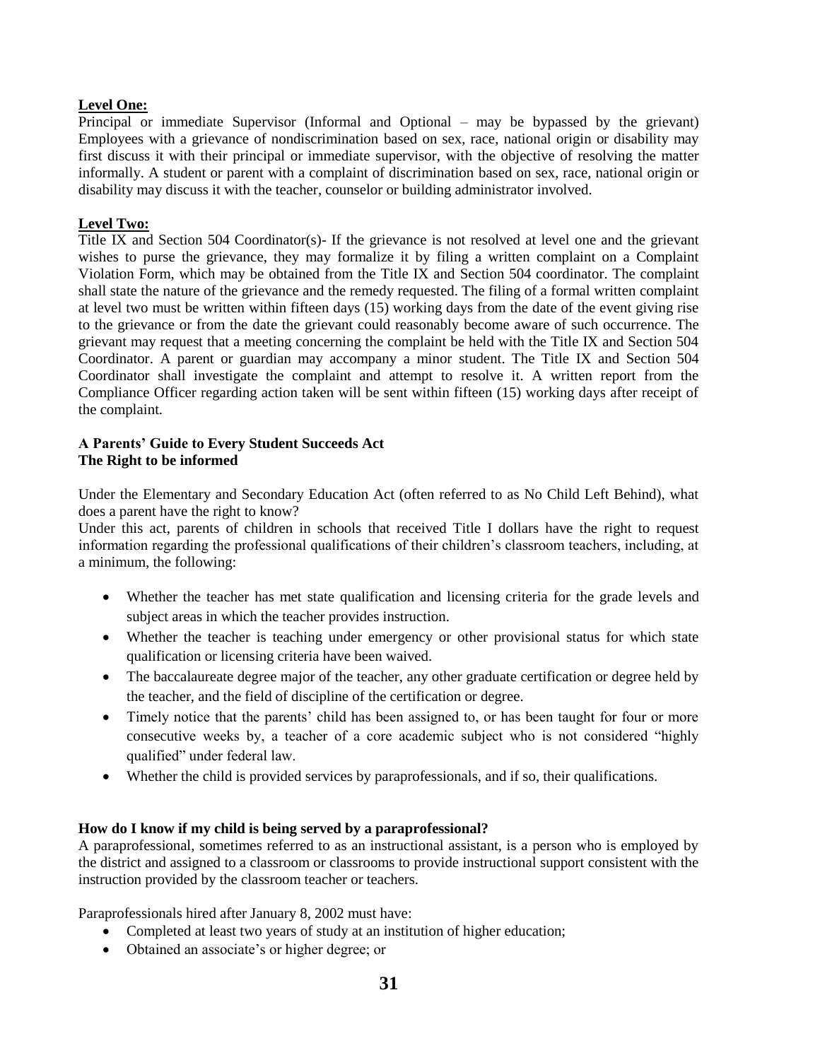**Level One:**

Principal or immediate Supervisor (Informal and Optional – may be bypassed by the grievant) Employees with a grievance of nondiscrimination based on sex, race, national origin or disability may first discuss it with their principal or immediate supervisor, with the objective of resolving the matter informally. A student or parent with a complaint of discrimination based on sex, race, national origin or disability may discuss it with the teacher, counselor or building administrator involved.

**Level Two:**

Title IX and Section 504 Coordinator(s)- If the grievance is not resolved at level one and the grievant wishes to purse the grievance, they may formalize it by filing a written complaint on a Complaint Violation Form, which may be obtained from the Title IX and Section 504 coordinator. The complaint shall state the nature of the grievance and the remedy requested. The filing of a formal written complaint at level two must be written within fifteen days (15) working days from the date of the event giving rise to the grievance or from the date the grievant could reasonably become aware of such occurrence. The grievant may request that a meeting concerning the complaint be held with the Title IX and Section 504 Coordinator. A parent or guardian may accompany a minor student. The Title IX and Section 504 Coordinator shall investigate the complaint and attempt to resolve it. A written report from the Compliance Officer regarding action taken will be sent within fifteen (15) working days after receipt of the complaint.

**A Parents' Guide to Every Student Succeeds Act**
**The Right to be informed**

Under the Elementary and Secondary Education Act (often referred to as No Child Left Behind), what does a parent have the right to know?

Under this act, parents of children in schools that received Title I dollars have the right to request information regarding the professional qualifications of their children's classroom teachers, including, at a minimum, the following:

- Whether the teacher has met state qualification and licensing criteria for the grade levels and subject areas in which the teacher provides instruction.
- Whether the teacher is teaching under emergency or other provisional status for which state qualification or licensing criteria have been waived.
- The baccalaureate degree major of the teacher, any other graduate certification or degree held by the teacher, and the field of discipline of the certification or degree.
- Timely notice that the parents' child has been assigned to, or has been taught for four or more consecutive weeks by, a teacher of a core academic subject who is not considered "highly qualified" under federal law.
- Whether the child is provided services by paraprofessionals, and if so, their qualifications.

**How do I know if my child is being served by a paraprofessional?**

A paraprofessional, sometimes referred to as an instructional assistant, is a person who is employed by the district and assigned to a classroom or classrooms to provide instructional support consistent with the instruction provided by the classroom teacher or teachers.

Paraprofessionals hired after January 8, 2002 must have:

- Completed at least two years of study at an institution of higher education;
- Obtained an associate's or higher degree; or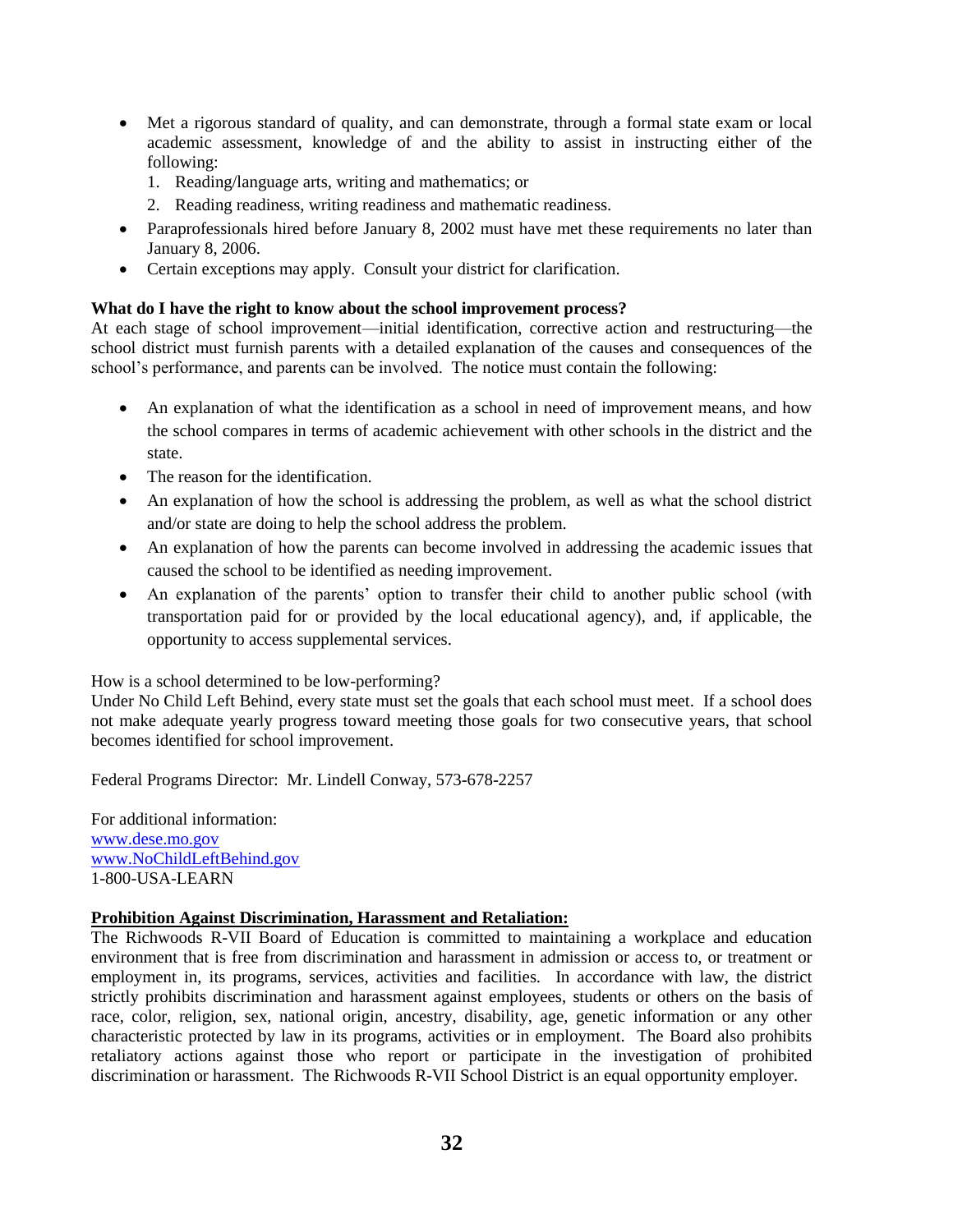- Met a rigorous standard of quality, and can demonstrate, through a formal state exam or local academic assessment, knowledge of and the ability to assist in instructing either of the following:
  1. Reading/language arts, writing and mathematics; or
  2. Reading readiness, writing readiness and mathematic readiness.
- Paraprofessionals hired before January 8, 2002 must have met these requirements no later than January 8, 2006.
- Certain exceptions may apply. Consult your district for clarification.

**What do I have the right to know about the school improvement process?**
At each stage of school improvement—initial identification, corrective action and restructuring—the school district must furnish parents with a detailed explanation of the causes and consequences of the school's performance, and parents can be involved. The notice must contain the following:

- An explanation of what the identification as a school in need of improvement means, and how the school compares in terms of academic achievement with other schools in the district and the state.
- The reason for the identification.
- An explanation of how the school is addressing the problem, as well as what the school district and/or state are doing to help the school address the problem.
- An explanation of how the parents can become involved in addressing the academic issues that caused the school to be identified as needing improvement.
- An explanation of the parents' option to transfer their child to another public school (with transportation paid for or provided by the local educational agency), and, if applicable, the opportunity to access supplemental services.

How is a school determined to be low-performing?
Under No Child Left Behind, every state must set the goals that each school must meet. If a school does not make adequate yearly progress toward meeting those goals for two consecutive years, that school becomes identified for school improvement.

Federal Programs Director: Mr. Lindell Conway, 573-678-2257

For additional information:
www.dese.mo.gov
www.NoChildLeftBehind.gov
1-800-USA-LEARN

**Prohibition Against Discrimination, Harassment and Retaliation:**
The Richwoods R-VII Board of Education is committed to maintaining a workplace and education environment that is free from discrimination and harassment in admission or access to, or treatment or employment in, its programs, services, activities and facilities. In accordance with law, the district strictly prohibits discrimination and harassment against employees, students or others on the basis of race, color, religion, sex, national origin, ancestry, disability, age, genetic information or any other characteristic protected by law in its programs, activities or in employment. The Board also prohibits retaliatory actions against those who report or participate in the investigation of prohibited discrimination or harassment. The Richwoods R-VII School District is an equal opportunity employer.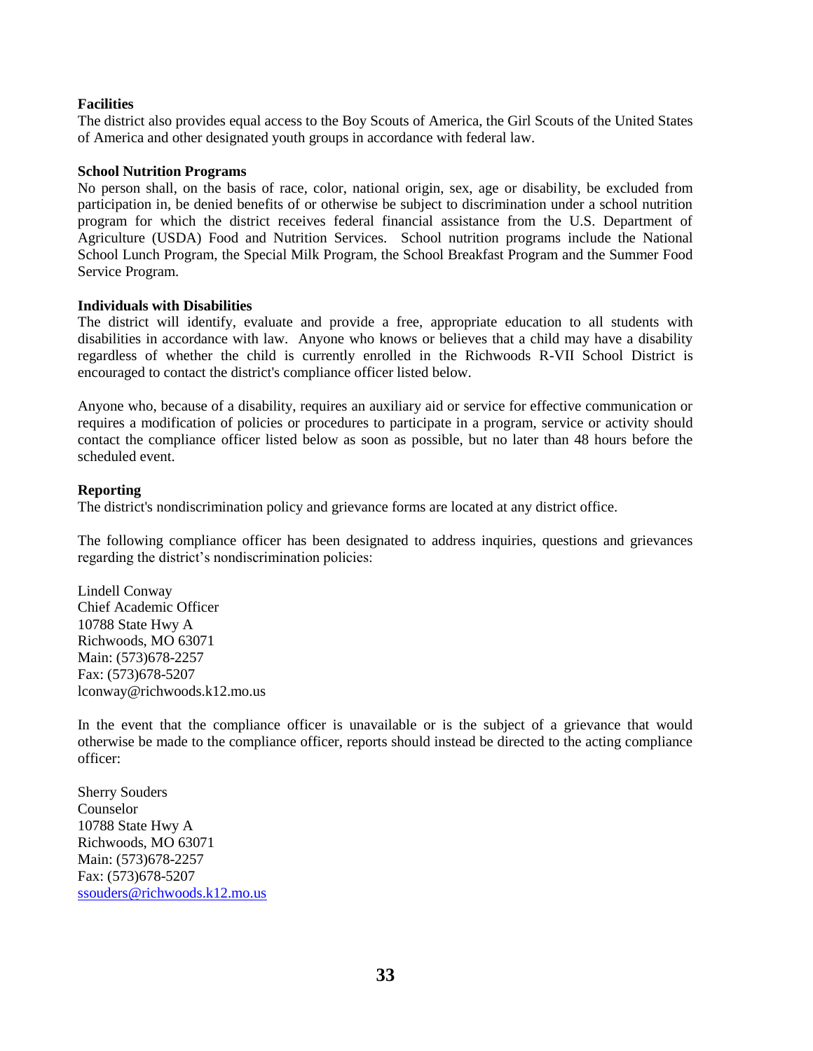**Facilities**
The district also provides equal access to the Boy Scouts of America, the Girl Scouts of the United States of America and other designated youth groups in accordance with federal law.

**School Nutrition Programs**
No person shall, on the basis of race, color, national origin, sex, age or disability, be excluded from participation in, be denied benefits of or otherwise be subject to discrimination under a school nutrition program for which the district receives federal financial assistance from the U.S. Department of Agriculture (USDA) Food and Nutrition Services. School nutrition programs include the National School Lunch Program, the Special Milk Program, the School Breakfast Program and the Summer Food Service Program.

**Individuals with Disabilities**
The district will identify, evaluate and provide a free, appropriate education to all students with disabilities in accordance with law. Anyone who knows or believes that a child may have a disability regardless of whether the child is currently enrolled in the Richwoods R-VII School District is encouraged to contact the district's compliance officer listed below.

Anyone who, because of a disability, requires an auxiliary aid or service for effective communication or requires a modification of policies or procedures to participate in a program, service or activity should contact the compliance officer listed below as soon as possible, but no later than 48 hours before the scheduled event.

**Reporting**
The district's nondiscrimination policy and grievance forms are located at any district office.

The following compliance officer has been designated to address inquiries, questions and grievances regarding the district's nondiscrimination policies:

Lindell Conway
Chief Academic Officer
10788 State Hwy A
Richwoods, MO 63071
Main: (573)678-2257
Fax: (573)678-5207
lconway@richwoods.k12.mo.us

In the event that the compliance officer is unavailable or is the subject of a grievance that would otherwise be made to the compliance officer, reports should instead be directed to the acting compliance officer:

Sherry Souders
Counselor
10788 State Hwy A
Richwoods, MO 63071
Main: (573)678-2257
Fax: (573)678-5207
ssouders@richwoods.k12.mo.us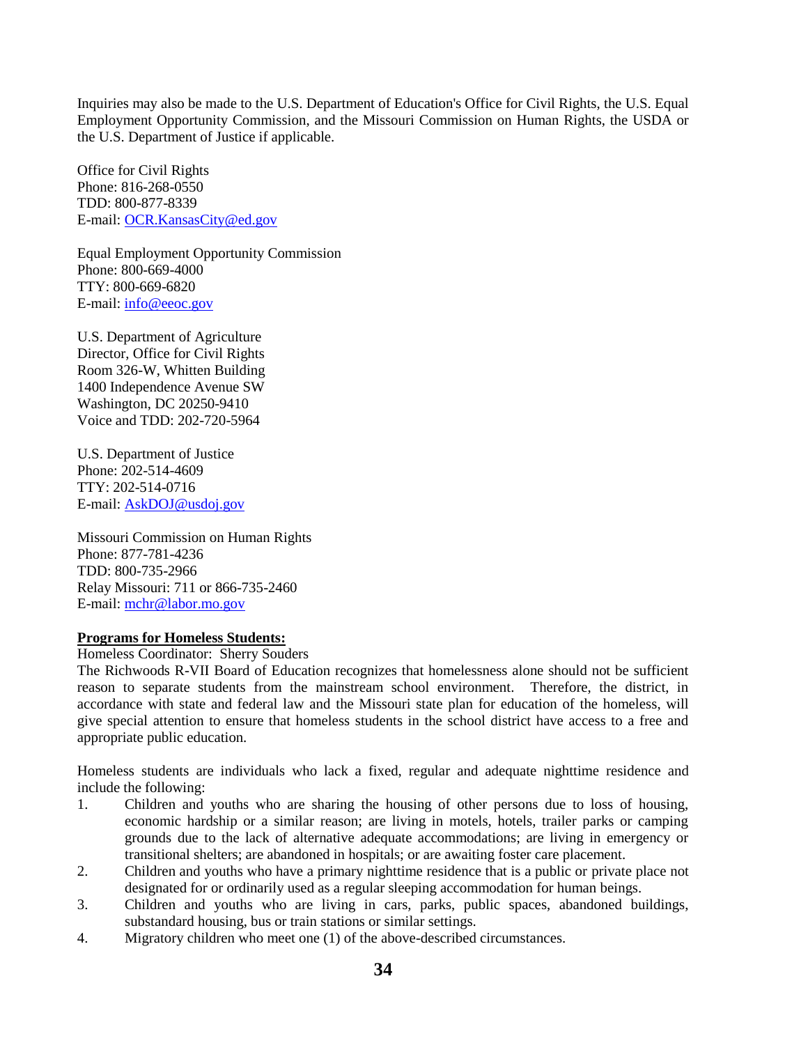Inquiries may also be made to the U.S. Department of Education's Office for Civil Rights, the U.S. Equal Employment Opportunity Commission, and the Missouri Commission on Human Rights, the USDA or the U.S. Department of Justice if applicable.

Office for Civil Rights
Phone: 816-268-0550
TDD: 800-877-8339
E-mail: OCR.KansasCity@ed.gov

Equal Employment Opportunity Commission
Phone: 800-669-4000
TTY: 800-669-6820
E-mail: info@eeoc.gov

U.S. Department of Agriculture
Director, Office for Civil Rights
Room 326-W, Whitten Building
1400 Independence Avenue SW
Washington, DC 20250-9410
Voice and TDD: 202-720-5964

U.S. Department of Justice
Phone: 202-514-4609
TTY: 202-514-0716
E-mail: AskDOJ@usdoj.gov

Missouri Commission on Human Rights
Phone: 877-781-4236
TDD: 800-735-2966
Relay Missouri: 711 or 866-735-2460
E-mail: mchr@labor.mo.gov

**Programs for Homeless Students:**

Homeless Coordinator: Sherry Souders

The Richwoods R-VII Board of Education recognizes that homelessness alone should not be sufficient reason to separate students from the mainstream school environment. Therefore, the district, in accordance with state and federal law and the Missouri state plan for education of the homeless, will give special attention to ensure that homeless students in the school district have access to a free and appropriate public education.

Homeless students are individuals who lack a fixed, regular and adequate nighttime residence and include the following:

1. Children and youths who are sharing the housing of other persons due to loss of housing, economic hardship or a similar reason; are living in motels, hotels, trailer parks or camping grounds due to the lack of alternative adequate accommodations; are living in emergency or transitional shelters; are abandoned in hospitals; or are awaiting foster care placement.
2. Children and youths who have a primary nighttime residence that is a public or private place not designated for or ordinarily used as a regular sleeping accommodation for human beings.
3. Children and youths who are living in cars, parks, public spaces, abandoned buildings, substandard housing, bus or train stations or similar settings.
4. Migratory children who meet one (1) of the above-described circumstances.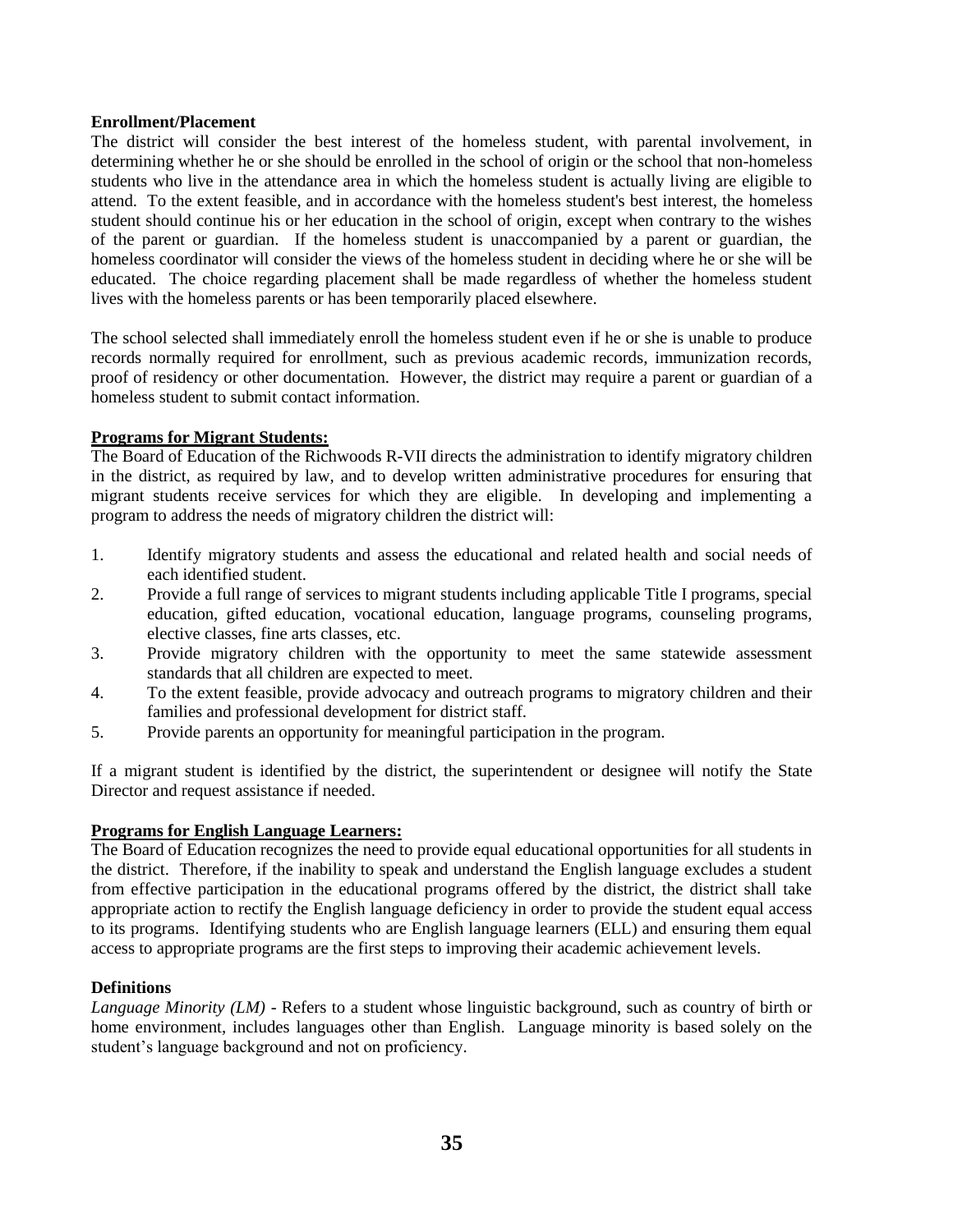**Enrollment/Placement**

The district will consider the best interest of the homeless student, with parental involvement, in determining whether he or she should be enrolled in the school of origin or the school that non-homeless students who live in the attendance area in which the homeless student is actually living are eligible to attend. To the extent feasible, and in accordance with the homeless student's best interest, the homeless student should continue his or her education in the school of origin, except when contrary to the wishes of the parent or guardian. If the homeless student is unaccompanied by a parent or guardian, the homeless coordinator will consider the views of the homeless student in deciding where he or she will be educated. The choice regarding placement shall be made regardless of whether the homeless student lives with the homeless parents or has been temporarily placed elsewhere.

The school selected shall immediately enroll the homeless student even if he or she is unable to produce records normally required for enrollment, such as previous academic records, immunization records, proof of residency or other documentation. However, the district may require a parent or guardian of a homeless student to submit contact information.

**Programs for Migrant Students:**

The Board of Education of the Richwoods R-VII directs the administration to identify migratory children in the district, as required by law, and to develop written administrative procedures for ensuring that migrant students receive services for which they are eligible. In developing and implementing a program to address the needs of migratory children the district will:

1. Identify migratory students and assess the educational and related health and social needs of each identified student.
2. Provide a full range of services to migrant students including applicable Title I programs, special education, gifted education, vocational education, language programs, counseling programs, elective classes, fine arts classes, etc.
3. Provide migratory children with the opportunity to meet the same statewide assessment standards that all children are expected to meet.
4. To the extent feasible, provide advocacy and outreach programs to migratory children and their families and professional development for district staff.
5. Provide parents an opportunity for meaningful participation in the program.

If a migrant student is identified by the district, the superintendent or designee will notify the State Director and request assistance if needed.

**Programs for English Language Learners:**

The Board of Education recognizes the need to provide equal educational opportunities for all students in the district. Therefore, if the inability to speak and understand the English language excludes a student from effective participation in the educational programs offered by the district, the district shall take appropriate action to rectify the English language deficiency in order to provide the student equal access to its programs. Identifying students who are English language learners (ELL) and ensuring them equal access to appropriate programs are the first steps to improving their academic achievement levels.

**Definitions**

*Language Minority (LM)* - Refers to a student whose linguistic background, such as country of birth or home environment, includes languages other than English. Language minority is based solely on the student's language background and not on proficiency.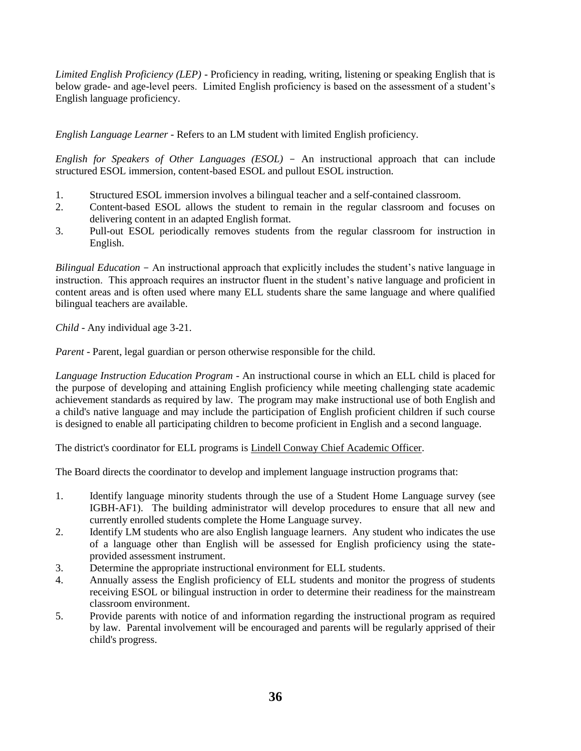*Limited English Proficiency (LEP)* - Proficiency in reading, writing, listening or speaking English that is below grade- and age-level peers. Limited English proficiency is based on the assessment of a student's English language proficiency.

*English Language Learner* - Refers to an LM student with limited English proficiency.

*English for Speakers of Other Languages (ESOL)* – An instructional approach that can include structured ESOL immersion, content-based ESOL and pullout ESOL instruction.

1. Structured ESOL immersion involves a bilingual teacher and a self-contained classroom.
2. Content-based ESOL allows the student to remain in the regular classroom and focuses on delivering content in an adapted English format.
3. Pull-out ESOL periodically removes students from the regular classroom for instruction in English.

*Bilingual Education* – An instructional approach that explicitly includes the student's native language in instruction. This approach requires an instructor fluent in the student's native language and proficient in content areas and is often used where many ELL students share the same language and where qualified bilingual teachers are available.

*Child* - Any individual age 3-21.

*Parent* - Parent, legal guardian or person otherwise responsible for the child.

*Language Instruction Education Program* - An instructional course in which an ELL child is placed for the purpose of developing and attaining English proficiency while meeting challenging state academic achievement standards as required by law. The program may make instructional use of both English and a child's native language and may include the participation of English proficient children if such course is designed to enable all participating children to become proficient in English and a second language.

The district's coordinator for ELL programs is Lindell Conway Chief Academic Officer.

The Board directs the coordinator to develop and implement language instruction programs that:

1. Identify language minority students through the use of a Student Home Language survey (see IGBH-AF1). The building administrator will develop procedures to ensure that all new and currently enrolled students complete the Home Language survey.
2. Identify LM students who are also English language learners. Any student who indicates the use of a language other than English will be assessed for English proficiency using the state-provided assessment instrument.
3. Determine the appropriate instructional environment for ELL students.
4. Annually assess the English proficiency of ELL students and monitor the progress of students receiving ESOL or bilingual instruction in order to determine their readiness for the mainstream classroom environment.
5. Provide parents with notice of and information regarding the instructional program as required by law. Parental involvement will be encouraged and parents will be regularly apprised of their child's progress.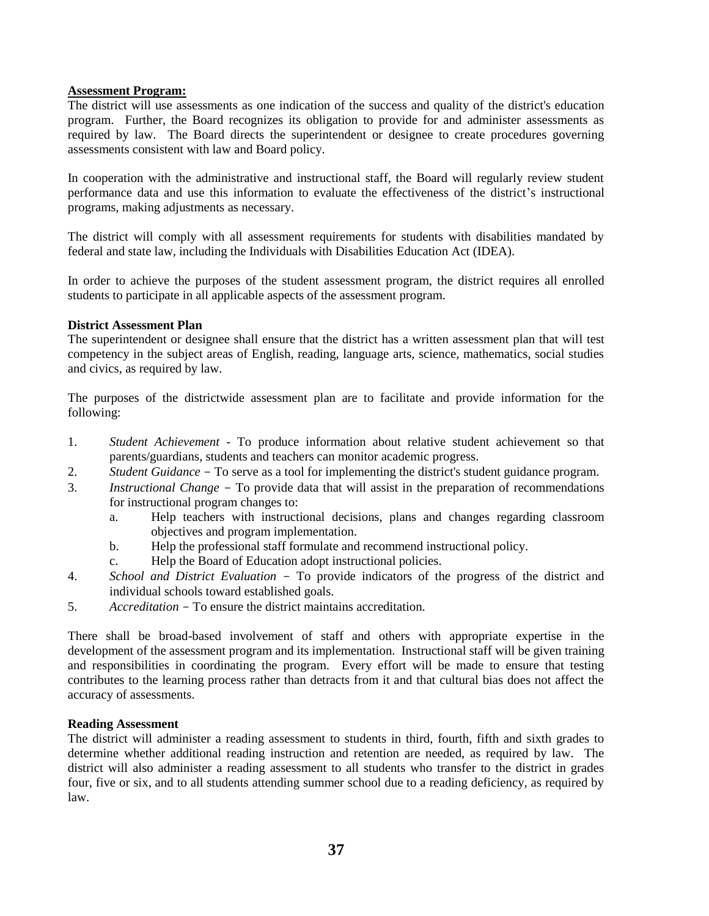**Assessment Program:**

The district will use assessments as one indication of the success and quality of the district's education program. Further, the Board recognizes its obligation to provide for and administer assessments as required by law. The Board directs the superintendent or designee to create procedures governing assessments consistent with law and Board policy.

In cooperation with the administrative and instructional staff, the Board will regularly review student performance data and use this information to evaluate the effectiveness of the district's instructional programs, making adjustments as necessary.

The district will comply with all assessment requirements for students with disabilities mandated by federal and state law, including the Individuals with Disabilities Education Act (IDEA).

In order to achieve the purposes of the student assessment program, the district requires all enrolled students to participate in all applicable aspects of the assessment program.

**District Assessment Plan**

The superintendent or designee shall ensure that the district has a written assessment plan that will test competency in the subject areas of English, reading, language arts, science, mathematics, social studies and civics, as required by law.

The purposes of the districtwide assessment plan are to facilitate and provide information for the following:

1. *Student Achievement* - To produce information about relative student achievement so that parents/guardians, students and teachers can monitor academic progress.
2. *Student Guidance* – To serve as a tool for implementing the district's student guidance program.
3. *Instructional Change* – To provide data that will assist in the preparation of recommendations for instructional program changes to:
   a. Help teachers with instructional decisions, plans and changes regarding classroom objectives and program implementation.
   b. Help the professional staff formulate and recommend instructional policy.
   c. Help the Board of Education adopt instructional policies.
4. *School and District Evaluation* – To provide indicators of the progress of the district and individual schools toward established goals.
5. *Accreditation* – To ensure the district maintains accreditation.

There shall be broad-based involvement of staff and others with appropriate expertise in the development of the assessment program and its implementation. Instructional staff will be given training and responsibilities in coordinating the program. Every effort will be made to ensure that testing contributes to the learning process rather than detracts from it and that cultural bias does not affect the accuracy of assessments.

**Reading Assessment**

The district will administer a reading assessment to students in third, fourth, fifth and sixth grades to determine whether additional reading instruction and retention are needed, as required by law. The district will also administer a reading assessment to all students who transfer to the district in grades four, five or six, and to all students attending summer school due to a reading deficiency, as required by law.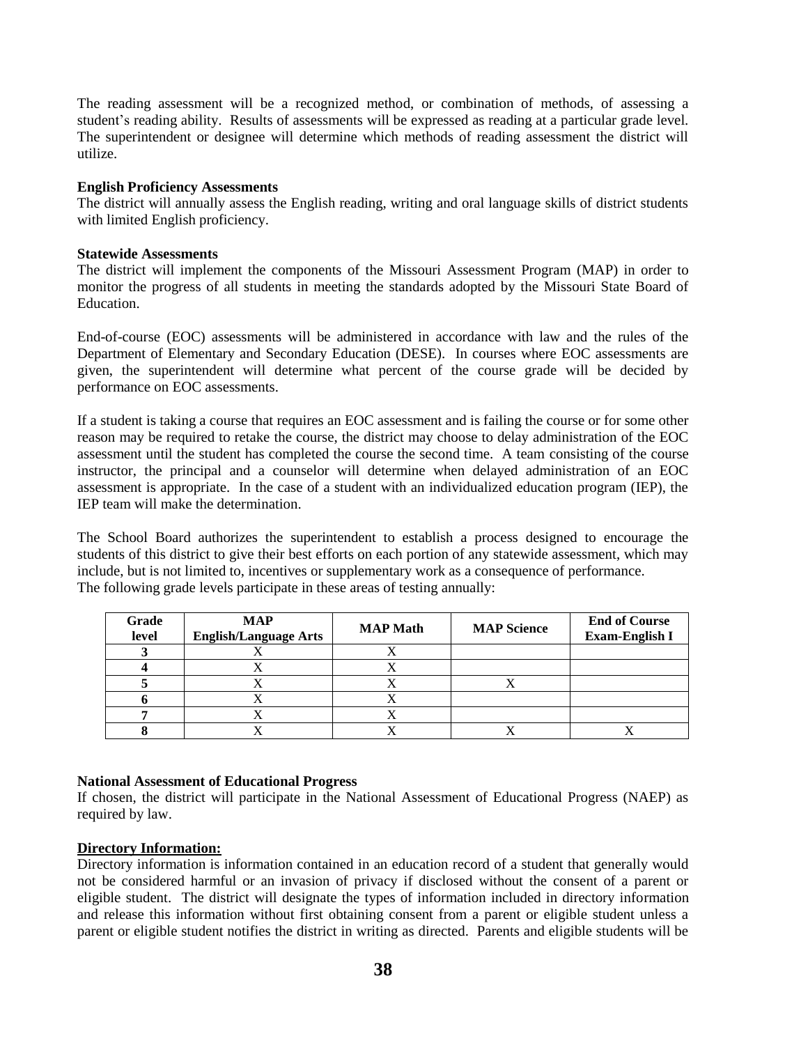The reading assessment will be a recognized method, or combination of methods, of assessing a student's reading ability. Results of assessments will be expressed as reading at a particular grade level. The superintendent or designee will determine which methods of reading assessment the district will utilize.

**English Proficiency Assessments**

The district will annually assess the English reading, writing and oral language skills of district students with limited English proficiency.

**Statewide Assessments**

The district will implement the components of the Missouri Assessment Program (MAP) in order to monitor the progress of all students in meeting the standards adopted by the Missouri State Board of Education.

End-of-course (EOC) assessments will be administered in accordance with law and the rules of the Department of Elementary and Secondary Education (DESE). In courses where EOC assessments are given, the superintendent will determine what percent of the course grade will be decided by performance on EOC assessments.

If a student is taking a course that requires an EOC assessment and is failing the course or for some other reason may be required to retake the course, the district may choose to delay administration of the EOC assessment until the student has completed the course the second time. A team consisting of the course instructor, the principal and a counselor will determine when delayed administration of an EOC assessment is appropriate. In the case of a student with an individualized education program (IEP), the IEP team will make the determination.

The School Board authorizes the superintendent to establish a process designed to encourage the students of this district to give their best efforts on each portion of any statewide assessment, which may include, but is not limited to, incentives or supplementary work as a consequence of performance.

The following grade levels participate in these areas of testing annually:

| Grade level | MAP English/Language Arts | MAP Math | MAP Science | End of Course Exam-English I |
|---|---|---|---|---|
| 3 | X | X | | |
| 4 | X | X | | |
| 5 | X | X | X | |
| 6 | X | X | | |
| 7 | X | X | | |
| 8 | X | X | X | X |

**National Assessment of Educational Progress**

If chosen, the district will participate in the National Assessment of Educational Progress (NAEP) as required by law.

**Directory Information:**

Directory information is information contained in an education record of a student that generally would not be considered harmful or an invasion of privacy if disclosed without the consent of a parent or eligible student. The district will designate the types of information included in directory information and release this information without first obtaining consent from a parent or eligible student unless a parent or eligible student notifies the district in writing as directed. Parents and eligible students will be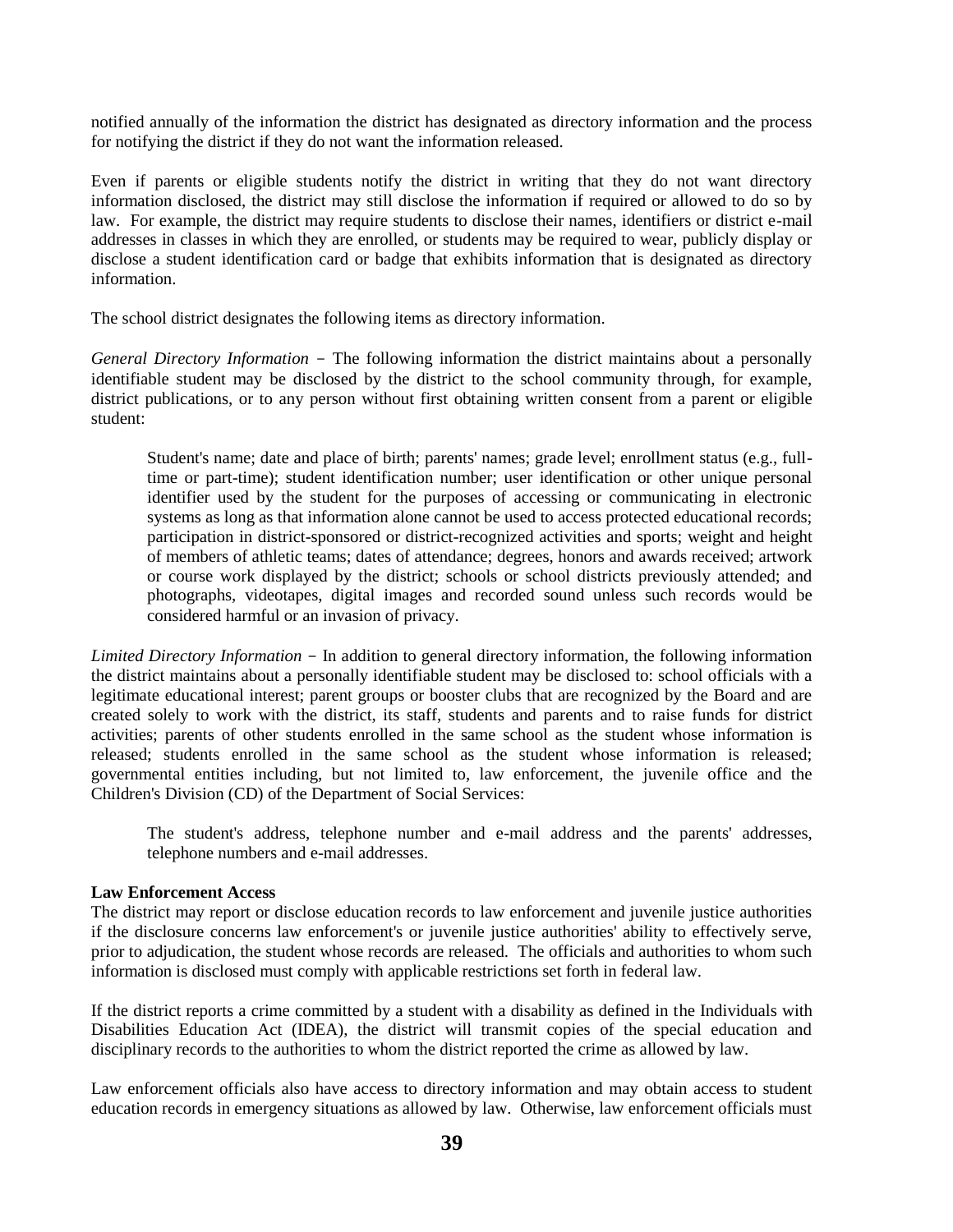notified annually of the information the district has designated as directory information and the process for notifying the district if they do not want the information released.

Even if parents or eligible students notify the district in writing that they do not want directory information disclosed, the district may still disclose the information if required or allowed to do so by law. For example, the district may require students to disclose their names, identifiers or district e-mail addresses in classes in which they are enrolled, or students may be required to wear, publicly display or disclose a student identification card or badge that exhibits information that is designated as directory information.

The school district designates the following items as directory information.

*General Directory Information* – The following information the district maintains about a personally identifiable student may be disclosed by the district to the school community through, for example, district publications, or to any person without first obtaining written consent from a parent or eligible student:

> Student's name; date and place of birth; parents' names; grade level; enrollment status (e.g., full-time or part-time); student identification number; user identification or other unique personal identifier used by the student for the purposes of accessing or communicating in electronic systems as long as that information alone cannot be used to access protected educational records; participation in district-sponsored or district-recognized activities and sports; weight and height of members of athletic teams; dates of attendance; degrees, honors and awards received; artwork or course work displayed by the district; schools or school districts previously attended; and photographs, videotapes, digital images and recorded sound unless such records would be considered harmful or an invasion of privacy.

*Limited Directory Information* – In addition to general directory information, the following information the district maintains about a personally identifiable student may be disclosed to: school officials with a legitimate educational interest; parent groups or booster clubs that are recognized by the Board and are created solely to work with the district, its staff, students and parents and to raise funds for district activities; parents of other students enrolled in the same school as the student whose information is released; students enrolled in the same school as the student whose information is released; governmental entities including, but not limited to, law enforcement, the juvenile office and the Children's Division (CD) of the Department of Social Services:

> The student's address, telephone number and e-mail address and the parents' addresses, telephone numbers and e-mail addresses.

**Law Enforcement Access**

The district may report or disclose education records to law enforcement and juvenile justice authorities if the disclosure concerns law enforcement's or juvenile justice authorities' ability to effectively serve, prior to adjudication, the student whose records are released. The officials and authorities to whom such information is disclosed must comply with applicable restrictions set forth in federal law.

If the district reports a crime committed by a student with a disability as defined in the Individuals with Disabilities Education Act (IDEA), the district will transmit copies of the special education and disciplinary records to the authorities to whom the district reported the crime as allowed by law.

Law enforcement officials also have access to directory information and may obtain access to student education records in emergency situations as allowed by law. Otherwise, law enforcement officials must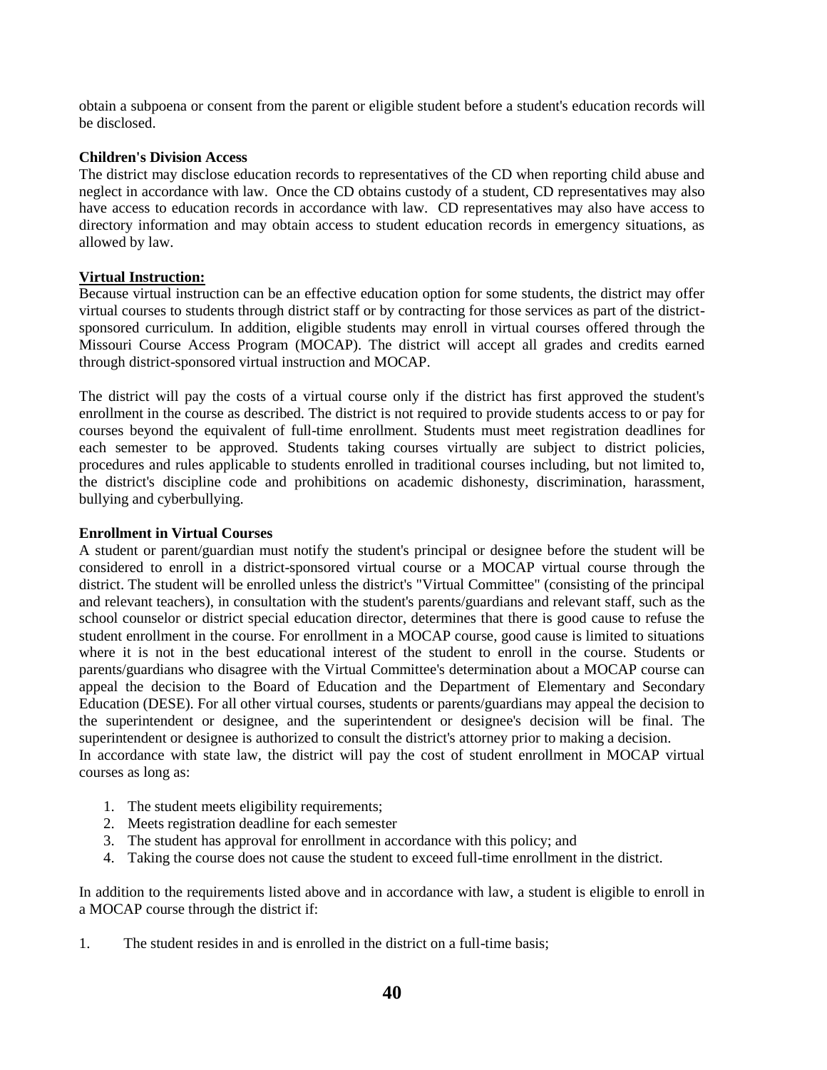obtain a subpoena or consent from the parent or eligible student before a student's education records will be disclosed.

**Children's Division Access**

The district may disclose education records to representatives of the CD when reporting child abuse and neglect in accordance with law. Once the CD obtains custody of a student, CD representatives may also have access to education records in accordance with law. CD representatives may also have access to directory information and may obtain access to student education records in emergency situations, as allowed by law.

**Virtual Instruction:**

Because virtual instruction can be an effective education option for some students, the district may offer virtual courses to students through district staff or by contracting for those services as part of the district-sponsored curriculum. In addition, eligible students may enroll in virtual courses offered through the Missouri Course Access Program (MOCAP). The district will accept all grades and credits earned through district-sponsored virtual instruction and MOCAP.

The district will pay the costs of a virtual course only if the district has first approved the student's enrollment in the course as described. The district is not required to provide students access to or pay for courses beyond the equivalent of full-time enrollment. Students must meet registration deadlines for each semester to be approved. Students taking courses virtually are subject to district policies, procedures and rules applicable to students enrolled in traditional courses including, but not limited to, the district's discipline code and prohibitions on academic dishonesty, discrimination, harassment, bullying and cyberbullying.

**Enrollment in Virtual Courses**

A student or parent/guardian must notify the student's principal or designee before the student will be considered to enroll in a district-sponsored virtual course or a MOCAP virtual course through the district. The student will be enrolled unless the district's "Virtual Committee" (consisting of the principal and relevant teachers), in consultation with the student's parents/guardians and relevant staff, such as the school counselor or district special education director, determines that there is good cause to refuse the student enrollment in the course. For enrollment in a MOCAP course, good cause is limited to situations where it is not in the best educational interest of the student to enroll in the course. Students or parents/guardians who disagree with the Virtual Committee's determination about a MOCAP course can appeal the decision to the Board of Education and the Department of Elementary and Secondary Education (DESE). For all other virtual courses, students or parents/guardians may appeal the decision to the superintendent or designee, and the superintendent or designee's decision will be final. The superintendent or designee is authorized to consult the district's attorney prior to making a decision.
In accordance with state law, the district will pay the cost of student enrollment in MOCAP virtual courses as long as:

1. The student meets eligibility requirements;
2. Meets registration deadline for each semester
3. The student has approval for enrollment in accordance with this policy; and
4. Taking the course does not cause the student to exceed full-time enrollment in the district.

In addition to the requirements listed above and in accordance with law, a student is eligible to enroll in a MOCAP course through the district if:

1. The student resides in and is enrolled in the district on a full-time basis;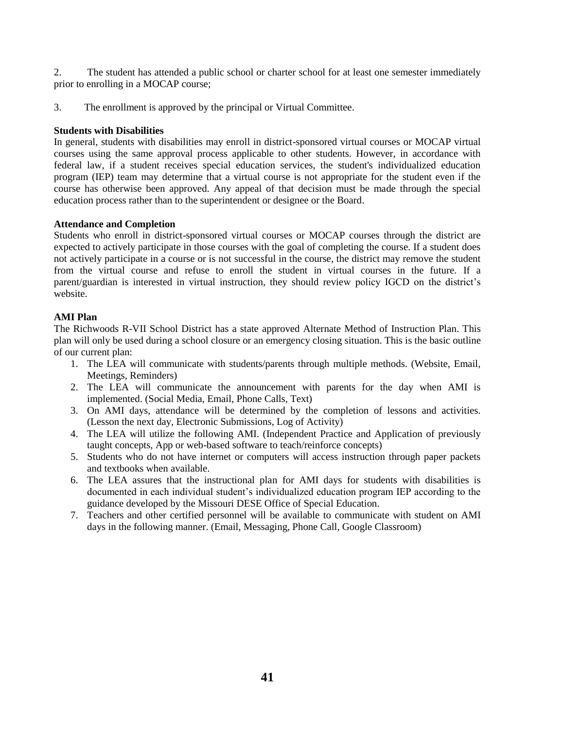2. The student has attended a public school or charter school for at least one semester immediately prior to enrolling in a MOCAP course;

3. The enrollment is approved by the principal or Virtual Committee.

**Students with Disabilities**

In general, students with disabilities may enroll in district-sponsored virtual courses or MOCAP virtual courses using the same approval process applicable to other students. However, in accordance with federal law, if a student receives special education services, the student's individualized education program (IEP) team may determine that a virtual course is not appropriate for the student even if the course has otherwise been approved. Any appeal of that decision must be made through the special education process rather than to the superintendent or designee or the Board.

**Attendance and Completion**

Students who enroll in district-sponsored virtual courses or MOCAP courses through the district are expected to actively participate in those courses with the goal of completing the course. If a student does not actively participate in a course or is not successful in the course, the district may remove the student from the virtual course and refuse to enroll the student in virtual courses in the future. If a parent/guardian is interested in virtual instruction, they should review policy IGCD on the district's website.

**AMI Plan**

The Richwoods R-VII School District has a state approved Alternate Method of Instruction Plan. This plan will only be used during a school closure or an emergency closing situation. This is the basic outline of our current plan:

1. The LEA will communicate with students/parents through multiple methods. (Website, Email, Meetings, Reminders)
2. The LEA will communicate the announcement with parents for the day when AMI is implemented. (Social Media, Email, Phone Calls, Text)
3. On AMI days, attendance will be determined by the completion of lessons and activities. (Lesson the next day, Electronic Submissions, Log of Activity)
4. The LEA will utilize the following AMI. (Independent Practice and Application of previously taught concepts, App or web-based software to teach/reinforce concepts)
5. Students who do not have internet or computers will access instruction through paper packets and textbooks when available.
6. The LEA assures that the instructional plan for AMI days for students with disabilities is documented in each individual student's individualized education program IEP according to the guidance developed by the Missouri DESE Office of Special Education.
7. Teachers and other certified personnel will be available to communicate with student on AMI days in the following manner. (Email, Messaging, Phone Call, Google Classroom)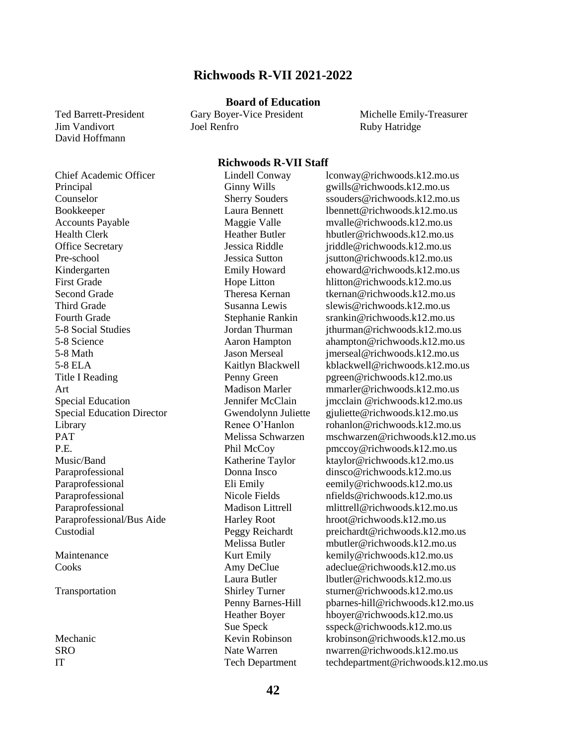# Richwoods R-VII 2021-2022

## Board of Education

| | | |
|---|---|---|
| Ted Barrett-President | Gary Boyer-Vice President | Michelle Emily-Treasurer |
| Jim Vandivort | Joel Renfro | Ruby Hatridge |
| David Hoffmann | | |

## Richwoods R-VII Staff

| | | |
|---|---|---|
| Chief Academic Officer | Lindell Conway | lconway@richwoods.k12.mo.us |
| Principal | Ginny Wills | gwills@richwoods.k12.mo.us |
| Counselor | Sherry Souders | ssouders@richwoods.k12.mo.us |
| Bookkeeper | Laura Bennett | lbennett@richwoods.k12.mo.us |
| Accounts Payable | Maggie Valle | mvalle@richwoods.k12.mo.us |
| Health Clerk | Heather Butler | hbutler@richwoods.k12.mo.us |
| Office Secretary | Jessica Riddle | jriddle@richwoods.k12.mo.us |
| Pre-school | Jessica Sutton | jsutton@richwoods.k12.mo.us |
| Kindergarten | Emily Howard | ehoward@richwoods.k12.mo.us |
| First Grade | Hope Litton | hlitton@richwoods.k12.mo.us |
| Second Grade | Theresa Kernan | tkernan@richwoods.k12.mo.us |
| Third Grade | Susanna Lewis | slewis@richwoods.k12.mo.us |
| Fourth Grade | Stephanie Rankin | srankin@richwoods.k12.mo.us |
| 5-8 Social Studies | Jordan Thurman | jthurman@richwoods.k12.mo.us |
| 5-8 Science | Aaron Hampton | ahampton@richwoods.k12.mo.us |
| 5-8 Math | Jason Merseal | jmerseal@richwoods.k12.mo.us |
| 5-8 ELA | Kaitlyn Blackwell | kblackwell@richwoods.k12.mo.us |
| Title I Reading | Penny Green | pgreen@richwoods.k12.mo.us |
| Art | Madison Marler | mmarler@richwoods.k12.mo.us |
| Special Education | Jennifer McClain | jmcclain @richwoods.k12.mo.us |
| Special Education Director | Gwendolynn Juliette | gjuliette@richwoods.k12.mo.us |
| Library | Renee O'Hanlon | rohanlon@richwoods.k12.mo.us |
| PAT | Melissa Schwarzen | mschwarzen@richwoods.k12.mo.us |
| P.E. | Phil McCoy | pmccoy@richwoods.k12.mo.us |
| Music/Band | Katherine Taylor | ktaylor@richwoods.k12.mo.us |
| Paraprofessional | Donna Insco | dinsco@richwoods.k12.mo.us |
| Paraprofessional | Eli Emily | eemily@richwoods.k12.mo.us |
| Paraprofessional | Nicole Fields | nfields@richwoods.k12.mo.us |
| Paraprofessional | Madison Littrell | mlittrell@richwoods.k12.mo.us |
| Paraprofessional/Bus Aide | Harley Root | hroot@richwoods.k12.mo.us |
| Custodial | Peggy Reichardt | preichardt@richwoods.k12.mo.us |
| | Melissa Butler | mbutler@richwoods.k12.mo.us |
| Maintenance | Kurt Emily | kemily@richwoods.k12.mo.us |
| Cooks | Amy DeClue | adeclue@richwoods.k12.mo.us |
| | Laura Butler | lbutler@richwoods.k12.mo.us |
| Transportation | Shirley Turner | sturner@richwoods.k12.mo.us |
| | Penny Barnes-Hill | pbarnes-hill@richwoods.k12.mo.us |
| | Heather Boyer | hboyer@richwoods.k12.mo.us |
| | Sue Speck | sspeck@richwoods.k12.mo.us |
| Mechanic | Kevin Robinson | krobinson@richwoods.k12.mo.us |
| SRO | Nate Warren | nwarren@richwoods.k12.mo.us |
| IT | Tech Department | techdepartment@richwoods.k12.mo.us |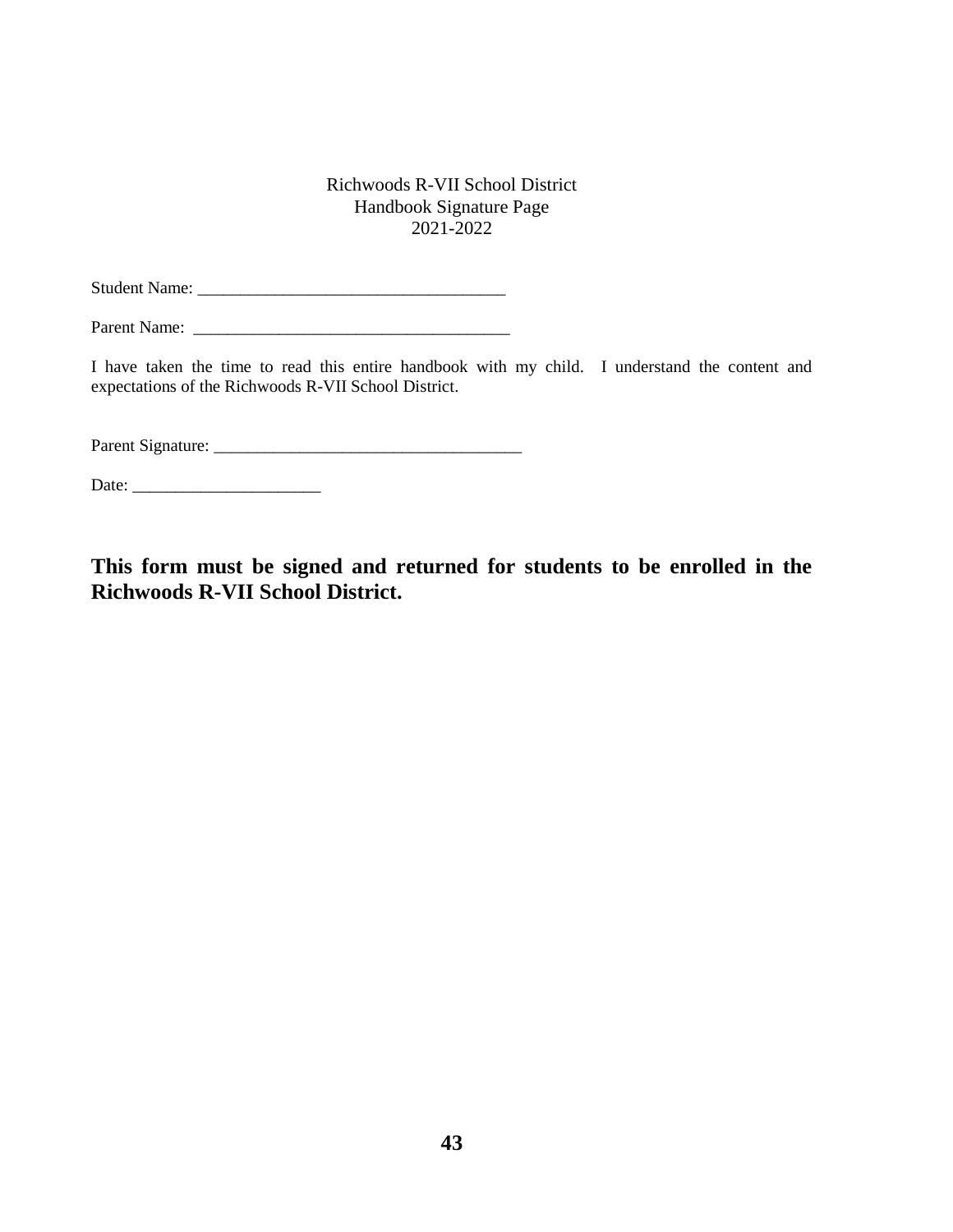Richwoods R-VII School District
Handbook Signature Page
2021-2022

Student Name: ____________________________________

Parent Name: _____________________________________

I have taken the time to read this entire handbook with my child. I understand the content and expectations of the Richwoods R-VII School District.

Parent Signature: ____________________________________

Date: ______________________

**This form must be signed and returned for students to be enrolled in the Richwoods R-VII School District.**